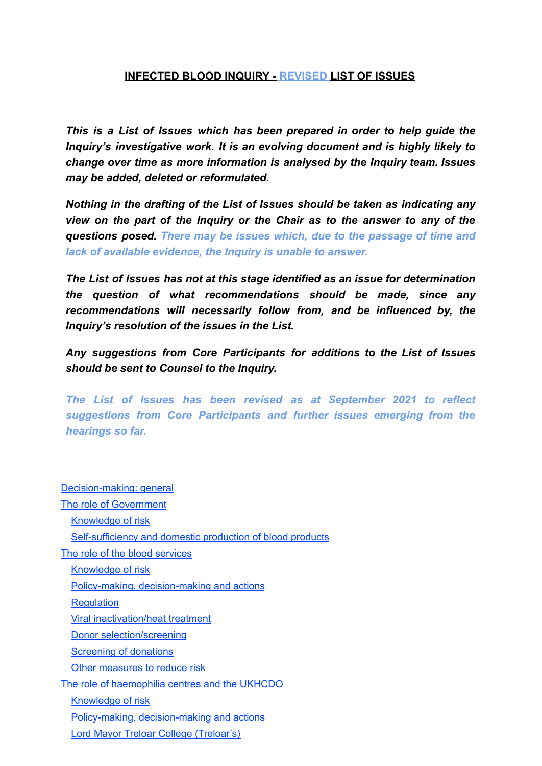# INFECTED BLOOD INQUIRY - REVISED LIST OF ISSUES

***This is a List of Issues which has been prepared in order to help guide the Inquiry's investigative work. It is an evolving document and is highly likely to change over time as more information is analysed by the Inquiry team. Issues may be added, deleted or reformulated.***

***Nothing in the drafting of the List of Issues should be taken as indicating any view on the part of the Inquiry or the Chair as to the answer to any of the questions posed. There may be issues which, due to the passage of time and lack of available evidence, the Inquiry is unable to answer.***

***The List of Issues has not at this stage identified as an issue for determination the question of what recommendations should be made, since any recommendations will necessarily follow from, and be influenced by, the Inquiry's resolution of the issues in the List.***

***Any suggestions from Core Participants for additions to the List of Issues should be sent to Counsel to the Inquiry.***

***The List of Issues has been revised as at September 2021 to reflect suggestions from Core Participants and further issues emerging from the hearings so far.***

- Decision-making: general
- The role of Government
  - Knowledge of risk
  - Self-sufficiency and domestic production of blood products
- The role of the blood services
  - Knowledge of risk
  - Policy-making, decision-making and actions
  - Regulation
  - Viral inactivation/heat treatment
  - Donor selection/screening
  - Screening of donations
  - Other measures to reduce risk
- The role of haemophilia centres and the UKHCDO
  - Knowledge of risk
  - Policy-making, decision-making and actions
  - Lord Mayor Treloar College (Treloar's)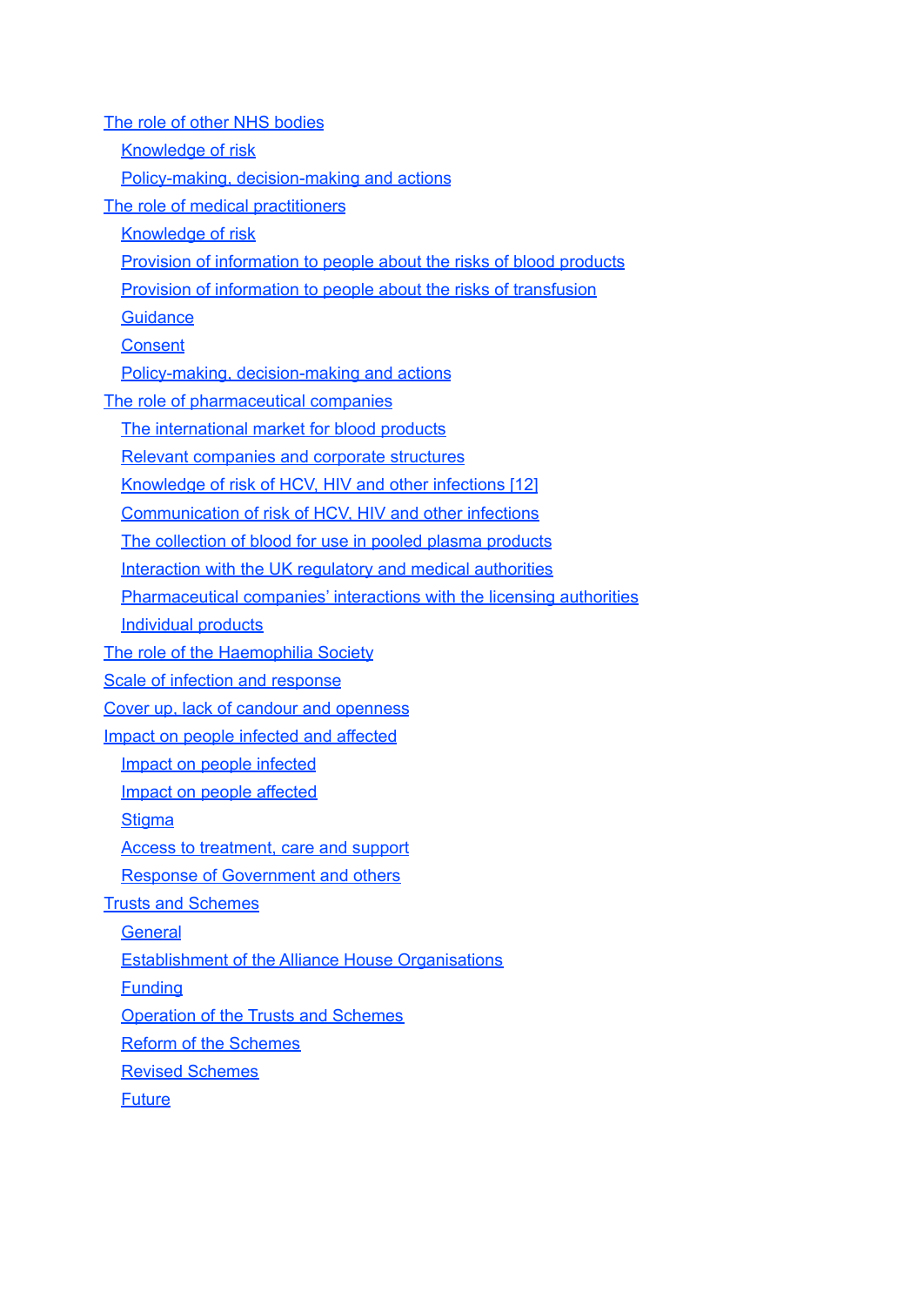- The role of other NHS bodies
  - Knowledge of risk
  - Policy-making, decision-making and actions
- The role of medical practitioners
  - Knowledge of risk
  - Provision of information to people about the risks of blood products
  - Provision of information to people about the risks of transfusion
  - Guidance
  - Consent
  - Policy-making, decision-making and actions
- The role of pharmaceutical companies
  - The international market for blood products
  - Relevant companies and corporate structures
  - Knowledge of risk of HCV, HIV and other infections [12]
  - Communication of risk of HCV, HIV and other infections
  - The collection of blood for use in pooled plasma products
  - Interaction with the UK regulatory and medical authorities
  - Pharmaceutical companies' interactions with the licensing authorities
  - Individual products
- The role of the Haemophilia Society
- Scale of infection and response
- Cover up, lack of candour and openness
- Impact on people infected and affected
  - Impact on people infected
  - Impact on people affected
  - Stigma
  - Access to treatment, care and support
  - Response of Government and others
- Trusts and Schemes
  - General
  - Establishment of the Alliance House Organisations
  - Funding
  - Operation of the Trusts and Schemes
  - Reform of the Schemes
  - Revised Schemes
  - Future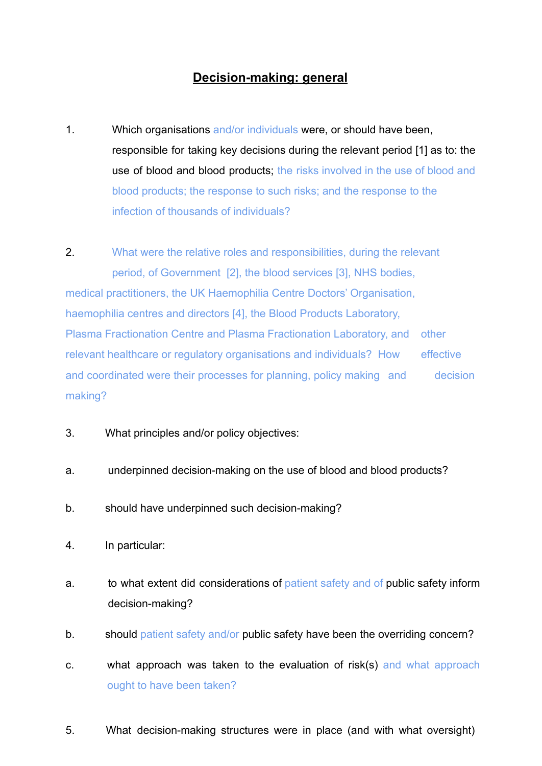# **Decision-making: general**

1. Which organisations and/or individuals were, or should have been, responsible for taking key decisions during the relevant period [1] as to: the use of blood and blood products; the risks involved in the use of blood and blood products; the response to such risks; and the response to the infection of thousands of individuals?

2. What were the relative roles and responsibilities, during the relevant period, of Government [2], the blood services [3], NHS bodies, medical practitioners, the UK Haemophilia Centre Doctors' Organisation, haemophilia centres and directors [4], the Blood Products Laboratory, Plasma Fractionation Centre and Plasma Fractionation Laboratory, and other relevant healthcare or regulatory organisations and individuals? How effective and coordinated were their processes for planning, policy making and decision making?

3. What principles and/or policy objectives:

   a. underpinned decision-making on the use of blood and blood products?

   b. should have underpinned such decision-making?

4. In particular:

   a. to what extent did considerations of patient safety and of public safety inform decision-making?

   b. should patient safety and/or public safety have been the overriding concern?

   c. what approach was taken to the evaluation of risk(s) and what approach ought to have been taken?

5. What decision-making structures were in place (and with what oversight)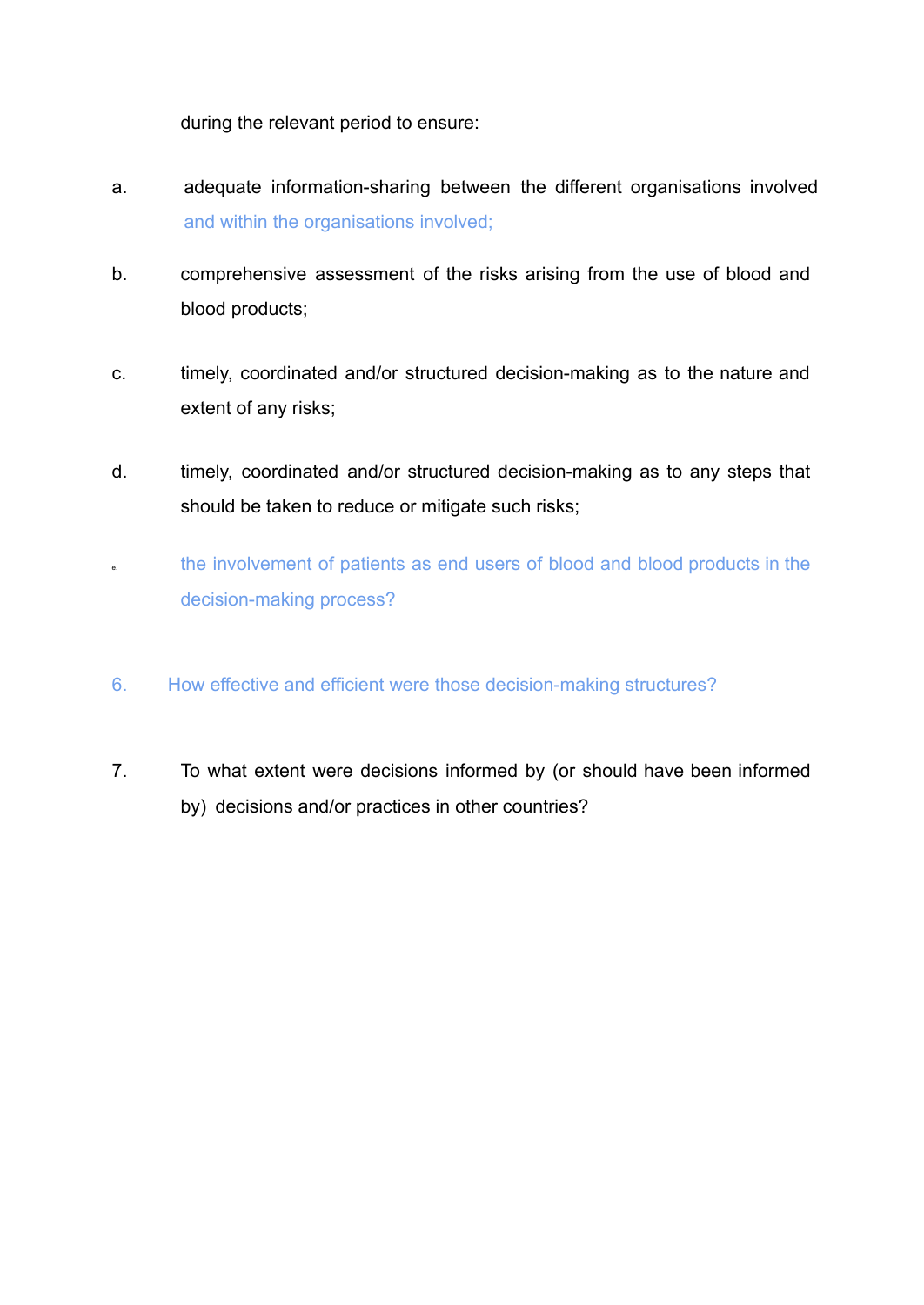during the relevant period to ensure:

a. adequate information-sharing between the different organisations involved and within the organisations involved;

b. comprehensive assessment of the risks arising from the use of blood and blood products;

c. timely, coordinated and/or structured decision-making as to the nature and extent of any risks;

d. timely, coordinated and/or structured decision-making as to any steps that should be taken to reduce or mitigate such risks;

e. the involvement of patients as end users of blood and blood products in the decision-making process?

6. How effective and efficient were those decision-making structures?

7. To what extent were decisions informed by (or should have been informed by) decisions and/or practices in other countries?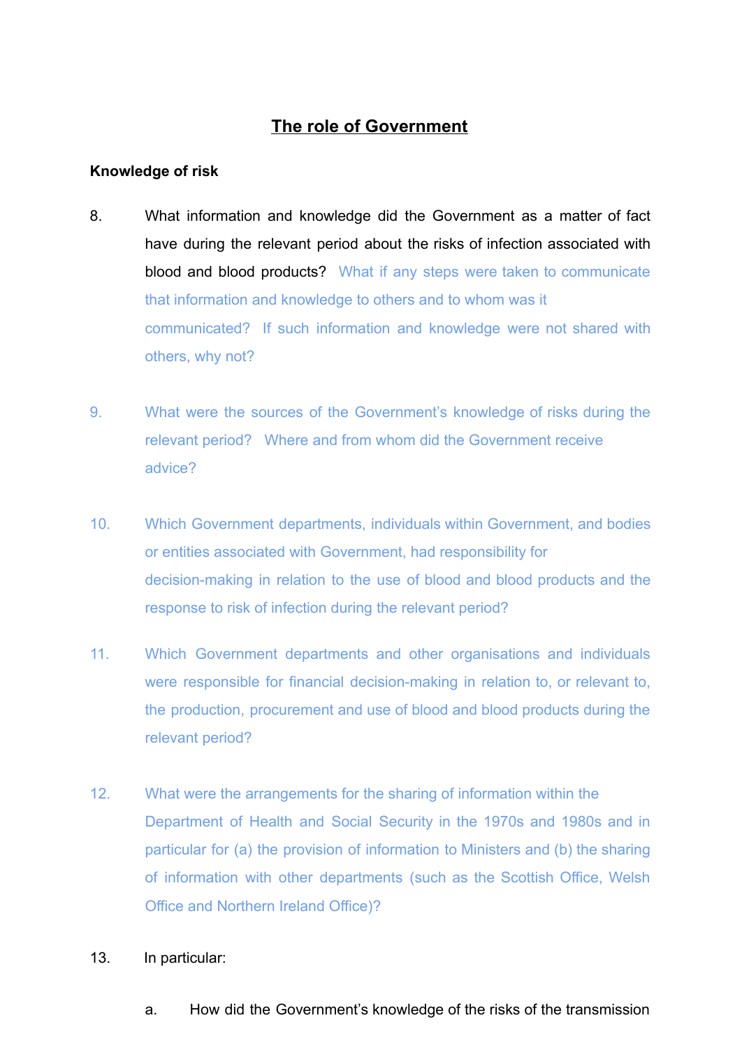## The role of Government

**Knowledge of risk**

8. What information and knowledge did the Government as a matter of fact have during the relevant period about the risks of infection associated with blood and blood products? What if any steps were taken to communicate that information and knowledge to others and to whom was it communicated? If such information and knowledge were not shared with others, why not?

9. What were the sources of the Government's knowledge of risks during the relevant period? Where and from whom did the Government receive advice?

10. Which Government departments, individuals within Government, and bodies or entities associated with Government, had responsibility for decision-making in relation to the use of blood and blood products and the response to risk of infection during the relevant period?

11. Which Government departments and other organisations and individuals were responsible for financial decision-making in relation to, or relevant to, the production, procurement and use of blood and blood products during the relevant period?

12. What were the arrangements for the sharing of information within the Department of Health and Social Security in the 1970s and 1980s and in particular for (a) the provision of information to Ministers and (b) the sharing of information with other departments (such as the Scottish Office, Welsh Office and Northern Ireland Office)?

13. In particular:

    a. How did the Government's knowledge of the risks of the transmission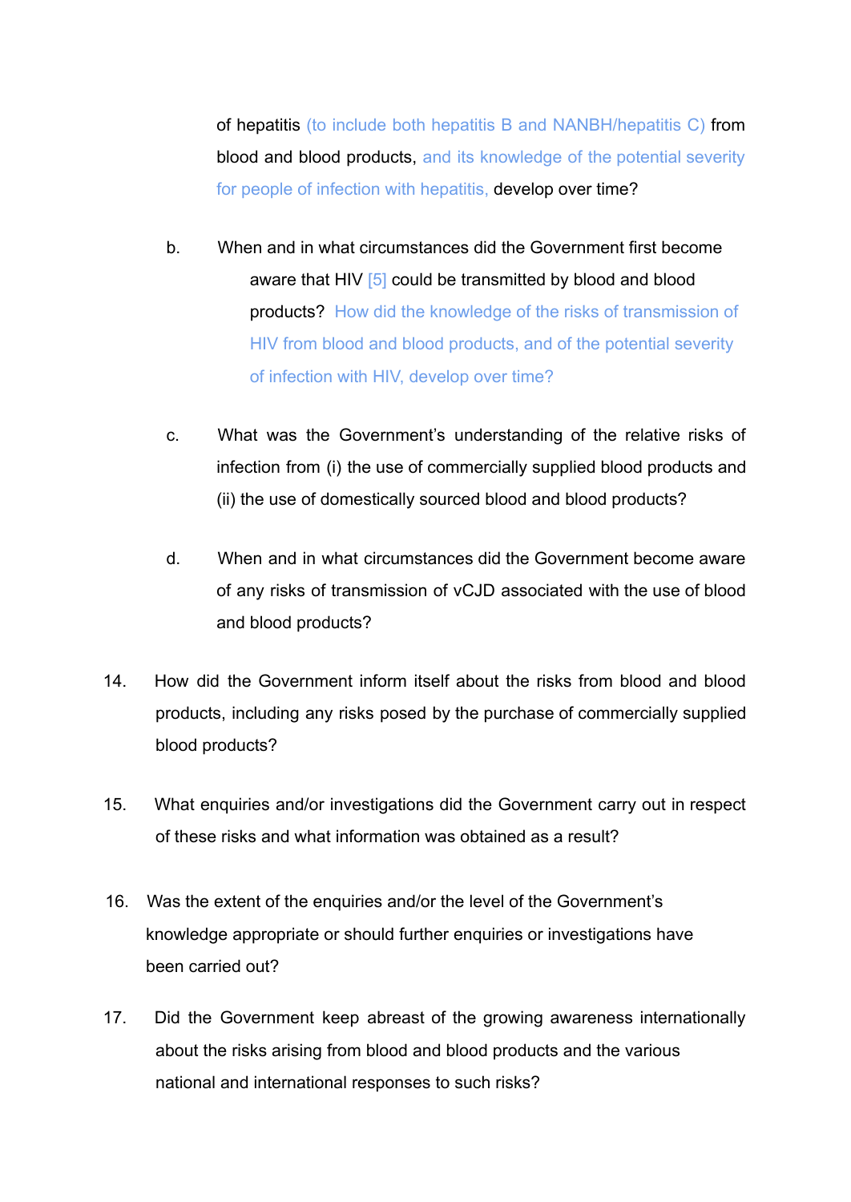of hepatitis (to include both hepatitis B and NANBH/hepatitis C) from blood and blood products, and its knowledge of the potential severity for people of infection with hepatitis, develop over time?

b. When and in what circumstances did the Government first become aware that HIV [5] could be transmitted by blood and blood products? How did the knowledge of the risks of transmission of HIV from blood and blood products, and of the potential severity of infection with HIV, develop over time?

c. What was the Government's understanding of the relative risks of infection from (i) the use of commercially supplied blood products and (ii) the use of domestically sourced blood and blood products?

d. When and in what circumstances did the Government become aware of any risks of transmission of vCJD associated with the use of blood and blood products?

14. How did the Government inform itself about the risks from blood and blood products, including any risks posed by the purchase of commercially supplied blood products?

15. What enquiries and/or investigations did the Government carry out in respect of these risks and what information was obtained as a result?

16. Was the extent of the enquiries and/or the level of the Government's knowledge appropriate or should further enquiries or investigations have been carried out?

17. Did the Government keep abreast of the growing awareness internationally about the risks arising from blood and blood products and the various national and international responses to such risks?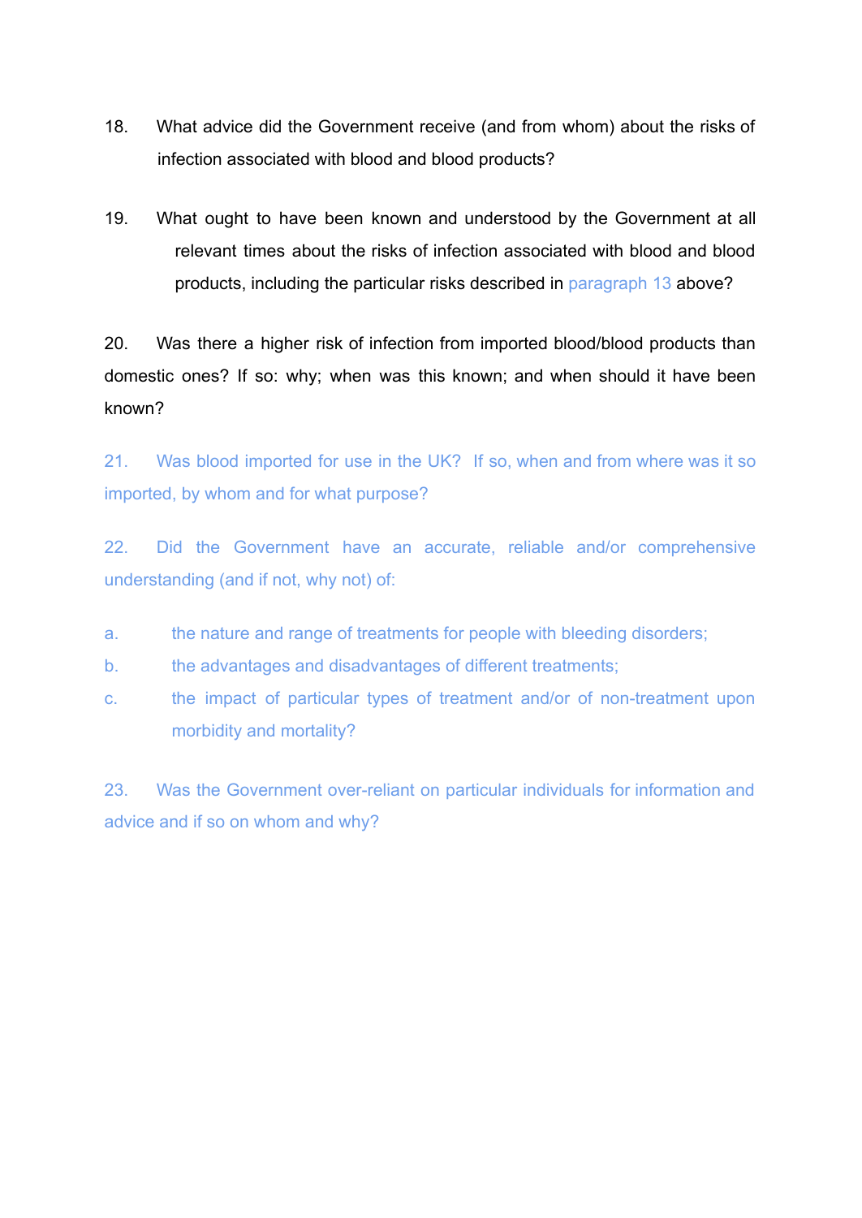18. What advice did the Government receive (and from whom) about the risks of infection associated with blood and blood products?

19. What ought to have been known and understood by the Government at all relevant times about the risks of infection associated with blood and blood products, including the particular risks described in paragraph 13 above?

20. Was there a higher risk of infection from imported blood/blood products than domestic ones? If so: why; when was this known; and when should it have been known?

21. Was blood imported for use in the UK? If so, when and from where was it so imported, by whom and for what purpose?

22. Did the Government have an accurate, reliable and/or comprehensive understanding (and if not, why not) of:

a. the nature and range of treatments for people with bleeding disorders;

b. the advantages and disadvantages of different treatments;

c. the impact of particular types of treatment and/or of non-treatment upon morbidity and mortality?

23. Was the Government over-reliant on particular individuals for information and advice and if so on whom and why?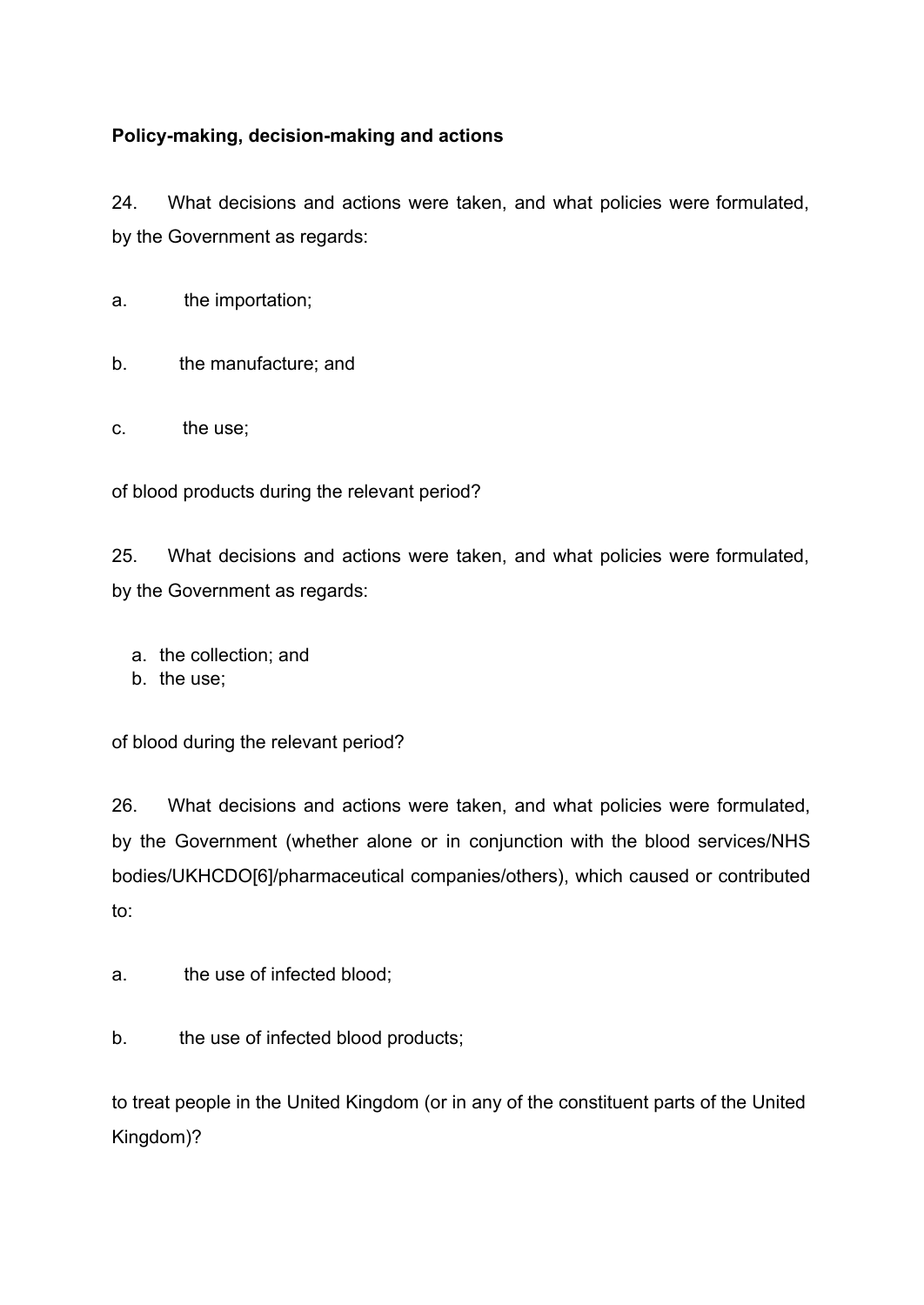**Policy-making, decision-making and actions**

24. What decisions and actions were taken, and what policies were formulated, by the Government as regards:

a. the importation;

b. the manufacture; and

c. the use;

of blood products during the relevant period?

25. What decisions and actions were taken, and what policies were formulated, by the Government as regards:

a. the collection; and
b. the use;

of blood during the relevant period?

26. What decisions and actions were taken, and what policies were formulated, by the Government (whether alone or in conjunction with the blood services/NHS bodies/UKHCDO[6]/pharmaceutical companies/others), which caused or contributed to:

a. the use of infected blood;

b. the use of infected blood products;

to treat people in the United Kingdom (or in any of the constituent parts of the United Kingdom)?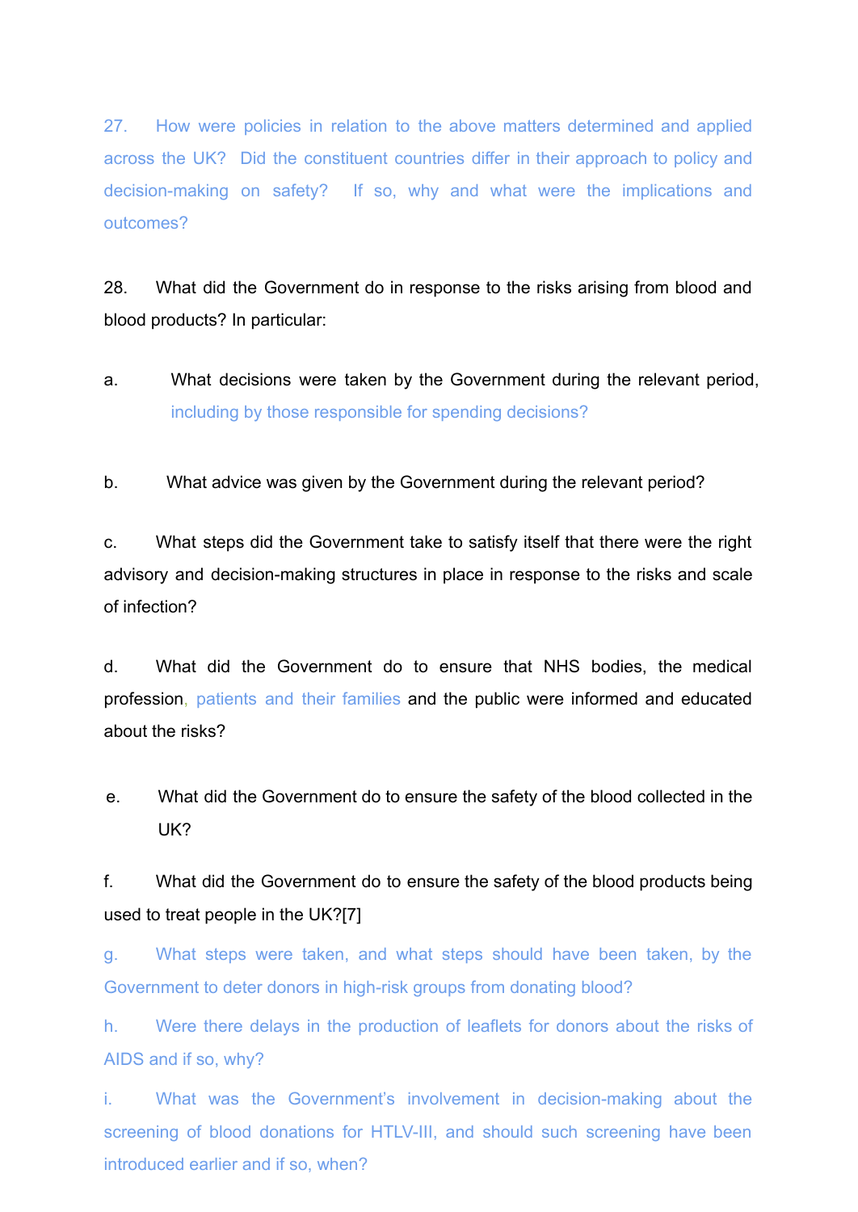27. How were policies in relation to the above matters determined and applied across the UK? Did the constituent countries differ in their approach to policy and decision-making on safety? If so, why and what were the implications and outcomes?

28. What did the Government do in response to the risks arising from blood and blood products? In particular:

a. What decisions were taken by the Government during the relevant period, including by those responsible for spending decisions?

b. What advice was given by the Government during the relevant period?

c. What steps did the Government take to satisfy itself that there were the right advisory and decision-making structures in place in response to the risks and scale of infection?

d. What did the Government do to ensure that NHS bodies, the medical profession, patients and their families and the public were informed and educated about the risks?

e. What did the Government do to ensure the safety of the blood collected in the UK?

f. What did the Government do to ensure the safety of the blood products being used to treat people in the UK?[7]

g. What steps were taken, and what steps should have been taken, by the Government to deter donors in high-risk groups from donating blood?

h. Were there delays in the production of leaflets for donors about the risks of AIDS and if so, why?

i. What was the Government's involvement in decision-making about the screening of blood donations for HTLV-III, and should such screening have been introduced earlier and if so, when?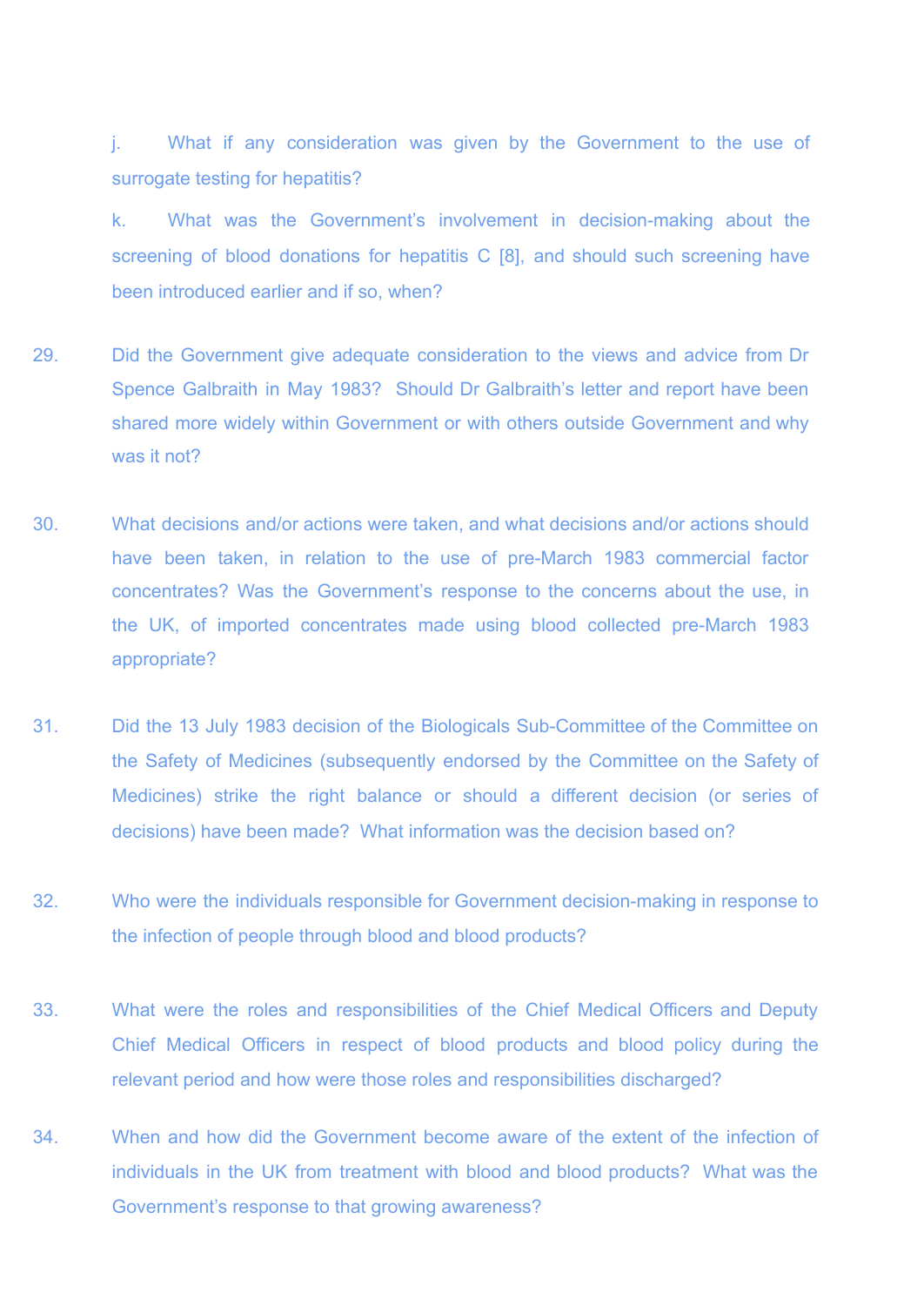j. What if any consideration was given by the Government to the use of surrogate testing for hepatitis?

k. What was the Government's involvement in decision-making about the screening of blood donations for hepatitis C [8], and should such screening have been introduced earlier and if so, when?

29. Did the Government give adequate consideration to the views and advice from Dr Spence Galbraith in May 1983? Should Dr Galbraith's letter and report have been shared more widely within Government or with others outside Government and why was it not?

30. What decisions and/or actions were taken, and what decisions and/or actions should have been taken, in relation to the use of pre-March 1983 commercial factor concentrates? Was the Government's response to the concerns about the use, in the UK, of imported concentrates made using blood collected pre-March 1983 appropriate?

31. Did the 13 July 1983 decision of the Biologicals Sub-Committee of the Committee on the Safety of Medicines (subsequently endorsed by the Committee on the Safety of Medicines) strike the right balance or should a different decision (or series of decisions) have been made? What information was the decision based on?

32. Who were the individuals responsible for Government decision-making in response to the infection of people through blood and blood products?

33. What were the roles and responsibilities of the Chief Medical Officers and Deputy Chief Medical Officers in respect of blood products and blood policy during the relevant period and how were those roles and responsibilities discharged?

34. When and how did the Government become aware of the extent of the infection of individuals in the UK from treatment with blood and blood products? What was the Government's response to that growing awareness?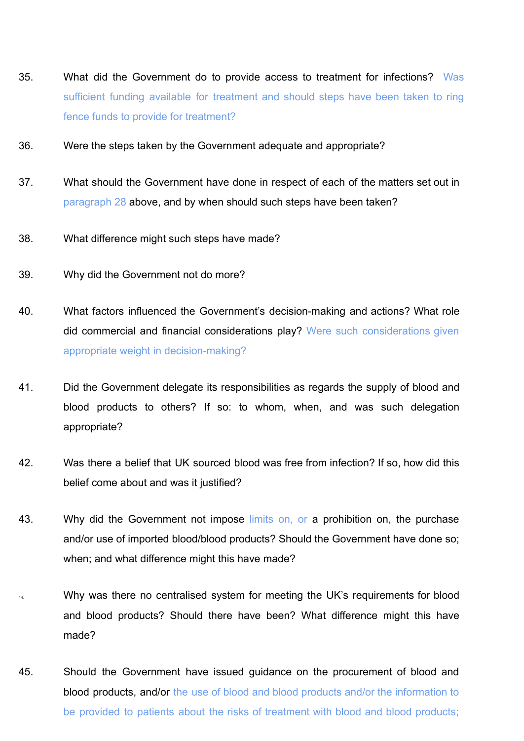35. What did the Government do to provide access to treatment for infections? Was sufficient funding available for treatment and should steps have been taken to ring fence funds to provide for treatment?

36. Were the steps taken by the Government adequate and appropriate?

37. What should the Government have done in respect of each of the matters set out in paragraph 28 above, and by when should such steps have been taken?

38. What difference might such steps have made?

39. Why did the Government not do more?

40. What factors influenced the Government's decision-making and actions? What role did commercial and financial considerations play? Were such considerations given appropriate weight in decision-making?

41. Did the Government delegate its responsibilities as regards the supply of blood and blood products to others? If so: to whom, when, and was such delegation appropriate?

42. Was there a belief that UK sourced blood was free from infection? If so, how did this belief come about and was it justified?

43. Why did the Government not impose limits on, or a prohibition on, the purchase and/or use of imported blood/blood products? Should the Government have done so; when; and what difference might this have made?

44. Why was there no centralised system for meeting the UK's requirements for blood and blood products? Should there have been? What difference might this have made?

45. Should the Government have issued guidance on the procurement of blood and blood products, and/or the use of blood and blood products and/or the information to be provided to patients about the risks of treatment with blood and blood products;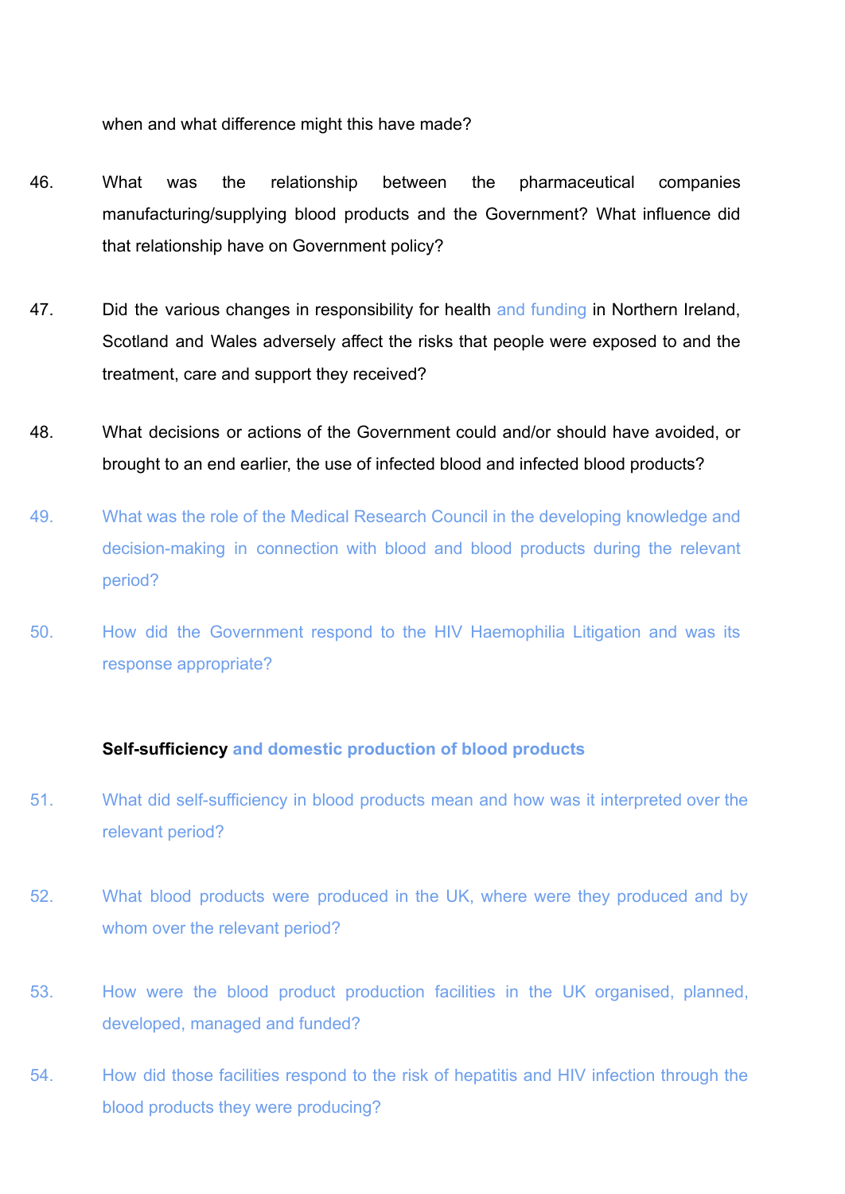when and what difference might this have made?

46. What was the relationship between the pharmaceutical companies manufacturing/supplying blood products and the Government? What influence did that relationship have on Government policy?

47. Did the various changes in responsibility for health and funding in Northern Ireland, Scotland and Wales adversely affect the risks that people were exposed to and the treatment, care and support they received?

48. What decisions or actions of the Government could and/or should have avoided, or brought to an end earlier, the use of infected blood and infected blood products?

49. What was the role of the Medical Research Council in the developing knowledge and decision-making in connection with blood and blood products during the relevant period?

50. How did the Government respond to the HIV Haemophilia Litigation and was its response appropriate?

**Self-sufficiency and domestic production of blood products**

51. What did self-sufficiency in blood products mean and how was it interpreted over the relevant period?

52. What blood products were produced in the UK, where were they produced and by whom over the relevant period?

53. How were the blood product production facilities in the UK organised, planned, developed, managed and funded?

54. How did those facilities respond to the risk of hepatitis and HIV infection through the blood products they were producing?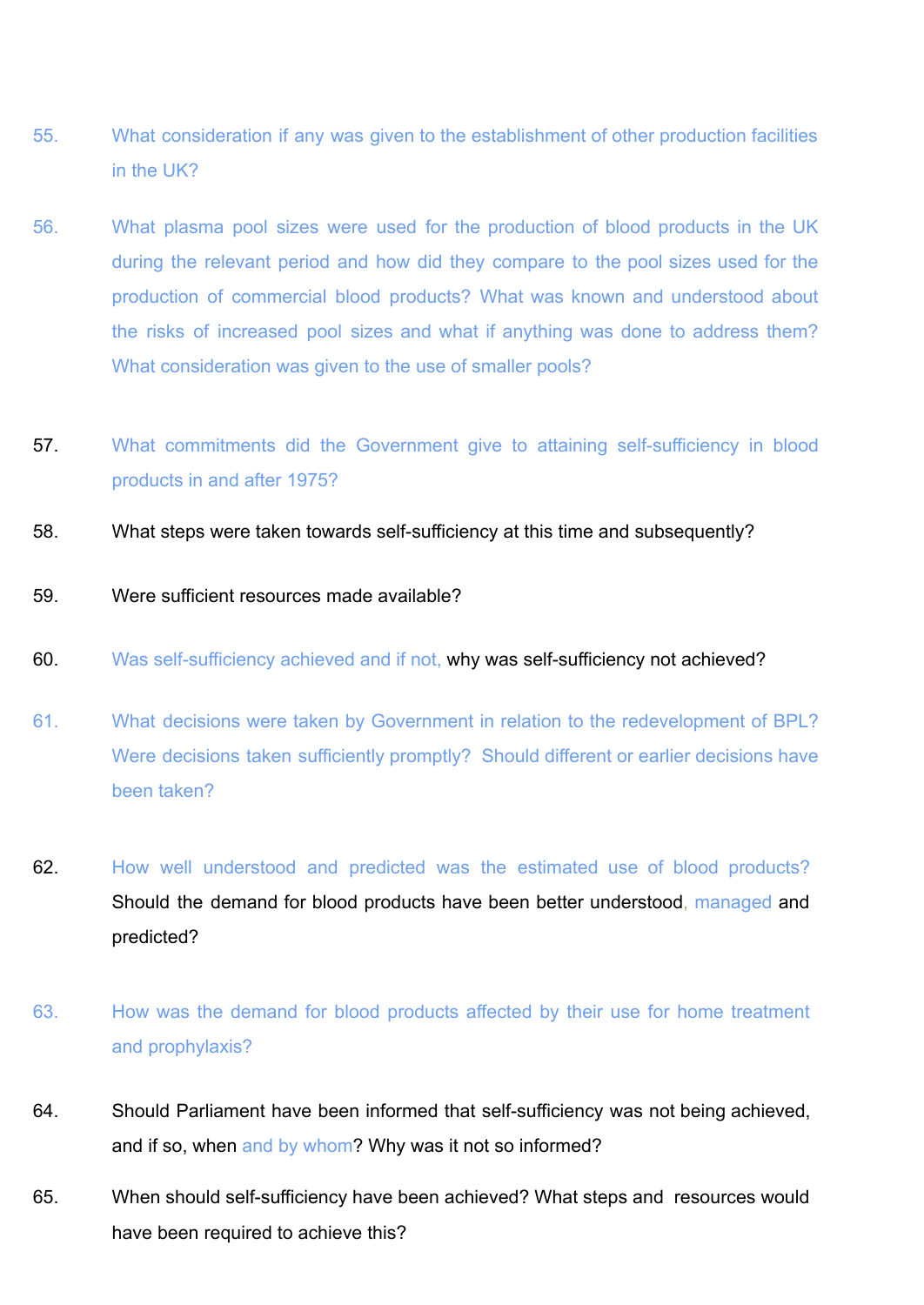55. What consideration if any was given to the establishment of other production facilities in the UK?

56. What plasma pool sizes were used for the production of blood products in the UK during the relevant period and how did they compare to the pool sizes used for the production of commercial blood products? What was known and understood about the risks of increased pool sizes and what if anything was done to address them? What consideration was given to the use of smaller pools?

57. What commitments did the Government give to attaining self-sufficiency in blood products in and after 1975?

58. What steps were taken towards self-sufficiency at this time and subsequently?

59. Were sufficient resources made available?

60. Was self-sufficiency achieved and if not, why was self-sufficiency not achieved?

61. What decisions were taken by Government in relation to the redevelopment of BPL? Were decisions taken sufficiently promptly? Should different or earlier decisions have been taken?

62. How well understood and predicted was the estimated use of blood products? Should the demand for blood products have been better understood, managed and predicted?

63. How was the demand for blood products affected by their use for home treatment and prophylaxis?

64. Should Parliament have been informed that self-sufficiency was not being achieved, and if so, when and by whom? Why was it not so informed?

65. When should self-sufficiency have been achieved? What steps and resources would have been required to achieve this?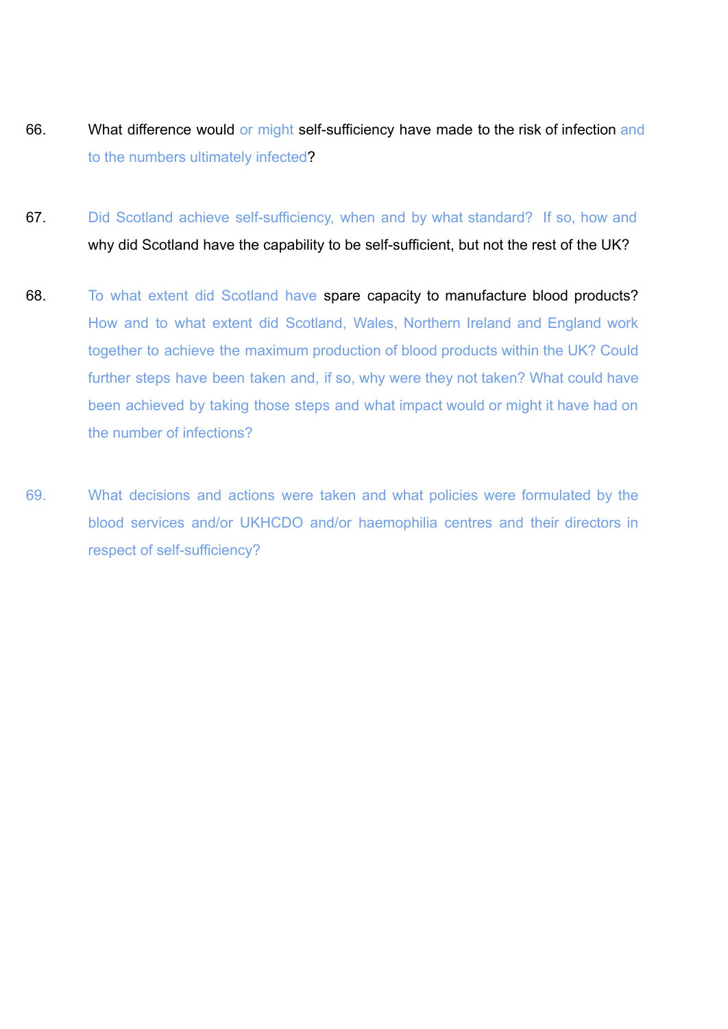66. What difference would or might self-sufficiency have made to the risk of infection and to the numbers ultimately infected?

67. Did Scotland achieve self-sufficiency, when and by what standard? If so, how and why did Scotland have the capability to be self-sufficient, but not the rest of the UK?

68. To what extent did Scotland have spare capacity to manufacture blood products? How and to what extent did Scotland, Wales, Northern Ireland and England work together to achieve the maximum production of blood products within the UK? Could further steps have been taken and, if so, why were they not taken? What could have been achieved by taking those steps and what impact would or might it have had on the number of infections?

69. What decisions and actions were taken and what policies were formulated by the blood services and/or UKHCDO and/or haemophilia centres and their directors in respect of self-sufficiency?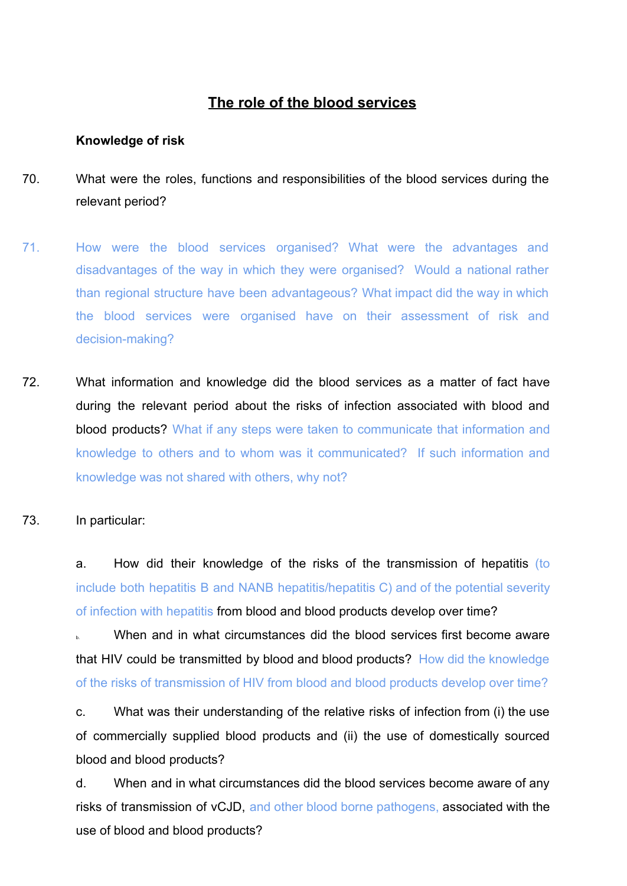## The role of the blood services

**Knowledge of risk**

70. What were the roles, functions and responsibilities of the blood services during the relevant period?

71. How were the blood services organised? What were the advantages and disadvantages of the way in which they were organised? Would a national rather than regional structure have been advantageous? What impact did the way in which the blood services were organised have on their assessment of risk and decision-making?

72. What information and knowledge did the blood services as a matter of fact have during the relevant period about the risks of infection associated with blood and blood products? What if any steps were taken to communicate that information and knowledge to others and to whom was it communicated? If such information and knowledge was not shared with others, why not?

73. In particular:

a. How did their knowledge of the risks of the transmission of hepatitis (to include both hepatitis B and NANB hepatitis/hepatitis C) and of the potential severity of infection with hepatitis from blood and blood products develop over time?

b. When and in what circumstances did the blood services first become aware that HIV could be transmitted by blood and blood products? How did the knowledge of the risks of transmission of HIV from blood and blood products develop over time?

c. What was their understanding of the relative risks of infection from (i) the use of commercially supplied blood products and (ii) the use of domestically sourced blood and blood products?

d. When and in what circumstances did the blood services become aware of any risks of transmission of vCJD, and other blood borne pathogens, associated with the use of blood and blood products?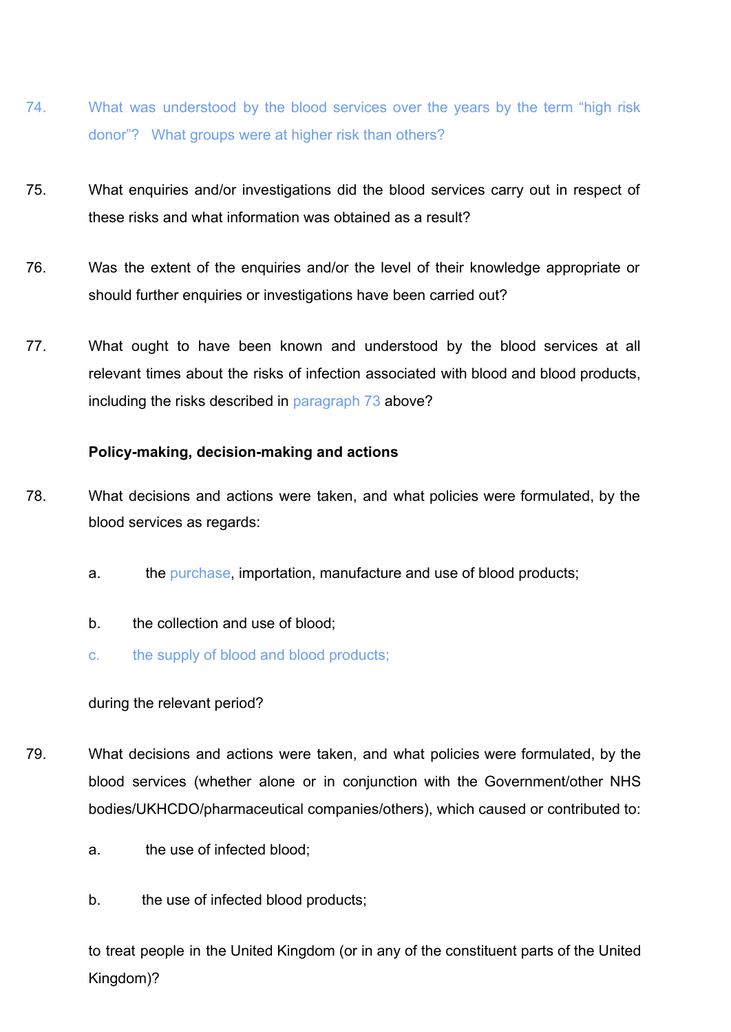74. What was understood by the blood services over the years by the term "high risk donor"? What groups were at higher risk than others?

75. What enquiries and/or investigations did the blood services carry out in respect of these risks and what information was obtained as a result?

76. Was the extent of the enquiries and/or the level of their knowledge appropriate or should further enquiries or investigations have been carried out?

77. What ought to have been known and understood by the blood services at all relevant times about the risks of infection associated with blood and blood products, including the risks described in paragraph 73 above?

**Policy-making, decision-making and actions**

78. What decisions and actions were taken, and what policies were formulated, by the blood services as regards:

    a. the purchase, importation, manufacture and use of blood products;

    b. the collection and use of blood;

    c. the supply of blood and blood products;

    during the relevant period?

79. What decisions and actions were taken, and what policies were formulated, by the blood services (whether alone or in conjunction with the Government/other NHS bodies/UKHCDO/pharmaceutical companies/others), which caused or contributed to:

    a. the use of infected blood;

    b. the use of infected blood products;

    to treat people in the United Kingdom (or in any of the constituent parts of the United Kingdom)?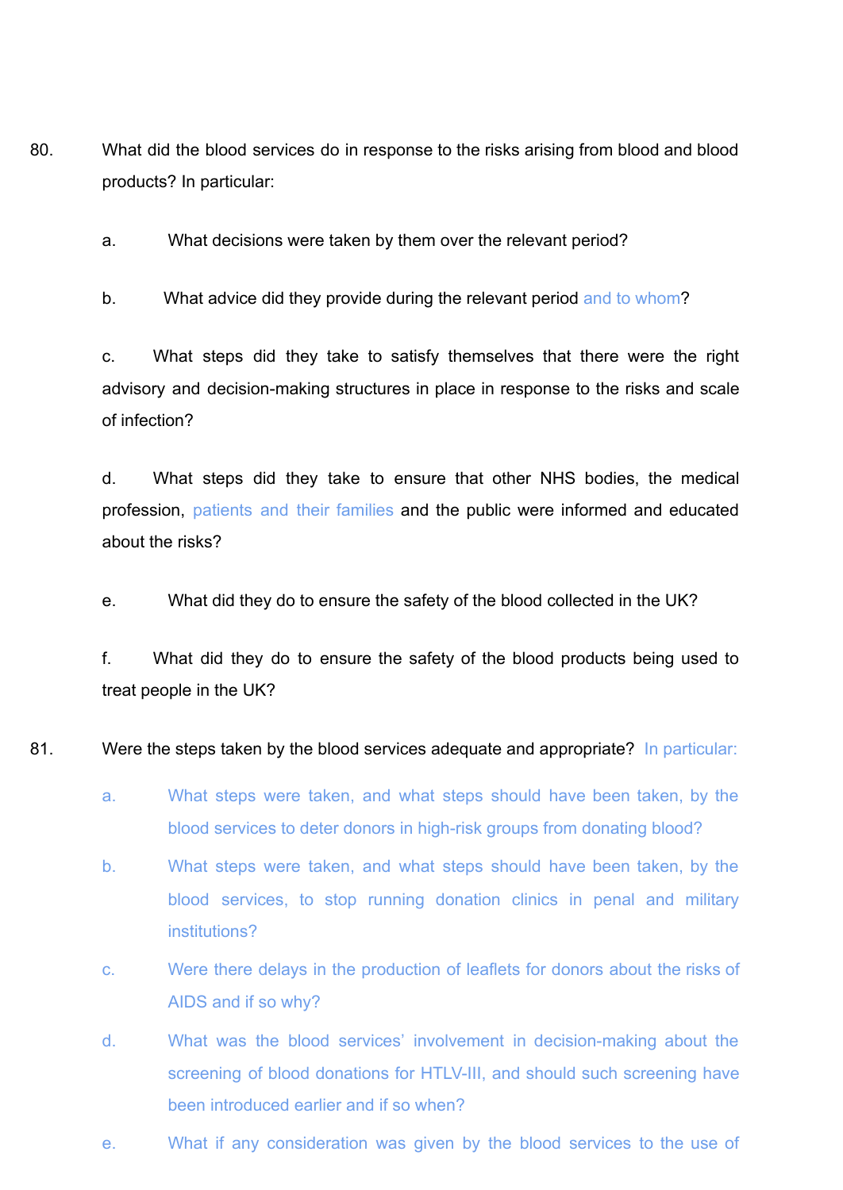80. What did the blood services do in response to the risks arising from blood and blood products? In particular:

   a. What decisions were taken by them over the relevant period?

   b. What advice did they provide during the relevant period and to whom?

   c. What steps did they take to satisfy themselves that there were the right advisory and decision-making structures in place in response to the risks and scale of infection?

   d. What steps did they take to ensure that other NHS bodies, the medical profession, patients and their families and the public were informed and educated about the risks?

   e. What did they do to ensure the safety of the blood collected in the UK?

   f. What did they do to ensure the safety of the blood products being used to treat people in the UK?

81. Were the steps taken by the blood services adequate and appropriate? In particular:

   a. What steps were taken, and what steps should have been taken, by the blood services to deter donors in high-risk groups from donating blood?

   b. What steps were taken, and what steps should have been taken, by the blood services, to stop running donation clinics in penal and military institutions?

   c. Were there delays in the production of leaflets for donors about the risks of AIDS and if so why?

   d. What was the blood services' involvement in decision-making about the screening of blood donations for HTLV-III, and should such screening have been introduced earlier and if so when?

   e. What if any consideration was given by the blood services to the use of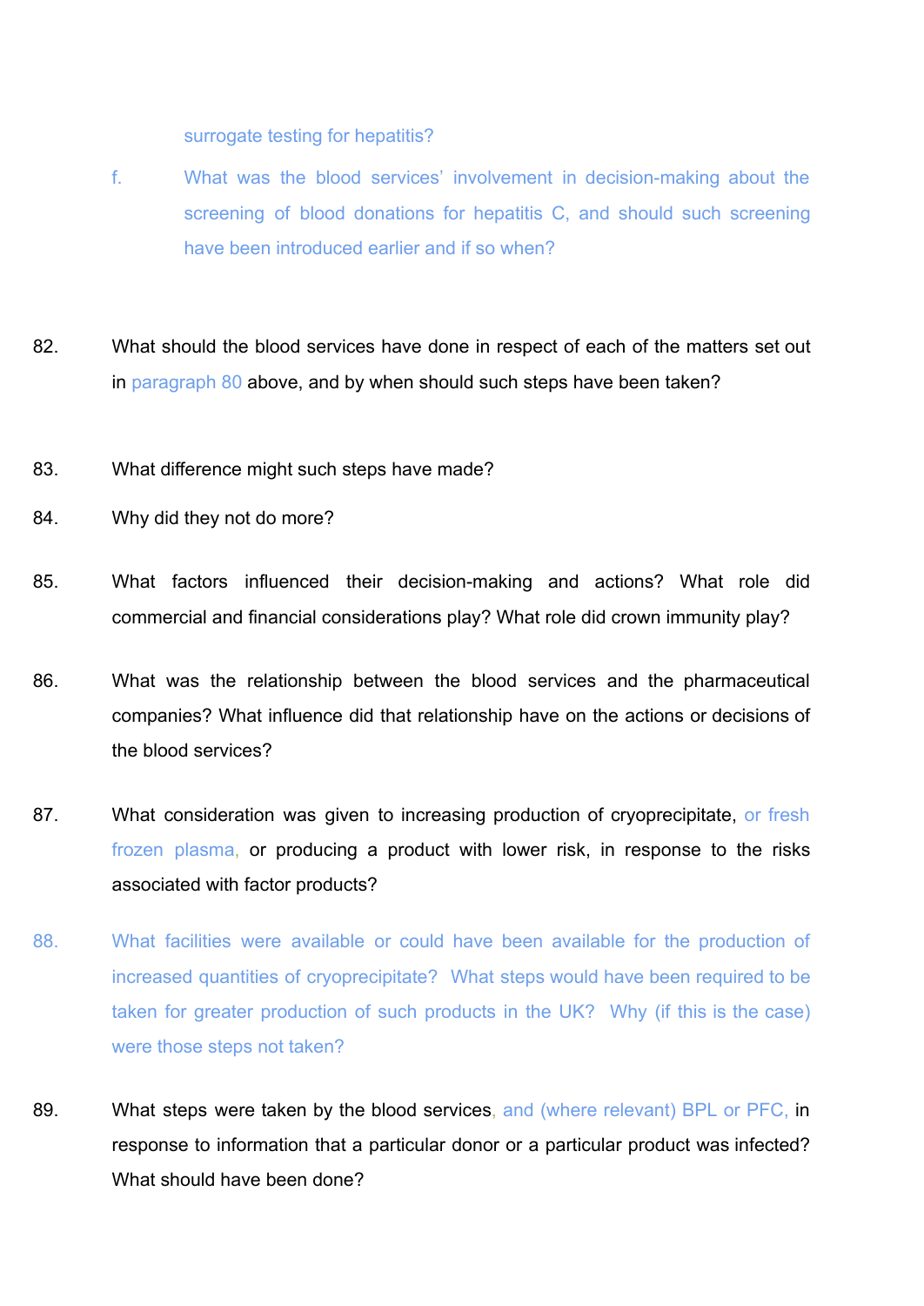surrogate testing for hepatitis?

f. What was the blood services' involvement in decision-making about the screening of blood donations for hepatitis C, and should such screening have been introduced earlier and if so when?

82. What should the blood services have done in respect of each of the matters set out in paragraph 80 above, and by when should such steps have been taken?

83. What difference might such steps have made?

84. Why did they not do more?

85. What factors influenced their decision-making and actions? What role did commercial and financial considerations play? What role did crown immunity play?

86. What was the relationship between the blood services and the pharmaceutical companies? What influence did that relationship have on the actions or decisions of the blood services?

87. What consideration was given to increasing production of cryoprecipitate, or fresh frozen plasma, or producing a product with lower risk, in response to the risks associated with factor products?

88. What facilities were available or could have been available for the production of increased quantities of cryoprecipitate? What steps would have been required to be taken for greater production of such products in the UK? Why (if this is the case) were those steps not taken?

89. What steps were taken by the blood services, and (where relevant) BPL or PFC, in response to information that a particular donor or a particular product was infected? What should have been done?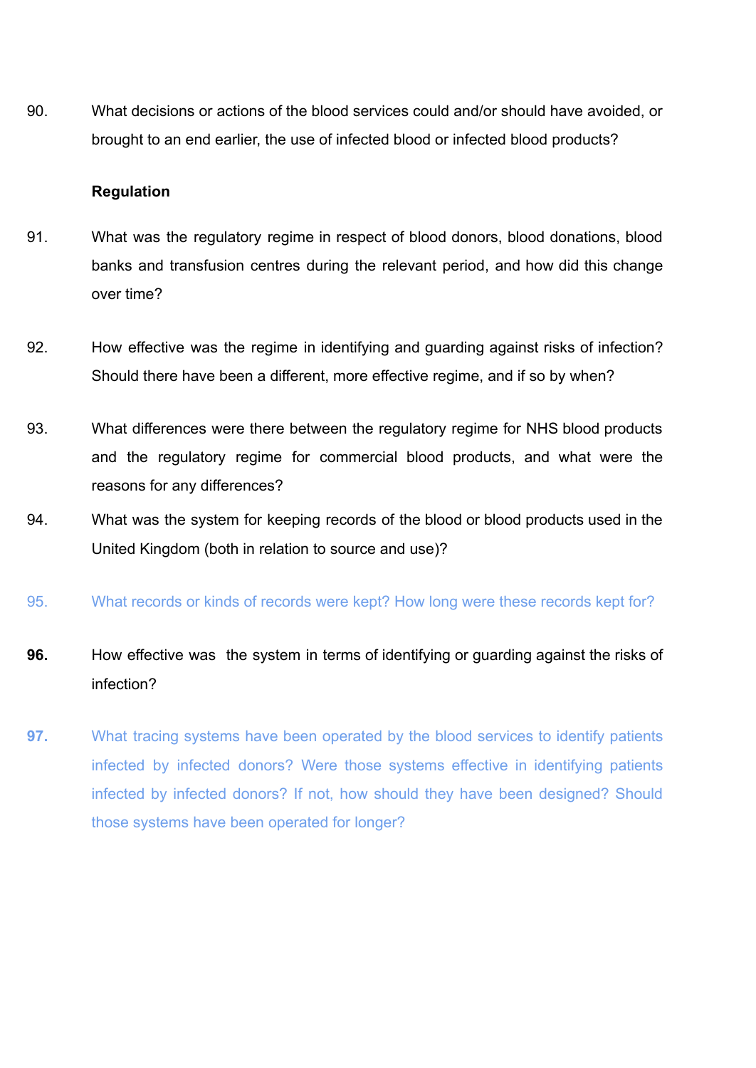90. What decisions or actions of the blood services could and/or should have avoided, or brought to an end earlier, the use of infected blood or infected blood products?

**Regulation**

91. What was the regulatory regime in respect of blood donors, blood donations, blood banks and transfusion centres during the relevant period, and how did this change over time?

92. How effective was the regime in identifying and guarding against risks of infection? Should there have been a different, more effective regime, and if so by when?

93. What differences were there between the regulatory regime for NHS blood products and the regulatory regime for commercial blood products, and what were the reasons for any differences?

94. What was the system for keeping records of the blood or blood products used in the United Kingdom (both in relation to source and use)?

95. What records or kinds of records were kept? How long were these records kept for?

**96.** How effective was the system in terms of identifying or guarding against the risks of infection?

**97.** What tracing systems have been operated by the blood services to identify patients infected by infected donors? Were those systems effective in identifying patients infected by infected donors? If not, how should they have been designed? Should those systems have been operated for longer?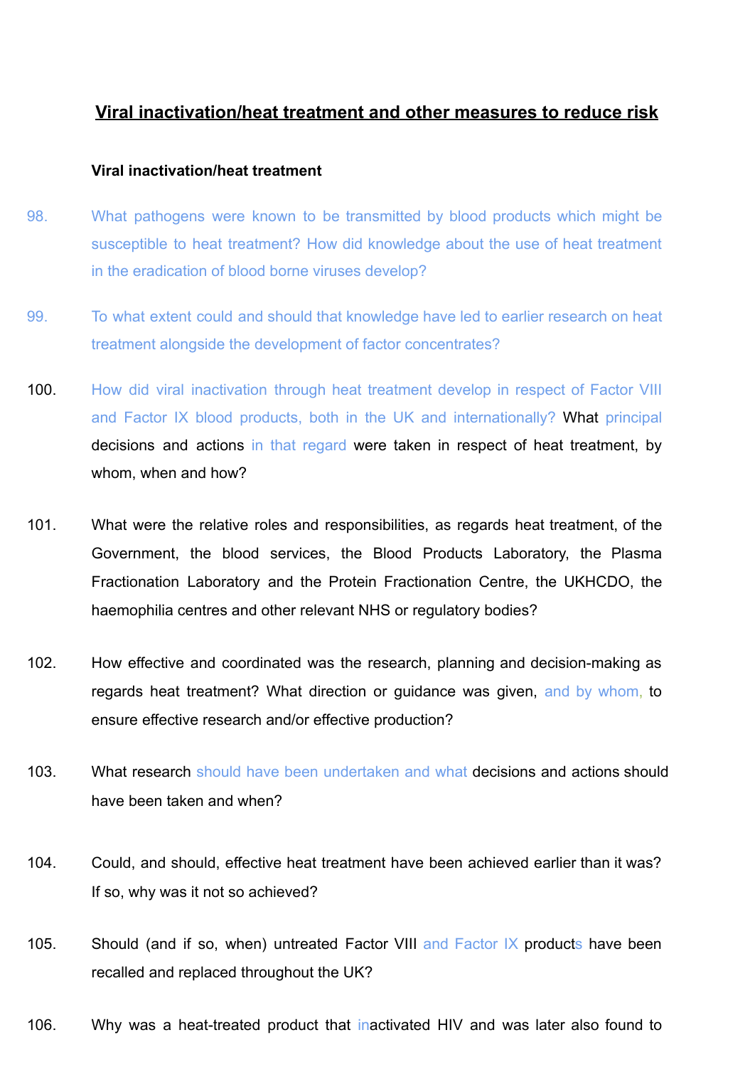## Viral inactivation/heat treatment and other measures to reduce risk

**Viral inactivation/heat treatment**

98. What pathogens were known to be transmitted by blood products which might be susceptible to heat treatment? How did knowledge about the use of heat treatment in the eradication of blood borne viruses develop?

99. To what extent could and should that knowledge have led to earlier research on heat treatment alongside the development of factor concentrates?

100. How did viral inactivation through heat treatment develop in respect of Factor VIII and Factor IX blood products, both in the UK and internationally? What principal decisions and actions in that regard were taken in respect of heat treatment, by whom, when and how?

101. What were the relative roles and responsibilities, as regards heat treatment, of the Government, the blood services, the Blood Products Laboratory, the Plasma Fractionation Laboratory and the Protein Fractionation Centre, the UKHCDO, the haemophilia centres and other relevant NHS or regulatory bodies?

102. How effective and coordinated was the research, planning and decision-making as regards heat treatment? What direction or guidance was given, and by whom, to ensure effective research and/or effective production?

103. What research should have been undertaken and what decisions and actions should have been taken and when?

104. Could, and should, effective heat treatment have been achieved earlier than it was? If so, why was it not so achieved?

105. Should (and if so, when) untreated Factor VIII and Factor IX products have been recalled and replaced throughout the UK?

106. Why was a heat-treated product that inactivated HIV and was later also found to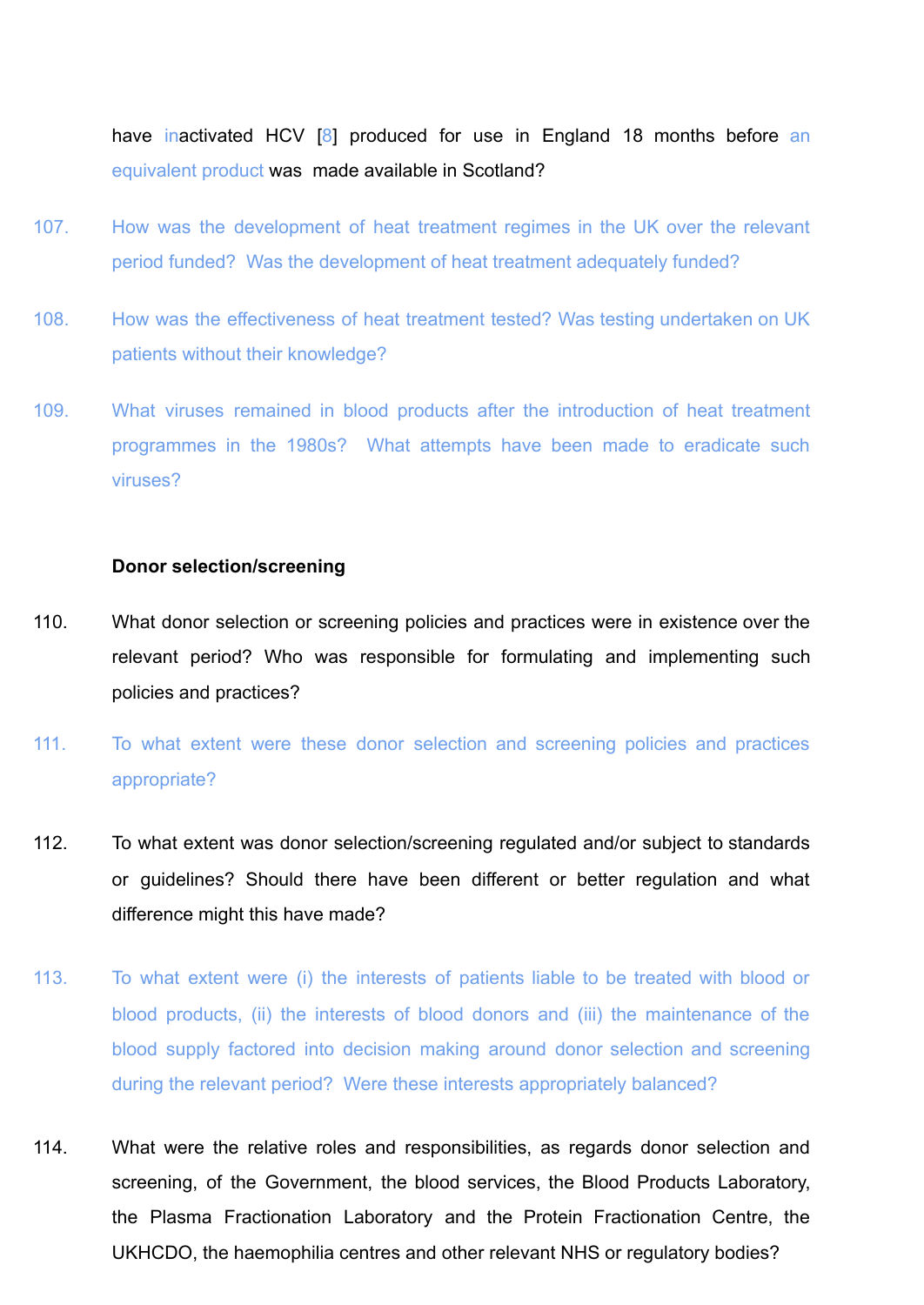have inactivated HCV [8] produced for use in England 18 months before an equivalent product was made available in Scotland?

107. How was the development of heat treatment regimes in the UK over the relevant period funded? Was the development of heat treatment adequately funded?

108. How was the effectiveness of heat treatment tested? Was testing undertaken on UK patients without their knowledge?

109. What viruses remained in blood products after the introduction of heat treatment programmes in the 1980s? What attempts have been made to eradicate such viruses?

**Donor selection/screening**

110. What donor selection or screening policies and practices were in existence over the relevant period? Who was responsible for formulating and implementing such policies and practices?

111. To what extent were these donor selection and screening policies and practices appropriate?

112. To what extent was donor selection/screening regulated and/or subject to standards or guidelines? Should there have been different or better regulation and what difference might this have made?

113. To what extent were (i) the interests of patients liable to be treated with blood or blood products, (ii) the interests of blood donors and (iii) the maintenance of the blood supply factored into decision making around donor selection and screening during the relevant period? Were these interests appropriately balanced?

114. What were the relative roles and responsibilities, as regards donor selection and screening, of the Government, the blood services, the Blood Products Laboratory, the Plasma Fractionation Laboratory and the Protein Fractionation Centre, the UKHCDO, the haemophilia centres and other relevant NHS or regulatory bodies?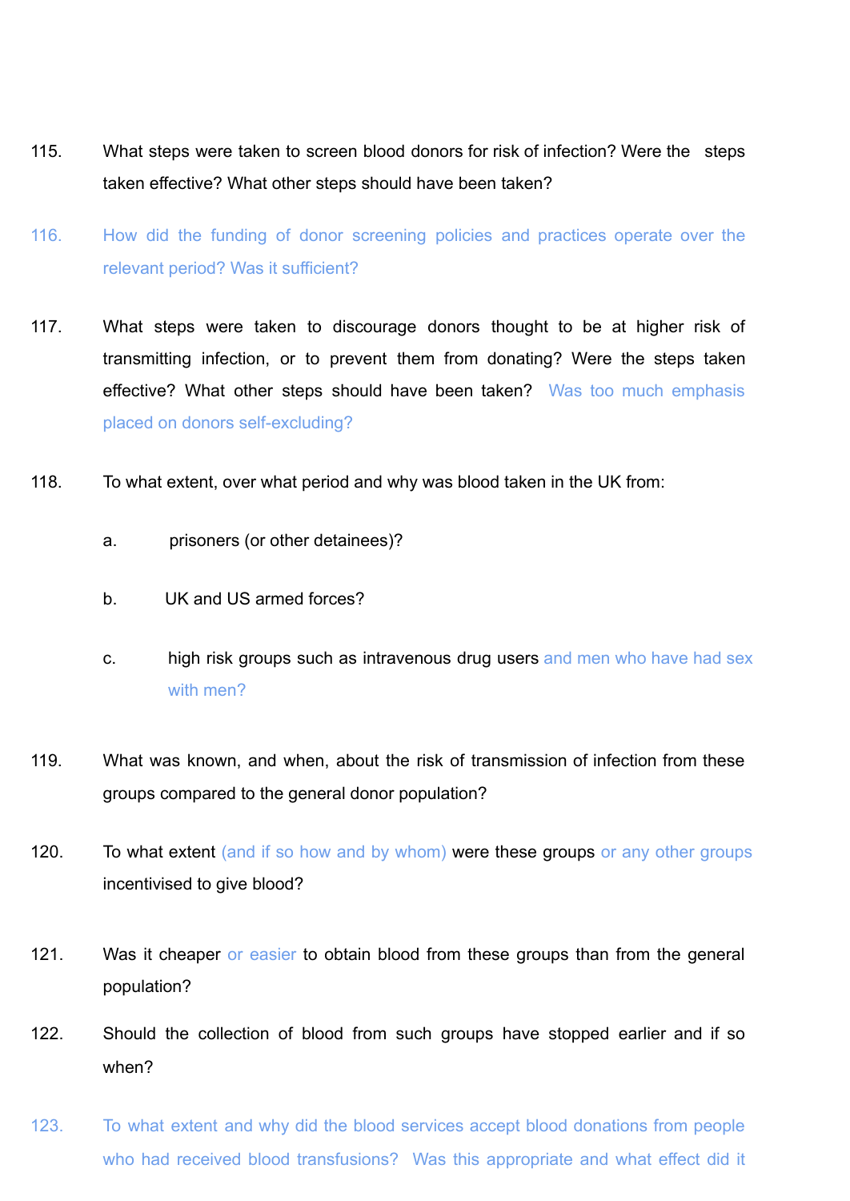115. What steps were taken to screen blood donors for risk of infection? Were the steps taken effective? What other steps should have been taken?

116. How did the funding of donor screening policies and practices operate over the relevant period? Was it sufficient?

117. What steps were taken to discourage donors thought to be at higher risk of transmitting infection, or to prevent them from donating? Were the steps taken effective? What other steps should have been taken? Was too much emphasis placed on donors self-excluding?

118. To what extent, over what period and why was blood taken in the UK from:

    a. prisoners (or other detainees)?

    b. UK and US armed forces?

    c. high risk groups such as intravenous drug users and men who have had sex with men?

119. What was known, and when, about the risk of transmission of infection from these groups compared to the general donor population?

120. To what extent (and if so how and by whom) were these groups or any other groups incentivised to give blood?

121. Was it cheaper or easier to obtain blood from these groups than from the general population?

122. Should the collection of blood from such groups have stopped earlier and if so when?

123. To what extent and why did the blood services accept blood donations from people who had received blood transfusions? Was this appropriate and what effect did it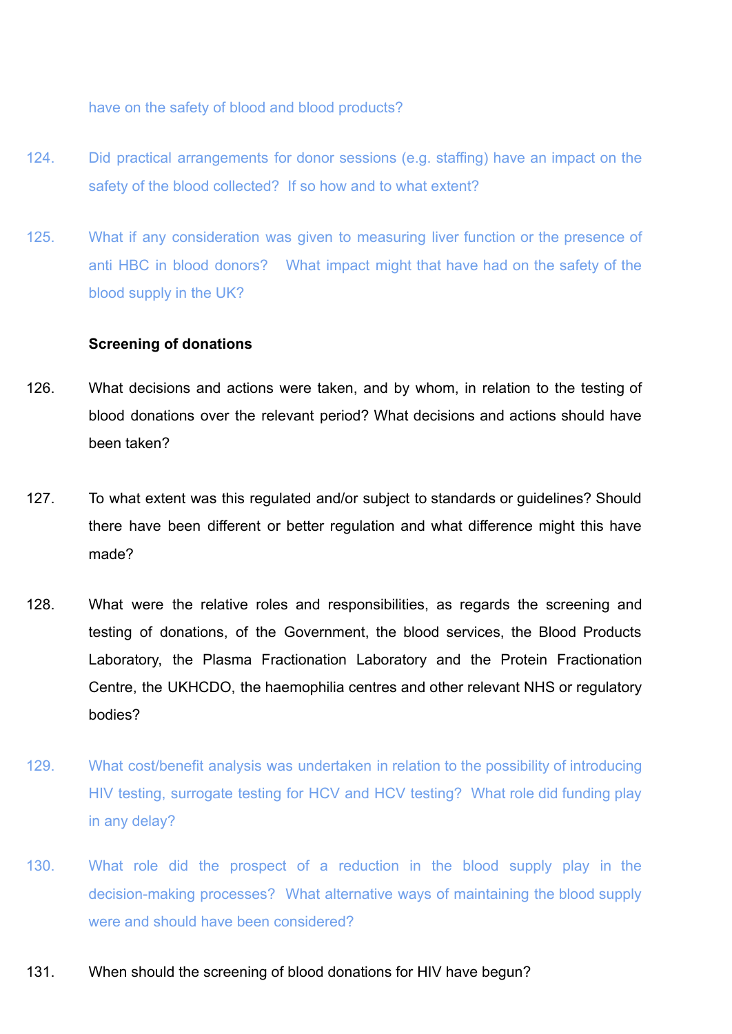have on the safety of blood and blood products?

124. Did practical arrangements for donor sessions (e.g. staffing) have an impact on the safety of the blood collected? If so how and to what extent?

125. What if any consideration was given to measuring liver function or the presence of anti HBC in blood donors? What impact might that have had on the safety of the blood supply in the UK?

**Screening of donations**

126. What decisions and actions were taken, and by whom, in relation to the testing of blood donations over the relevant period? What decisions and actions should have been taken?

127. To what extent was this regulated and/or subject to standards or guidelines? Should there have been different or better regulation and what difference might this have made?

128. What were the relative roles and responsibilities, as regards the screening and testing of donations, of the Government, the blood services, the Blood Products Laboratory, the Plasma Fractionation Laboratory and the Protein Fractionation Centre, the UKHCDO, the haemophilia centres and other relevant NHS or regulatory bodies?

129. What cost/benefit analysis was undertaken in relation to the possibility of introducing HIV testing, surrogate testing for HCV and HCV testing? What role did funding play in any delay?

130. What role did the prospect of a reduction in the blood supply play in the decision-making processes? What alternative ways of maintaining the blood supply were and should have been considered?

131. When should the screening of blood donations for HIV have begun?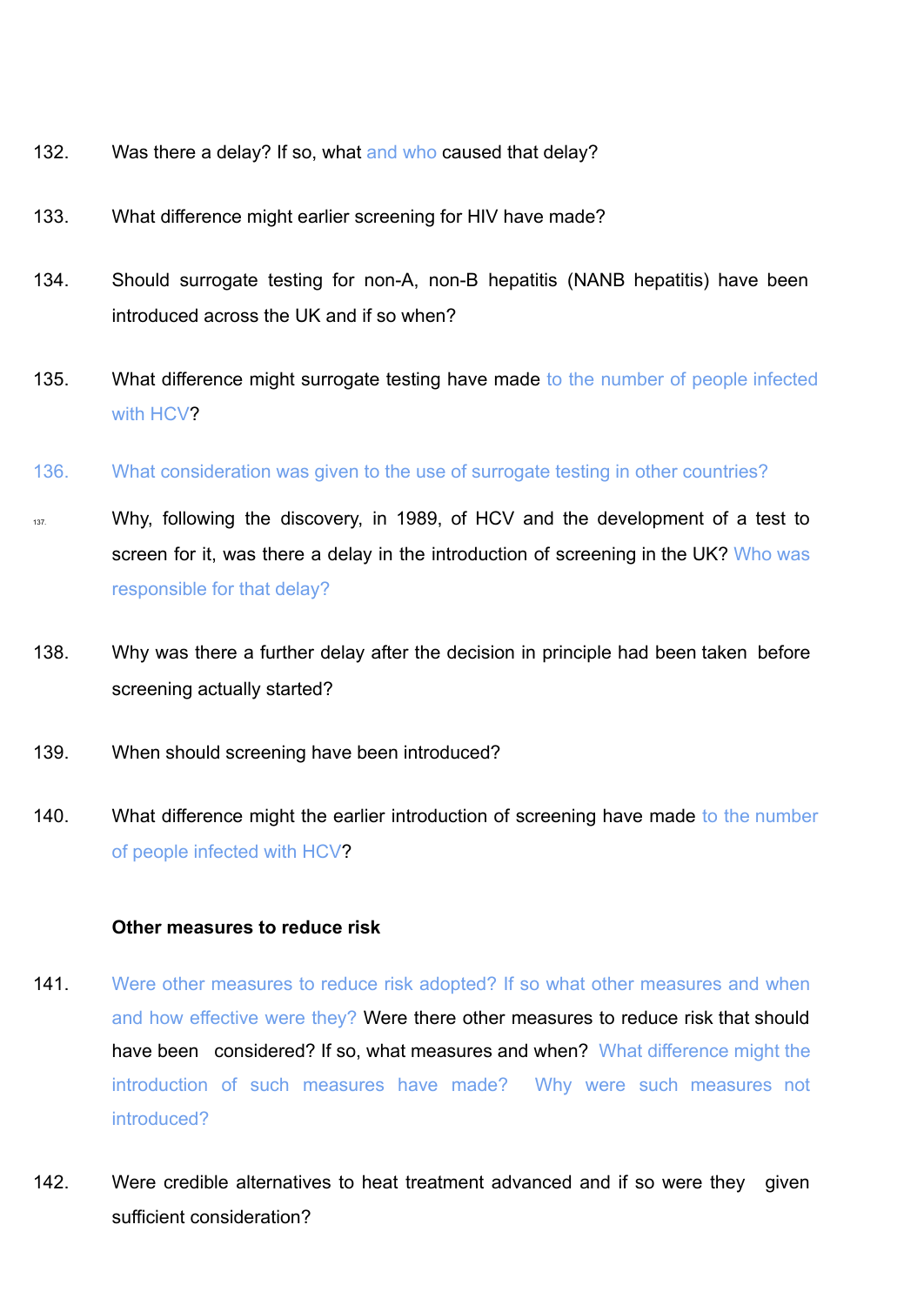132. Was there a delay? If so, what and who caused that delay?

133. What difference might earlier screening for HIV have made?

134. Should surrogate testing for non-A, non-B hepatitis (NANB hepatitis) have been introduced across the UK and if so when?

135. What difference might surrogate testing have made to the number of people infected with HCV?

136. What consideration was given to the use of surrogate testing in other countries?

137. Why, following the discovery, in 1989, of HCV and the development of a test to screen for it, was there a delay in the introduction of screening in the UK? Who was responsible for that delay?

138. Why was there a further delay after the decision in principle had been taken before screening actually started?

139. When should screening have been introduced?

140. What difference might the earlier introduction of screening have made to the number of people infected with HCV?

**Other measures to reduce risk**

141. Were other measures to reduce risk adopted? If so what other measures and when and how effective were they? Were there other measures to reduce risk that should have been considered? If so, what measures and when? What difference might the introduction of such measures have made? Why were such measures not introduced?

142. Were credible alternatives to heat treatment advanced and if so were they given sufficient consideration?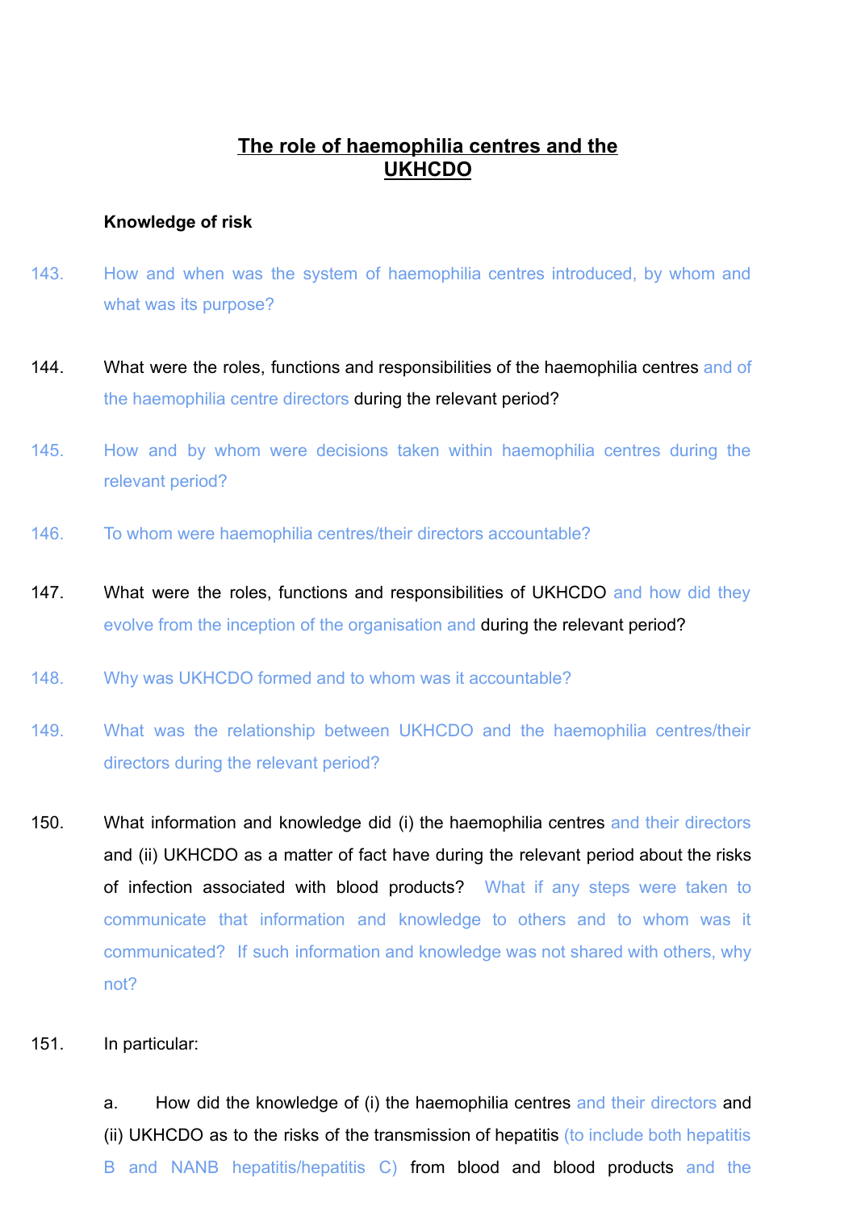## The role of haemophilia centres and the UKHCDO

**Knowledge of risk**

143. How and when was the system of haemophilia centres introduced, by whom and what was its purpose?

144. What were the roles, functions and responsibilities of the haemophilia centres and of the haemophilia centre directors during the relevant period?

145. How and by whom were decisions taken within haemophilia centres during the relevant period?

146. To whom were haemophilia centres/their directors accountable?

147. What were the roles, functions and responsibilities of UKHCDO and how did they evolve from the inception of the organisation and during the relevant period?

148. Why was UKHCDO formed and to whom was it accountable?

149. What was the relationship between UKHCDO and the haemophilia centres/their directors during the relevant period?

150. What information and knowledge did (i) the haemophilia centres and their directors and (ii) UKHCDO as a matter of fact have during the relevant period about the risks of infection associated with blood products? What if any steps were taken to communicate that information and knowledge to others and to whom was it communicated? If such information and knowledge was not shared with others, why not?

151. In particular:

a. How did the knowledge of (i) the haemophilia centres and their directors and (ii) UKHCDO as to the risks of the transmission of hepatitis (to include both hepatitis B and NANB hepatitis/hepatitis C) from blood and blood products and the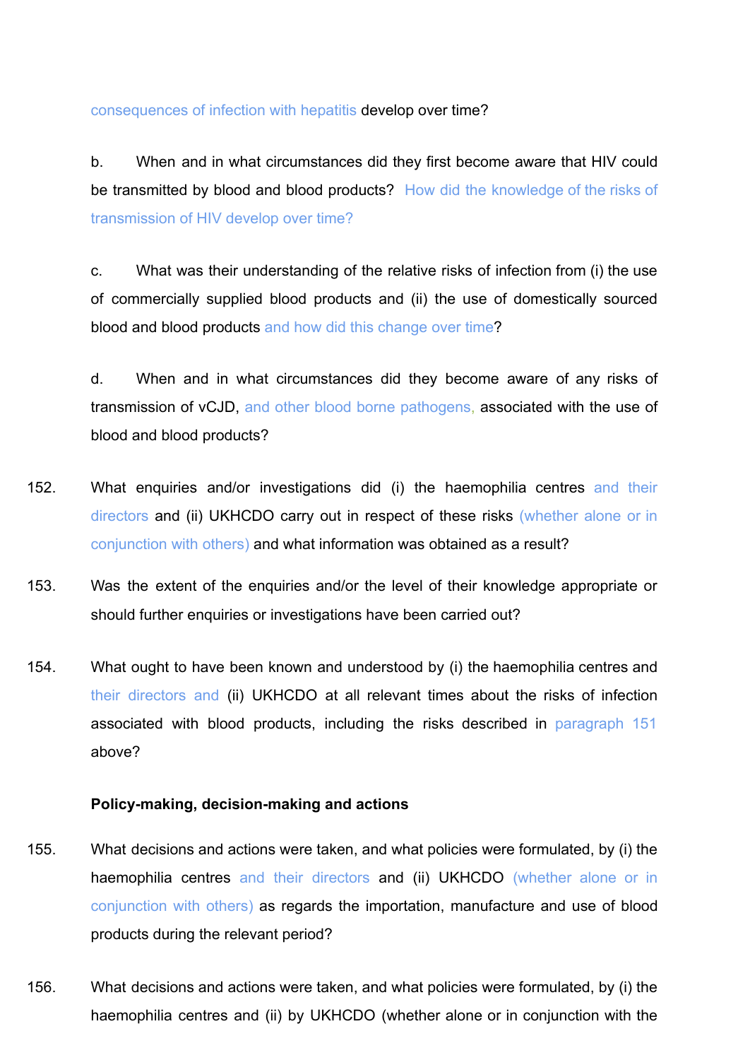consequences of infection with hepatitis develop over time?

b. When and in what circumstances did they first become aware that HIV could be transmitted by blood and blood products? How did the knowledge of the risks of transmission of HIV develop over time?

c. What was their understanding of the relative risks of infection from (i) the use of commercially supplied blood products and (ii) the use of domestically sourced blood and blood products and how did this change over time?

d. When and in what circumstances did they become aware of any risks of transmission of vCJD, and other blood borne pathogens, associated with the use of blood and blood products?

152. What enquiries and/or investigations did (i) the haemophilia centres and their directors and (ii) UKHCDO carry out in respect of these risks (whether alone or in conjunction with others) and what information was obtained as a result?

153. Was the extent of the enquiries and/or the level of their knowledge appropriate or should further enquiries or investigations have been carried out?

154. What ought to have been known and understood by (i) the haemophilia centres and their directors and (ii) UKHCDO at all relevant times about the risks of infection associated with blood products, including the risks described in paragraph 151 above?

**Policy-making, decision-making and actions**

155. What decisions and actions were taken, and what policies were formulated, by (i) the haemophilia centres and their directors and (ii) UKHCDO (whether alone or in conjunction with others) as regards the importation, manufacture and use of blood products during the relevant period?

156. What decisions and actions were taken, and what policies were formulated, by (i) the haemophilia centres and (ii) by UKHCDO (whether alone or in conjunction with the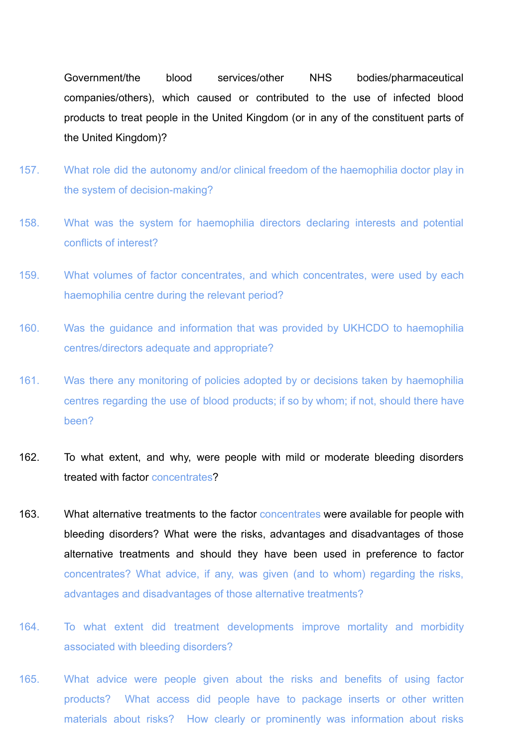Government/the blood services/other NHS bodies/pharmaceutical companies/others), which caused or contributed to the use of infected blood products to treat people in the United Kingdom (or in any of the constituent parts of the United Kingdom)?

157. What role did the autonomy and/or clinical freedom of the haemophilia doctor play in the system of decision-making?

158. What was the system for haemophilia directors declaring interests and potential conflicts of interest?

159. What volumes of factor concentrates, and which concentrates, were used by each haemophilia centre during the relevant period?

160. Was the guidance and information that was provided by UKHCDO to haemophilia centres/directors adequate and appropriate?

161. Was there any monitoring of policies adopted by or decisions taken by haemophilia centres regarding the use of blood products; if so by whom; if not, should there have been?

162. To what extent, and why, were people with mild or moderate bleeding disorders treated with factor concentrates?

163. What alternative treatments to the factor concentrates were available for people with bleeding disorders? What were the risks, advantages and disadvantages of those alternative treatments and should they have been used in preference to factor concentrates? What advice, if any, was given (and to whom) regarding the risks, advantages and disadvantages of those alternative treatments?

164. To what extent did treatment developments improve mortality and morbidity associated with bleeding disorders?

165. What advice were people given about the risks and benefits of using factor products? What access did people have to package inserts or other written materials about risks? How clearly or prominently was information about risks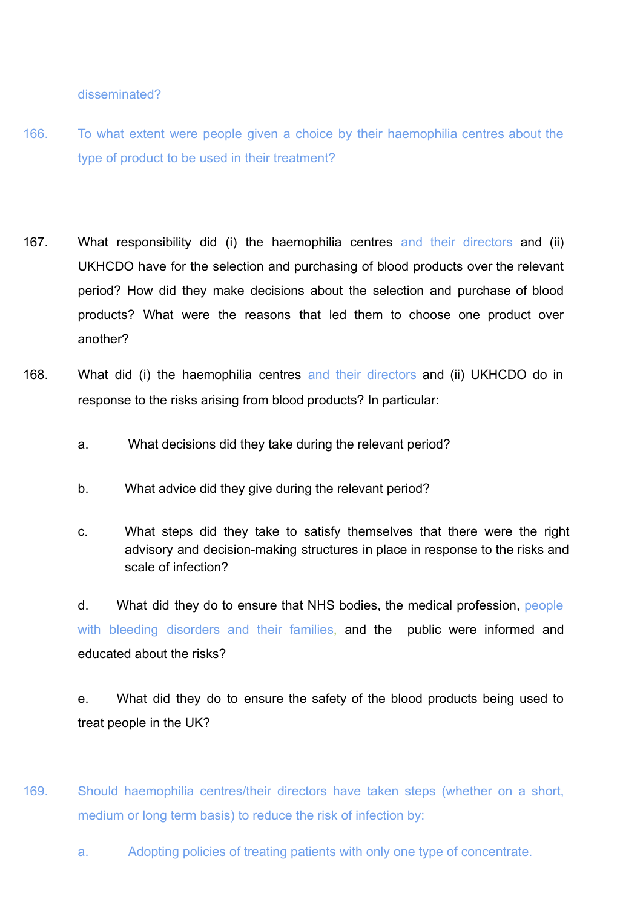disseminated?

166. To what extent were people given a choice by their haemophilia centres about the type of product to be used in their treatment?

167. What responsibility did (i) the haemophilia centres and their directors and (ii) UKHCDO have for the selection and purchasing of blood products over the relevant period? How did they make decisions about the selection and purchase of blood products? What were the reasons that led them to choose one product over another?

168. What did (i) the haemophilia centres and their directors and (ii) UKHCDO do in response to the risks arising from blood products? In particular:

   a. What decisions did they take during the relevant period?

   b. What advice did they give during the relevant period?

   c. What steps did they take to satisfy themselves that there were the right advisory and decision-making structures in place in response to the risks and scale of infection?

   d. What did they do to ensure that NHS bodies, the medical profession, people with bleeding disorders and their families, and the public were informed and educated about the risks?

   e. What did they do to ensure the safety of the blood products being used to treat people in the UK?

169. Should haemophilia centres/their directors have taken steps (whether on a short, medium or long term basis) to reduce the risk of infection by:

   a. Adopting policies of treating patients with only one type of concentrate.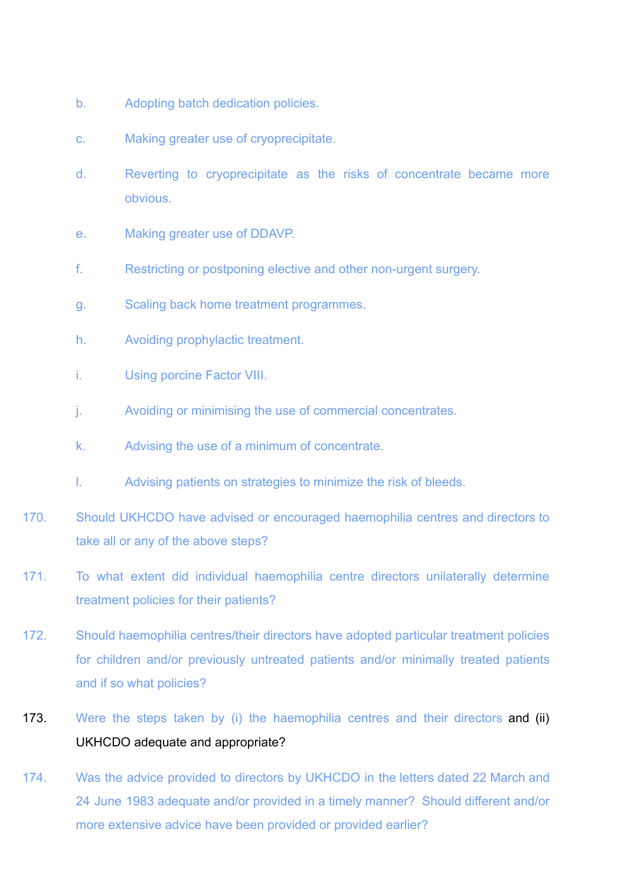b. Adopting batch dedication policies.

c. Making greater use of cryoprecipitate.

d. Reverting to cryoprecipitate as the risks of concentrate became more obvious.

e. Making greater use of DDAVP.

f. Restricting or postponing elective and other non-urgent surgery.

g. Scaling back home treatment programmes.

h. Avoiding prophylactic treatment.

i. Using porcine Factor VIII.

j. Avoiding or minimising the use of commercial concentrates.

k. Advising the use of a minimum of concentrate.

l. Advising patients on strategies to minimize the risk of bleeds.

170. Should UKHCDO have advised or encouraged haemophilia centres and directors to take all or any of the above steps?

171. To what extent did individual haemophilia centre directors unilaterally determine treatment policies for their patients?

172. Should haemophilia centres/their directors have adopted particular treatment policies for children and/or previously untreated patients and/or minimally treated patients and if so what policies?

173. Were the steps taken by (i) the haemophilia centres and their directors and (ii) UKHCDO adequate and appropriate?

174. Was the advice provided to directors by UKHCDO in the letters dated 22 March and 24 June 1983 adequate and/or provided in a timely manner? Should different and/or more extensive advice have been provided or provided earlier?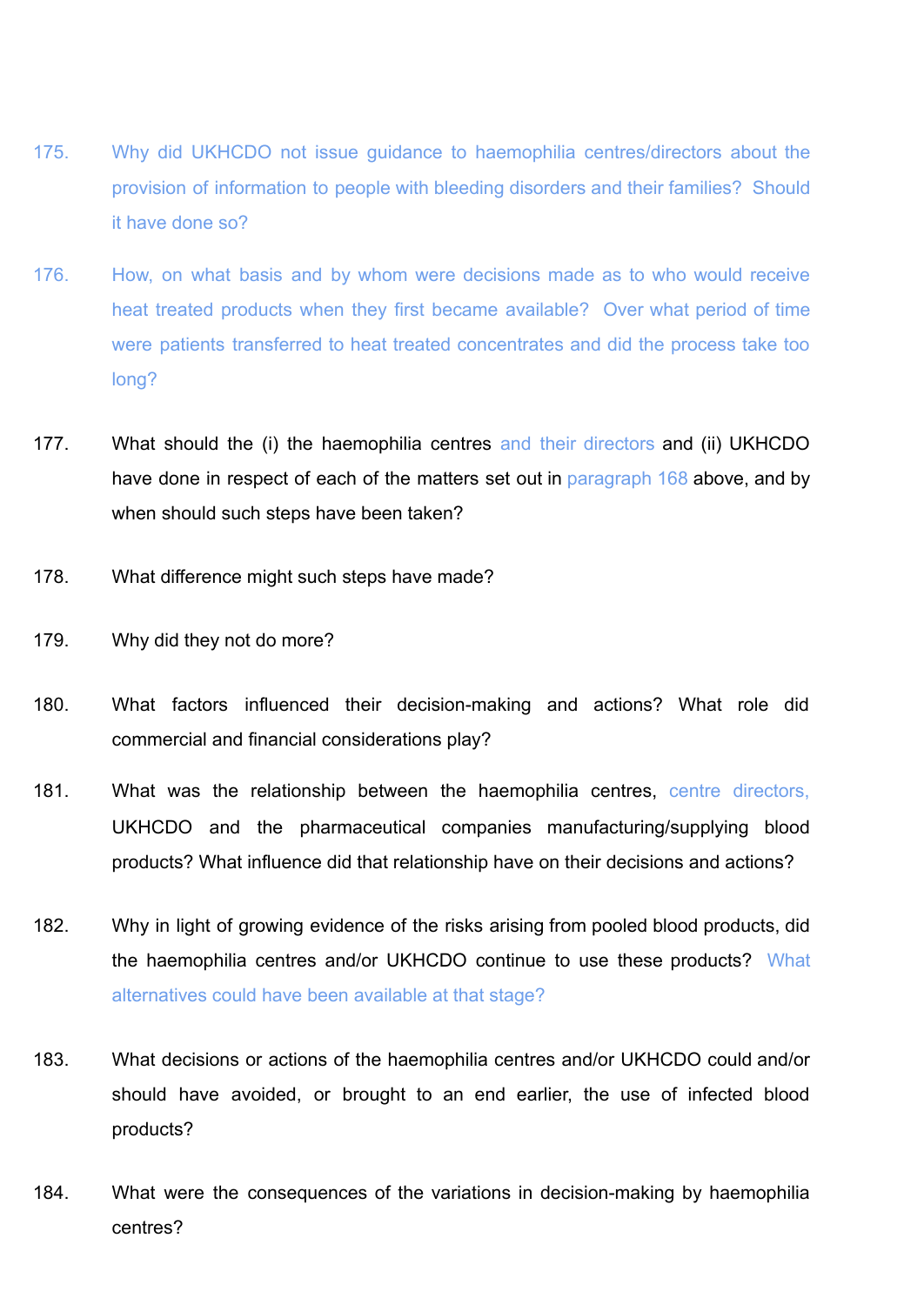175. Why did UKHCDO not issue guidance to haemophilia centres/directors about the provision of information to people with bleeding disorders and their families? Should it have done so?

176. How, on what basis and by whom were decisions made as to who would receive heat treated products when they first became available? Over what period of time were patients transferred to heat treated concentrates and did the process take too long?

177. What should the (i) the haemophilia centres and their directors and (ii) UKHCDO have done in respect of each of the matters set out in paragraph 168 above, and by when should such steps have been taken?

178. What difference might such steps have made?

179. Why did they not do more?

180. What factors influenced their decision-making and actions? What role did commercial and financial considerations play?

181. What was the relationship between the haemophilia centres, centre directors, UKHCDO and the pharmaceutical companies manufacturing/supplying blood products? What influence did that relationship have on their decisions and actions?

182. Why in light of growing evidence of the risks arising from pooled blood products, did the haemophilia centres and/or UKHCDO continue to use these products? What alternatives could have been available at that stage?

183. What decisions or actions of the haemophilia centres and/or UKHCDO could and/or should have avoided, or brought to an end earlier, the use of infected blood products?

184. What were the consequences of the variations in decision-making by haemophilia centres?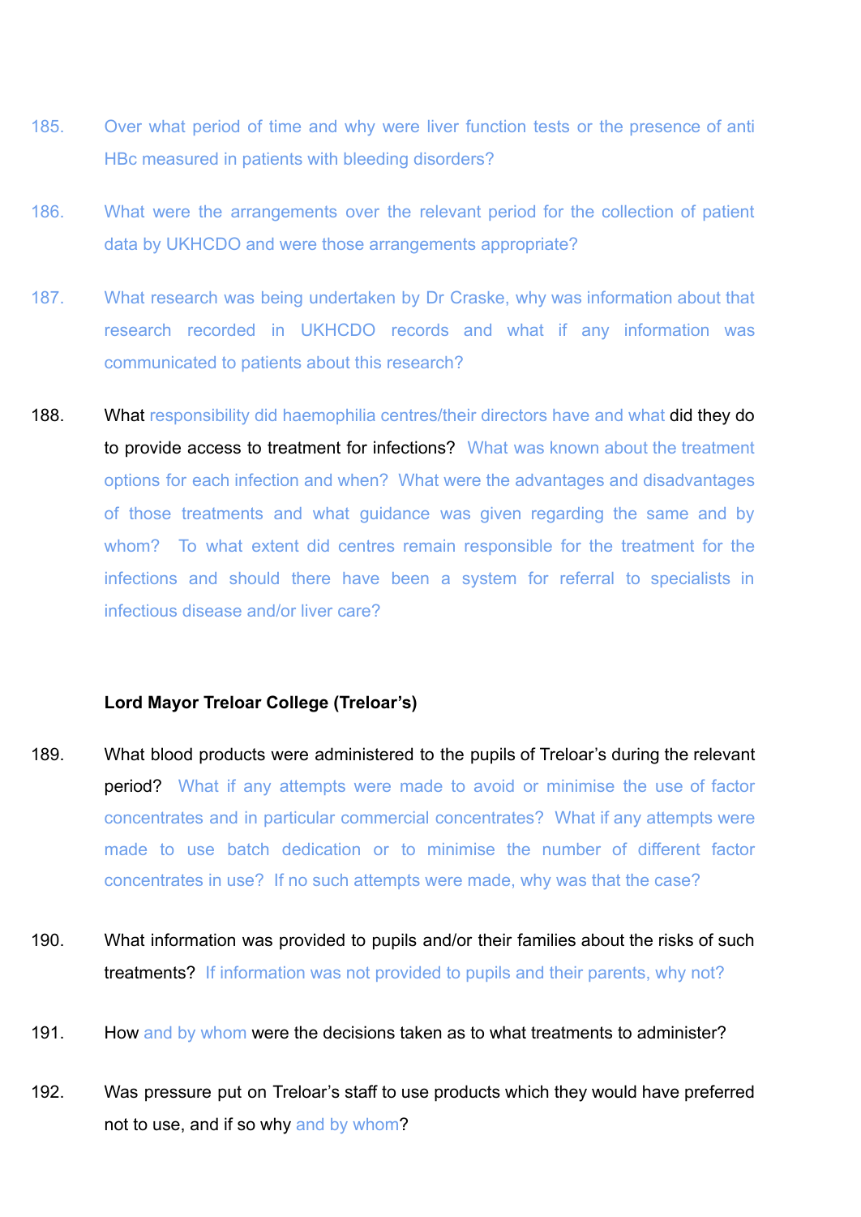185. Over what period of time and why were liver function tests or the presence of anti HBc measured in patients with bleeding disorders?

186. What were the arrangements over the relevant period for the collection of patient data by UKHCDO and were those arrangements appropriate?

187. What research was being undertaken by Dr Craske, why was information about that research recorded in UKHCDO records and what if any information was communicated to patients about this research?

188. What responsibility did haemophilia centres/their directors have and what did they do to provide access to treatment for infections? What was known about the treatment options for each infection and when? What were the advantages and disadvantages of those treatments and what guidance was given regarding the same and by whom? To what extent did centres remain responsible for the treatment for the infections and should there have been a system for referral to specialists in infectious disease and/or liver care?

**Lord Mayor Treloar College (Treloar's)**

189. What blood products were administered to the pupils of Treloar's during the relevant period? What if any attempts were made to avoid or minimise the use of factor concentrates and in particular commercial concentrates? What if any attempts were made to use batch dedication or to minimise the number of different factor concentrates in use? If no such attempts were made, why was that the case?

190. What information was provided to pupils and/or their families about the risks of such treatments? If information was not provided to pupils and their parents, why not?

191. How and by whom were the decisions taken as to what treatments to administer?

192. Was pressure put on Treloar's staff to use products which they would have preferred not to use, and if so why and by whom?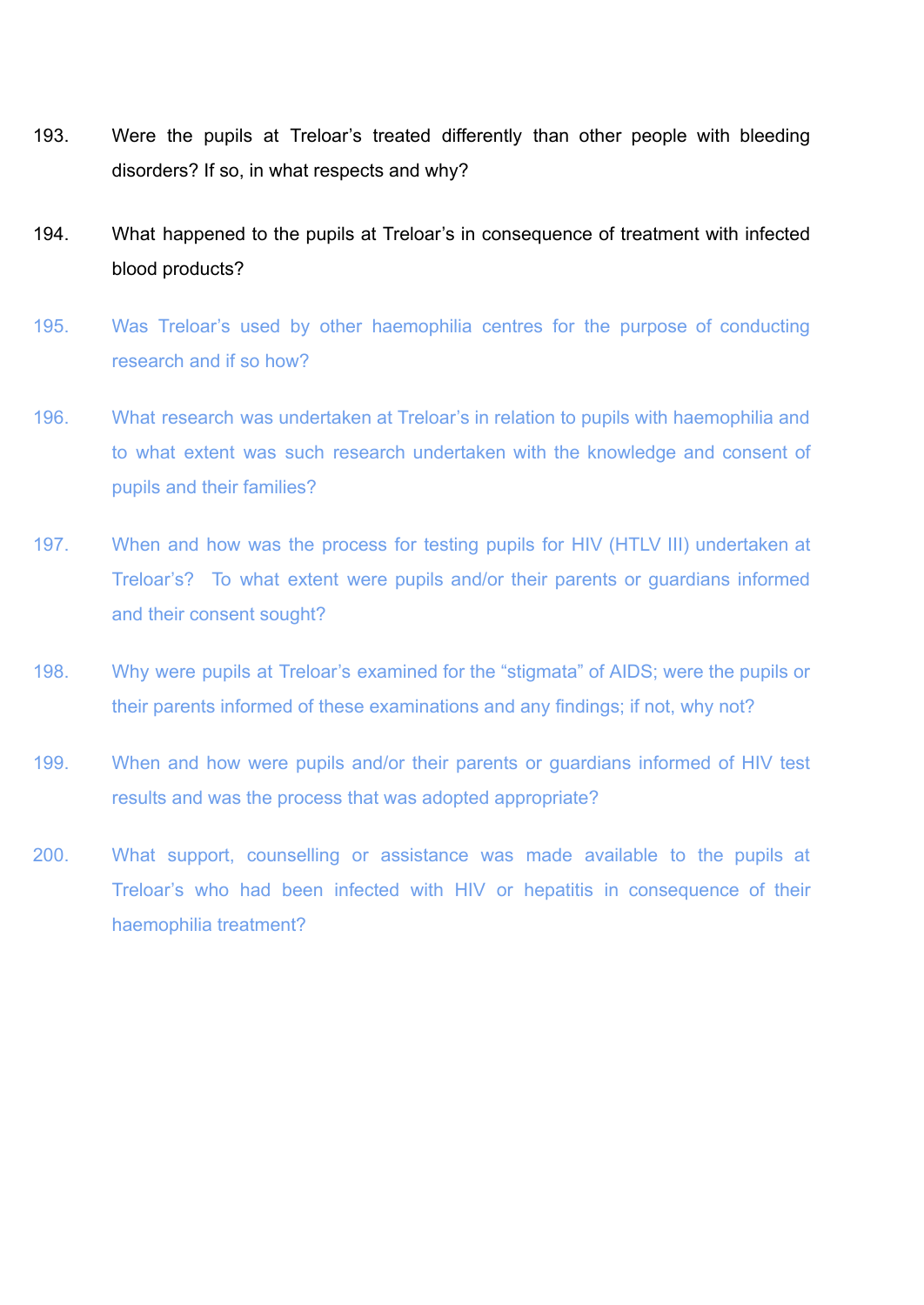193. Were the pupils at Treloar's treated differently than other people with bleeding disorders? If so, in what respects and why?

194. What happened to the pupils at Treloar's in consequence of treatment with infected blood products?

195. Was Treloar's used by other haemophilia centres for the purpose of conducting research and if so how?

196. What research was undertaken at Treloar's in relation to pupils with haemophilia and to what extent was such research undertaken with the knowledge and consent of pupils and their families?

197. When and how was the process for testing pupils for HIV (HTLV III) undertaken at Treloar's? To what extent were pupils and/or their parents or guardians informed and their consent sought?

198. Why were pupils at Treloar's examined for the "stigmata" of AIDS; were the pupils or their parents informed of these examinations and any findings; if not, why not?

199. When and how were pupils and/or their parents or guardians informed of HIV test results and was the process that was adopted appropriate?

200. What support, counselling or assistance was made available to the pupils at Treloar's who had been infected with HIV or hepatitis in consequence of their haemophilia treatment?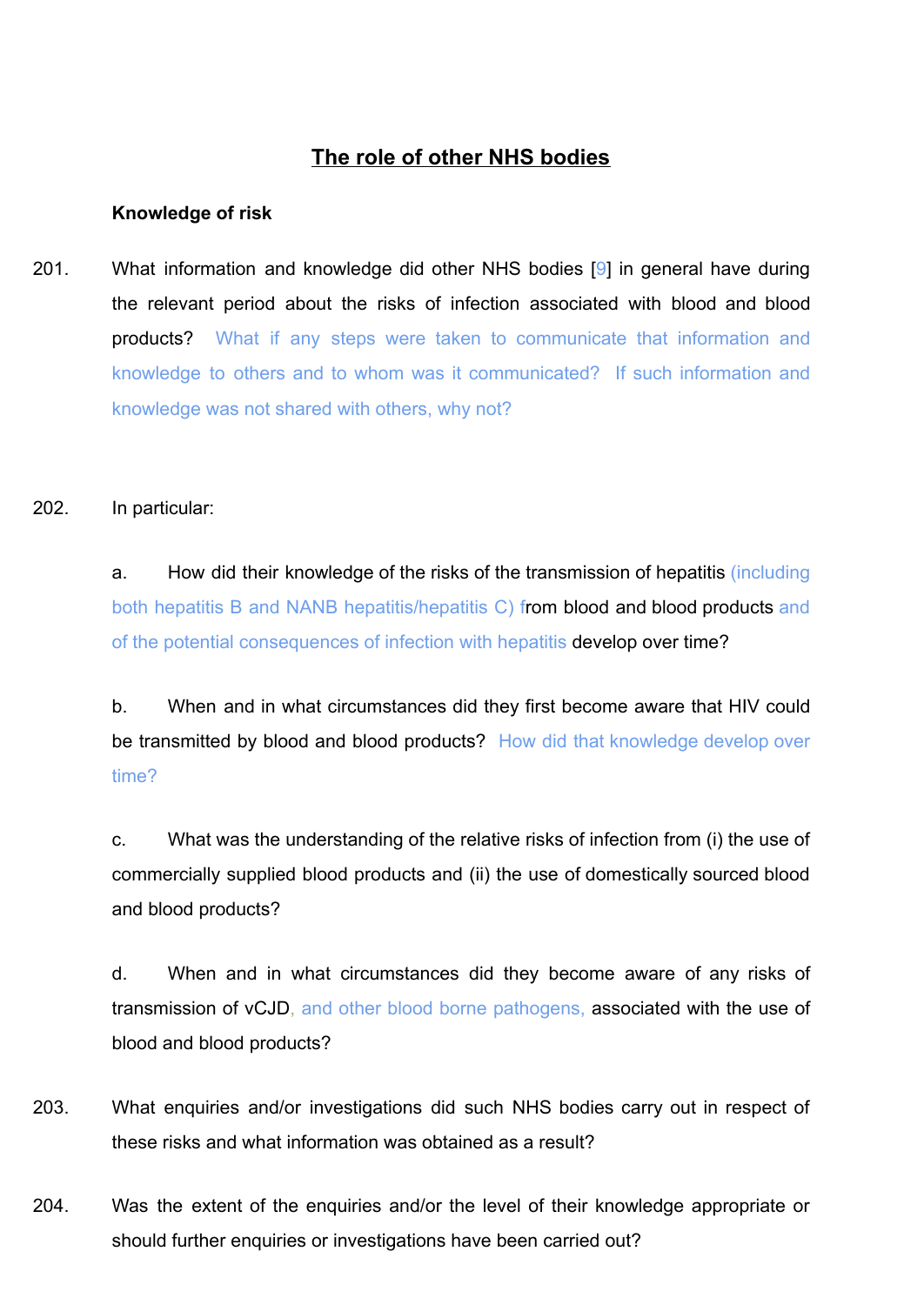## The role of other NHS bodies

### Knowledge of risk

201. What information and knowledge did other NHS bodies [9] in general have during the relevant period about the risks of infection associated with blood and blood products? What if any steps were taken to communicate that information and knowledge to others and to whom was it communicated? If such information and knowledge was not shared with others, why not?

202. In particular:

  a. How did their knowledge of the risks of the transmission of hepatitis (including both hepatitis B and NANB hepatitis/hepatitis C) from blood and blood products and of the potential consequences of infection with hepatitis develop over time?

  b. When and in what circumstances did they first become aware that HIV could be transmitted by blood and blood products? How did that knowledge develop over time?

  c. What was the understanding of the relative risks of infection from (i) the use of commercially supplied blood products and (ii) the use of domestically sourced blood and blood products?

  d. When and in what circumstances did they become aware of any risks of transmission of vCJD, and other blood borne pathogens, associated with the use of blood and blood products?

203. What enquiries and/or investigations did such NHS bodies carry out in respect of these risks and what information was obtained as a result?

204. Was the extent of the enquiries and/or the level of their knowledge appropriate or should further enquiries or investigations have been carried out?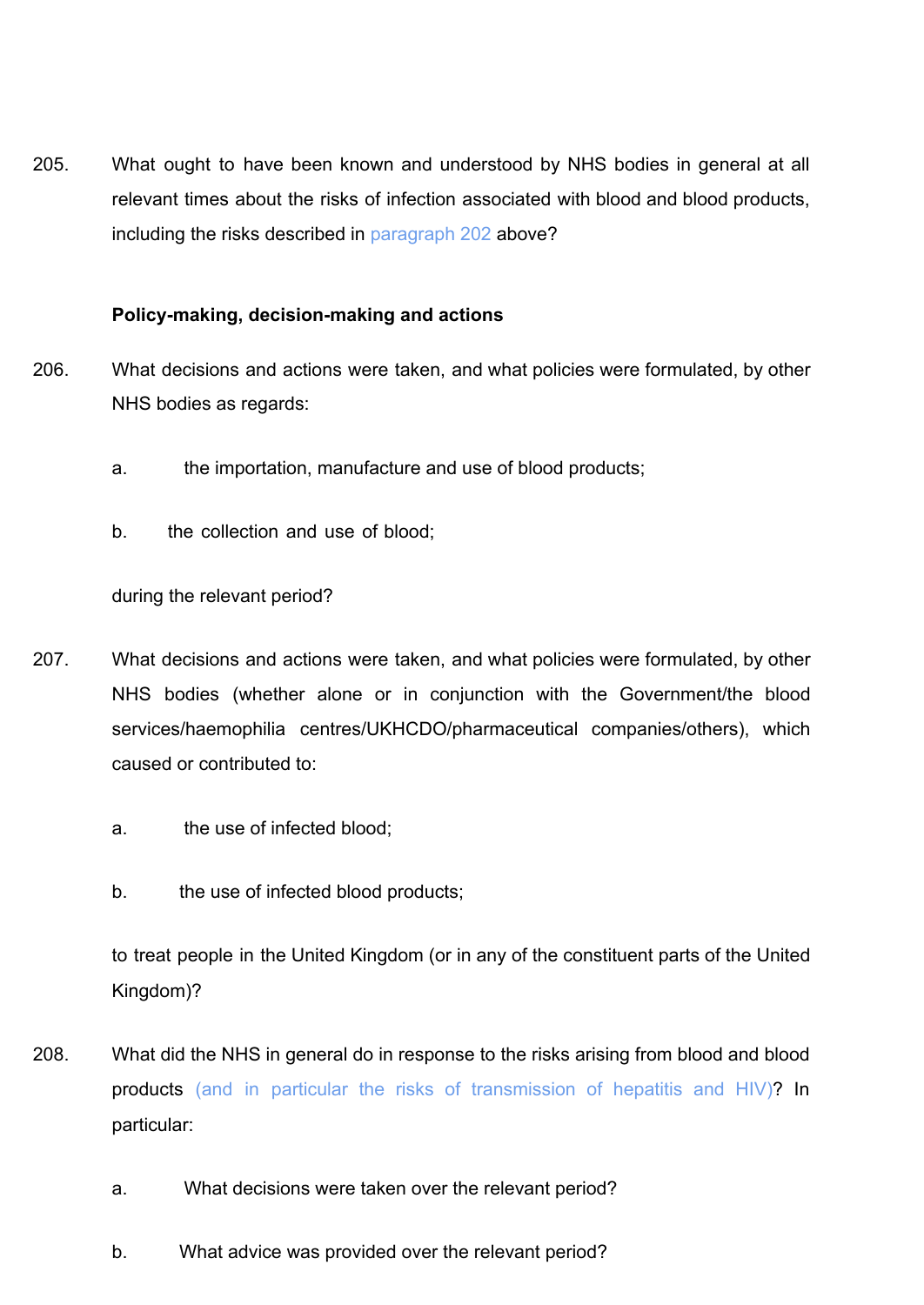205. What ought to have been known and understood by NHS bodies in general at all relevant times about the risks of infection associated with blood and blood products, including the risks described in paragraph 202 above?

**Policy-making, decision-making and actions**

206. What decisions and actions were taken, and what policies were formulated, by other NHS bodies as regards:

a. the importation, manufacture and use of blood products;

b. the collection and use of blood;

during the relevant period?

207. What decisions and actions were taken, and what policies were formulated, by other NHS bodies (whether alone or in conjunction with the Government/the blood services/haemophilia centres/UKHCDO/pharmaceutical companies/others), which caused or contributed to:

a. the use of infected blood;

b. the use of infected blood products;

to treat people in the United Kingdom (or in any of the constituent parts of the United Kingdom)?

208. What did the NHS in general do in response to the risks arising from blood and blood products (and in particular the risks of transmission of hepatitis and HIV)? In particular:

a. What decisions were taken over the relevant period?

b. What advice was provided over the relevant period?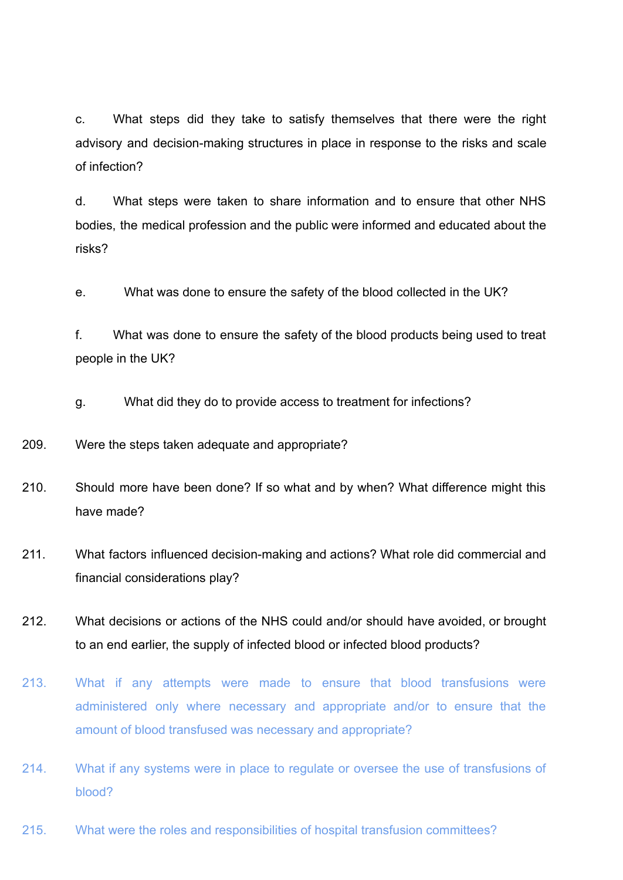c. What steps did they take to satisfy themselves that there were the right advisory and decision-making structures in place in response to the risks and scale of infection?

d. What steps were taken to share information and to ensure that other NHS bodies, the medical profession and the public were informed and educated about the risks?

e. What was done to ensure the safety of the blood collected in the UK?

f. What was done to ensure the safety of the blood products being used to treat people in the UK?

g. What did they do to provide access to treatment for infections?

209. Were the steps taken adequate and appropriate?

210. Should more have been done? If so what and by when? What difference might this have made?

211. What factors influenced decision-making and actions? What role did commercial and financial considerations play?

212. What decisions or actions of the NHS could and/or should have avoided, or brought to an end earlier, the supply of infected blood or infected blood products?

213. What if any attempts were made to ensure that blood transfusions were administered only where necessary and appropriate and/or to ensure that the amount of blood transfused was necessary and appropriate?

214. What if any systems were in place to regulate or oversee the use of transfusions of blood?

215. What were the roles and responsibilities of hospital transfusion committees?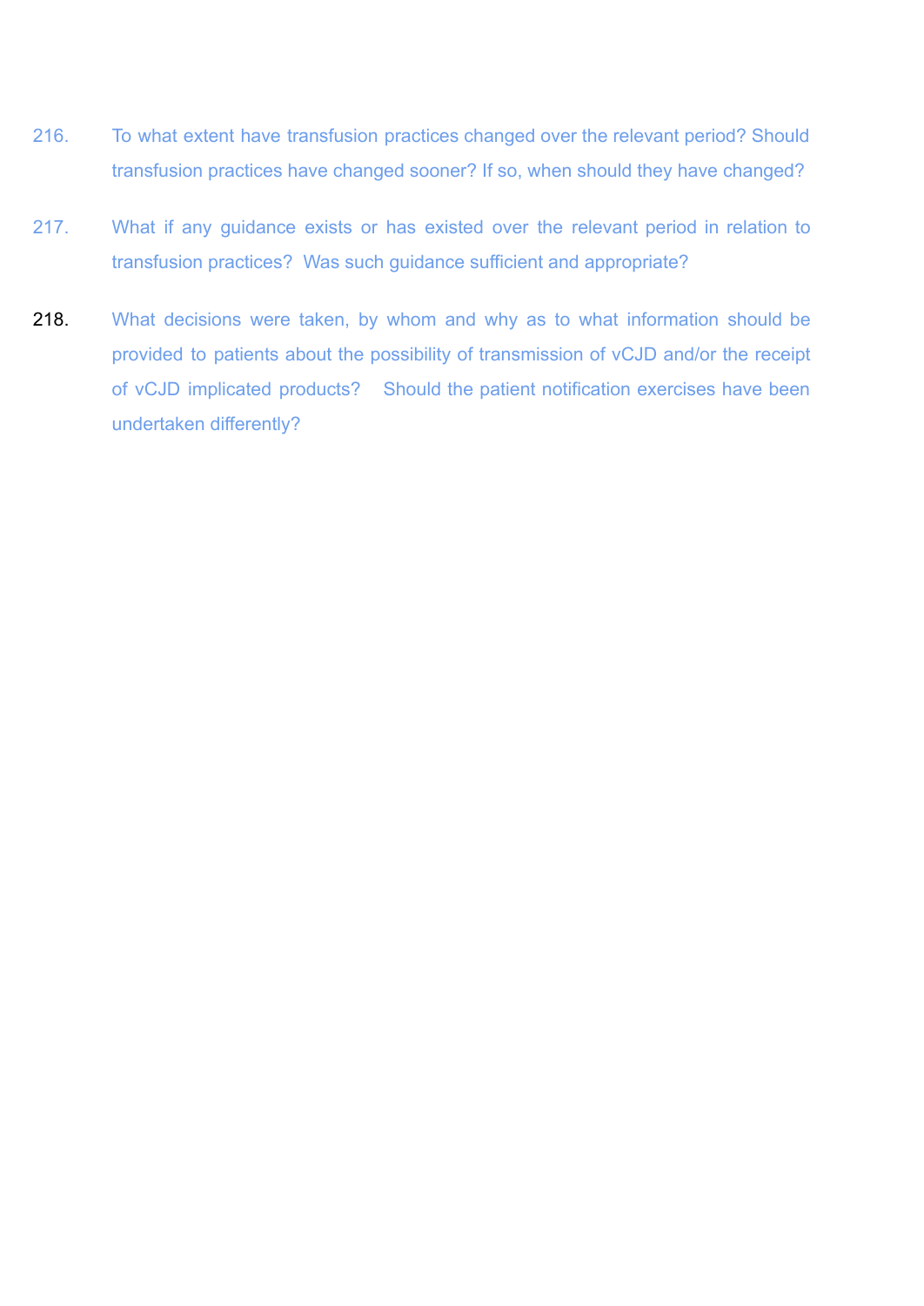216. To what extent have transfusion practices changed over the relevant period? Should transfusion practices have changed sooner? If so, when should they have changed?

217. What if any guidance exists or has existed over the relevant period in relation to transfusion practices? Was such guidance sufficient and appropriate?

218. What decisions were taken, by whom and why as to what information should be provided to patients about the possibility of transmission of vCJD and/or the receipt of vCJD implicated products? Should the patient notification exercises have been undertaken differently?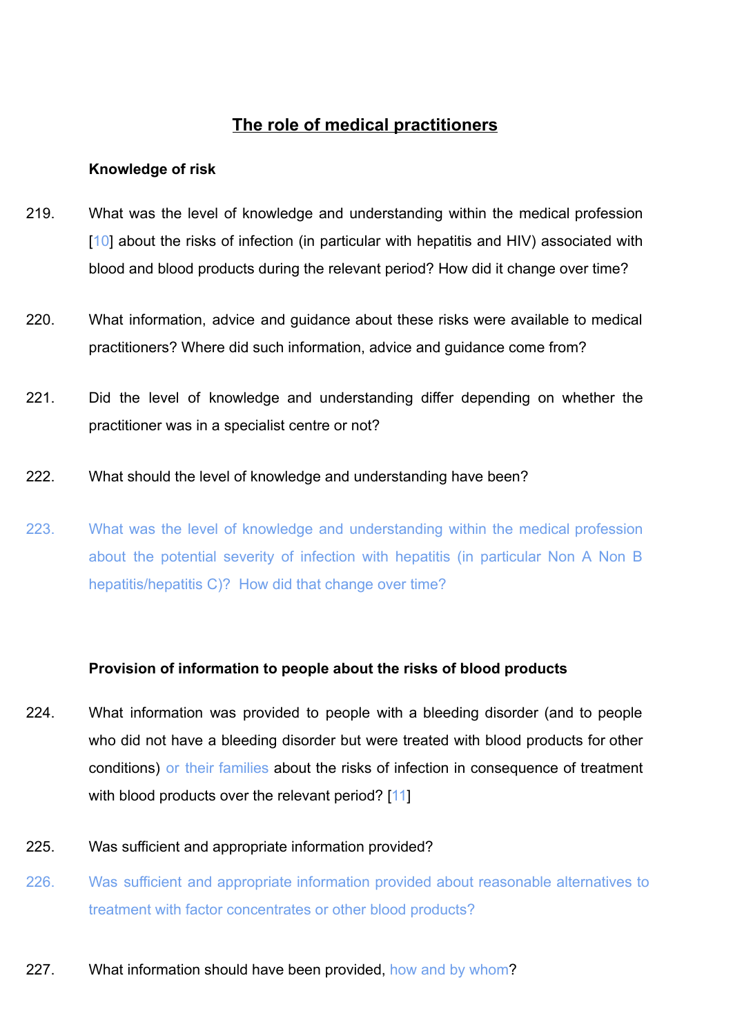## The role of medical practitioners

**Knowledge of risk**

219. What was the level of knowledge and understanding within the medical profession [10] about the risks of infection (in particular with hepatitis and HIV) associated with blood and blood products during the relevant period? How did it change over time?

220. What information, advice and guidance about these risks were available to medical practitioners? Where did such information, advice and guidance come from?

221. Did the level of knowledge and understanding differ depending on whether the practitioner was in a specialist centre or not?

222. What should the level of knowledge and understanding have been?

223. What was the level of knowledge and understanding within the medical profession about the potential severity of infection with hepatitis (in particular Non A Non B hepatitis/hepatitis C)? How did that change over time?

**Provision of information to people about the risks of blood products**

224. What information was provided to people with a bleeding disorder (and to people who did not have a bleeding disorder but were treated with blood products for other conditions) or their families about the risks of infection in consequence of treatment with blood products over the relevant period? [11]

225. Was sufficient and appropriate information provided?

226. Was sufficient and appropriate information provided about reasonable alternatives to treatment with factor concentrates or other blood products?

227. What information should have been provided, how and by whom?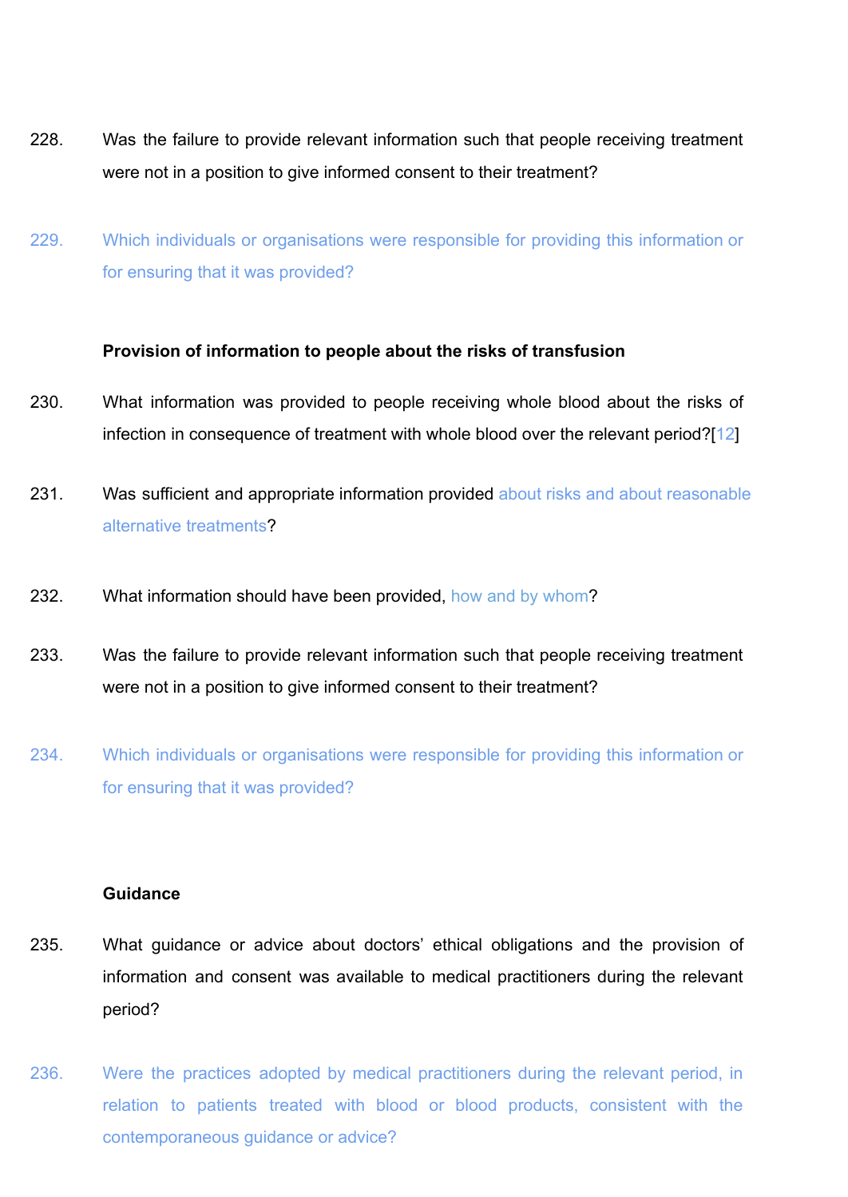228. Was the failure to provide relevant information such that people receiving treatment were not in a position to give informed consent to their treatment?

229. Which individuals or organisations were responsible for providing this information or for ensuring that it was provided?

**Provision of information to people about the risks of transfusion**

230. What information was provided to people receiving whole blood about the risks of infection in consequence of treatment with whole blood over the relevant period?[12]

231. Was sufficient and appropriate information provided about risks and about reasonable alternative treatments?

232. What information should have been provided, how and by whom?

233. Was the failure to provide relevant information such that people receiving treatment were not in a position to give informed consent to their treatment?

234. Which individuals or organisations were responsible for providing this information or for ensuring that it was provided?

**Guidance**

235. What guidance or advice about doctors' ethical obligations and the provision of information and consent was available to medical practitioners during the relevant period?

236. Were the practices adopted by medical practitioners during the relevant period, in relation to patients treated with blood or blood products, consistent with the contemporaneous guidance or advice?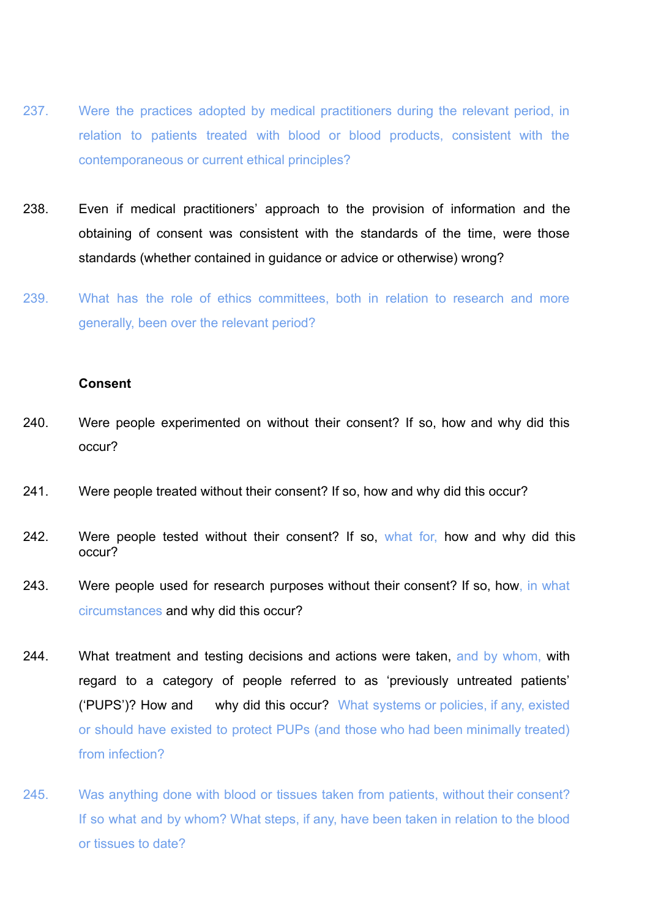237. Were the practices adopted by medical practitioners during the relevant period, in relation to patients treated with blood or blood products, consistent with the contemporaneous or current ethical principles?

238. Even if medical practitioners' approach to the provision of information and the obtaining of consent was consistent with the standards of the time, were those standards (whether contained in guidance or advice or otherwise) wrong?

239. What has the role of ethics committees, both in relation to research and more generally, been over the relevant period?

**Consent**

240. Were people experimented on without their consent? If so, how and why did this occur?

241. Were people treated without their consent? If so, how and why did this occur?

242. Were people tested without their consent? If so, what for, how and why did this occur?

243. Were people used for research purposes without their consent? If so, how, in what circumstances and why did this occur?

244. What treatment and testing decisions and actions were taken, and by whom, with regard to a category of people referred to as 'previously untreated patients' ('PUPS')? How and why did this occur? What systems or policies, if any, existed or should have existed to protect PUPs (and those who had been minimally treated) from infection?

245. Was anything done with blood or tissues taken from patients, without their consent? If so what and by whom? What steps, if any, have been taken in relation to the blood or tissues to date?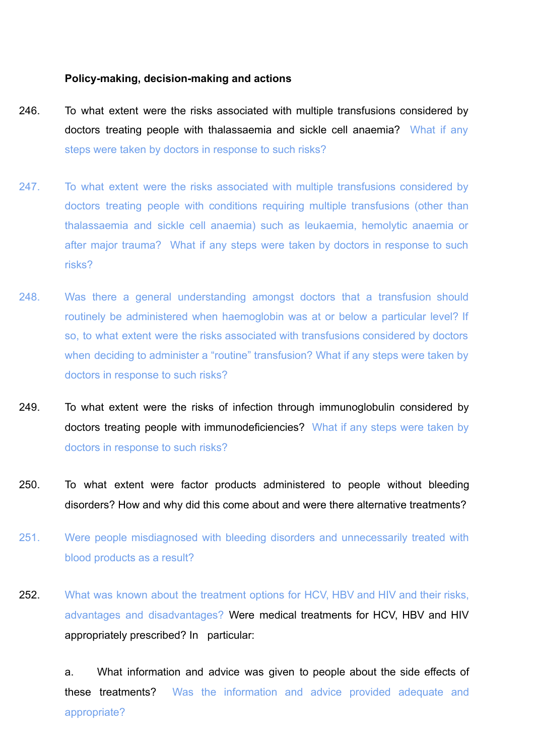**Policy-making, decision-making and actions**

246. To what extent were the risks associated with multiple transfusions considered by doctors treating people with thalassaemia and sickle cell anaemia? What if any steps were taken by doctors in response to such risks?

247. To what extent were the risks associated with multiple transfusions considered by doctors treating people with conditions requiring multiple transfusions (other than thalassaemia and sickle cell anaemia) such as leukaemia, hemolytic anaemia or after major trauma? What if any steps were taken by doctors in response to such risks?

248. Was there a general understanding amongst doctors that a transfusion should routinely be administered when haemoglobin was at or below a particular level? If so, to what extent were the risks associated with transfusions considered by doctors when deciding to administer a "routine" transfusion? What if any steps were taken by doctors in response to such risks?

249. To what extent were the risks of infection through immunoglobulin considered by doctors treating people with immunodeficiencies? What if any steps were taken by doctors in response to such risks?

250. To what extent were factor products administered to people without bleeding disorders? How and why did this come about and were there alternative treatments?

251. Were people misdiagnosed with bleeding disorders and unnecessarily treated with blood products as a result?

252. What was known about the treatment options for HCV, HBV and HIV and their risks, advantages and disadvantages? Were medical treatments for HCV, HBV and HIV appropriately prescribed? In particular:

   a. What information and advice was given to people about the side effects of these treatments? Was the information and advice provided adequate and appropriate?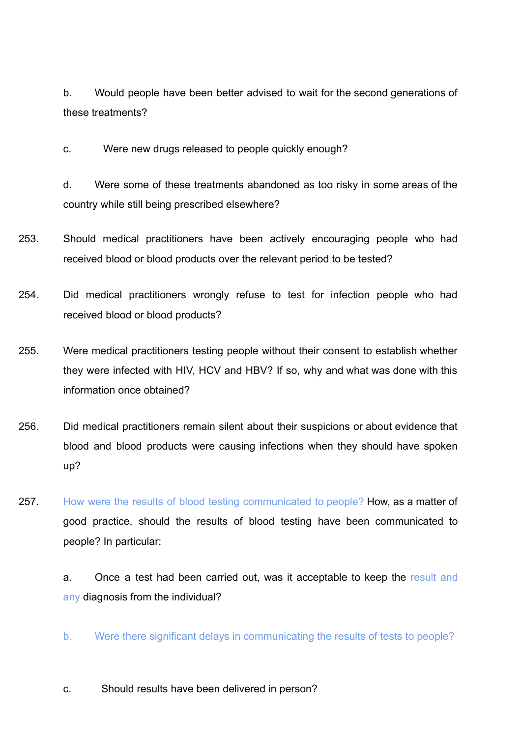b. Would people have been better advised to wait for the second generations of these treatments?

c. Were new drugs released to people quickly enough?

d. Were some of these treatments abandoned as too risky in some areas of the country while still being prescribed elsewhere?

253. Should medical practitioners have been actively encouraging people who had received blood or blood products over the relevant period to be tested?

254. Did medical practitioners wrongly refuse to test for infection people who had received blood or blood products?

255. Were medical practitioners testing people without their consent to establish whether they were infected with HIV, HCV and HBV? If so, why and what was done with this information once obtained?

256. Did medical practitioners remain silent about their suspicions or about evidence that blood and blood products were causing infections when they should have spoken up?

257. How were the results of blood testing communicated to people? How, as a matter of good practice, should the results of blood testing have been communicated to people? In particular:

a. Once a test had been carried out, was it acceptable to keep the result and any diagnosis from the individual?

b. Were there significant delays in communicating the results of tests to people?

c. Should results have been delivered in person?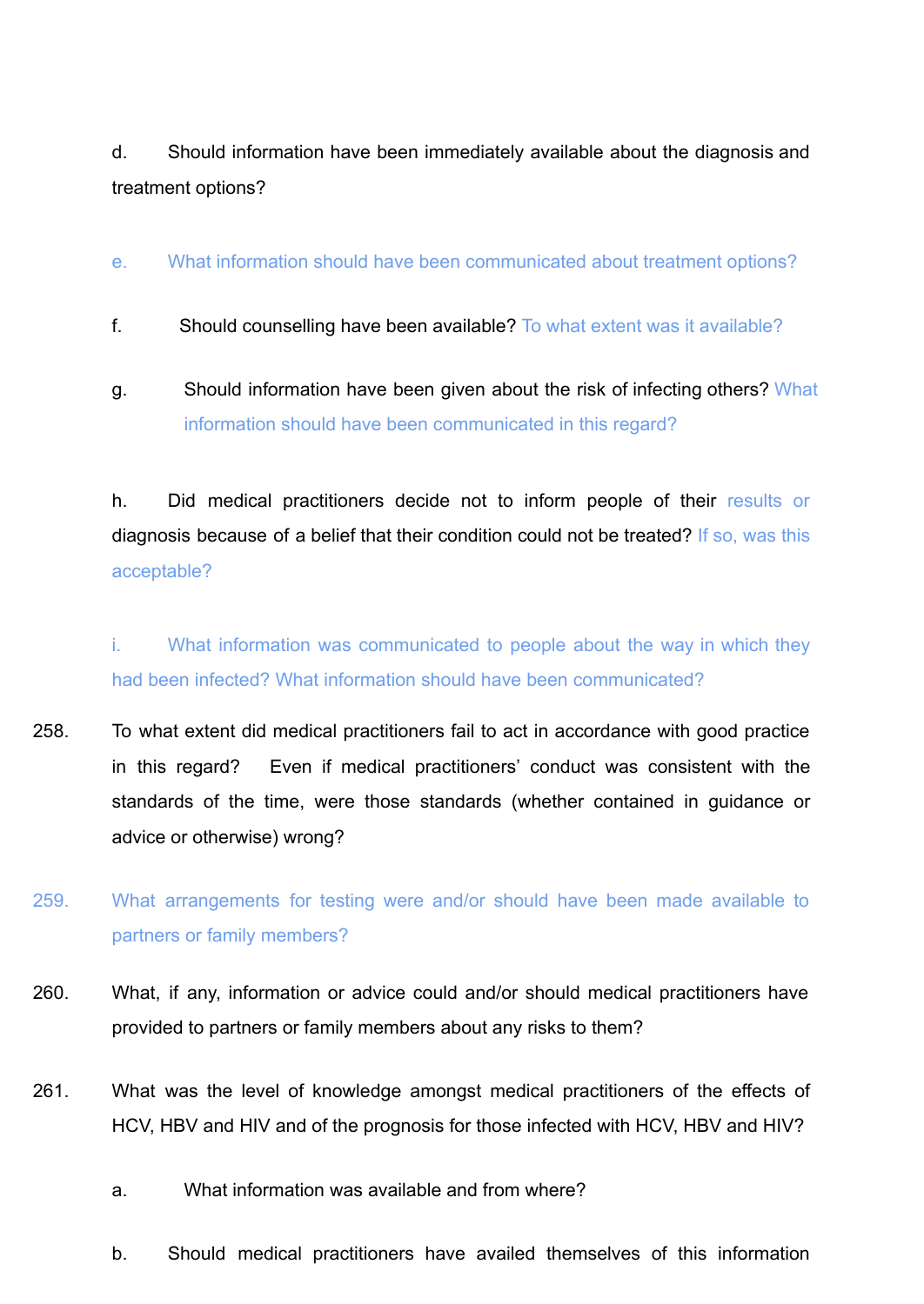d. Should information have been immediately available about the diagnosis and treatment options?

e. What information should have been communicated about treatment options?

f. Should counselling have been available? To what extent was it available?

g. Should information have been given about the risk of infecting others? What information should have been communicated in this regard?

h. Did medical practitioners decide not to inform people of their results or diagnosis because of a belief that their condition could not be treated? If so, was this acceptable?

i. What information was communicated to people about the way in which they had been infected? What information should have been communicated?

258. To what extent did medical practitioners fail to act in accordance with good practice in this regard? Even if medical practitioners' conduct was consistent with the standards of the time, were those standards (whether contained in guidance or advice or otherwise) wrong?

259. What arrangements for testing were and/or should have been made available to partners or family members?

260. What, if any, information or advice could and/or should medical practitioners have provided to partners or family members about any risks to them?

261. What was the level of knowledge amongst medical practitioners of the effects of HCV, HBV and HIV and of the prognosis for those infected with HCV, HBV and HIV?

a. What information was available and from where?

b. Should medical practitioners have availed themselves of this information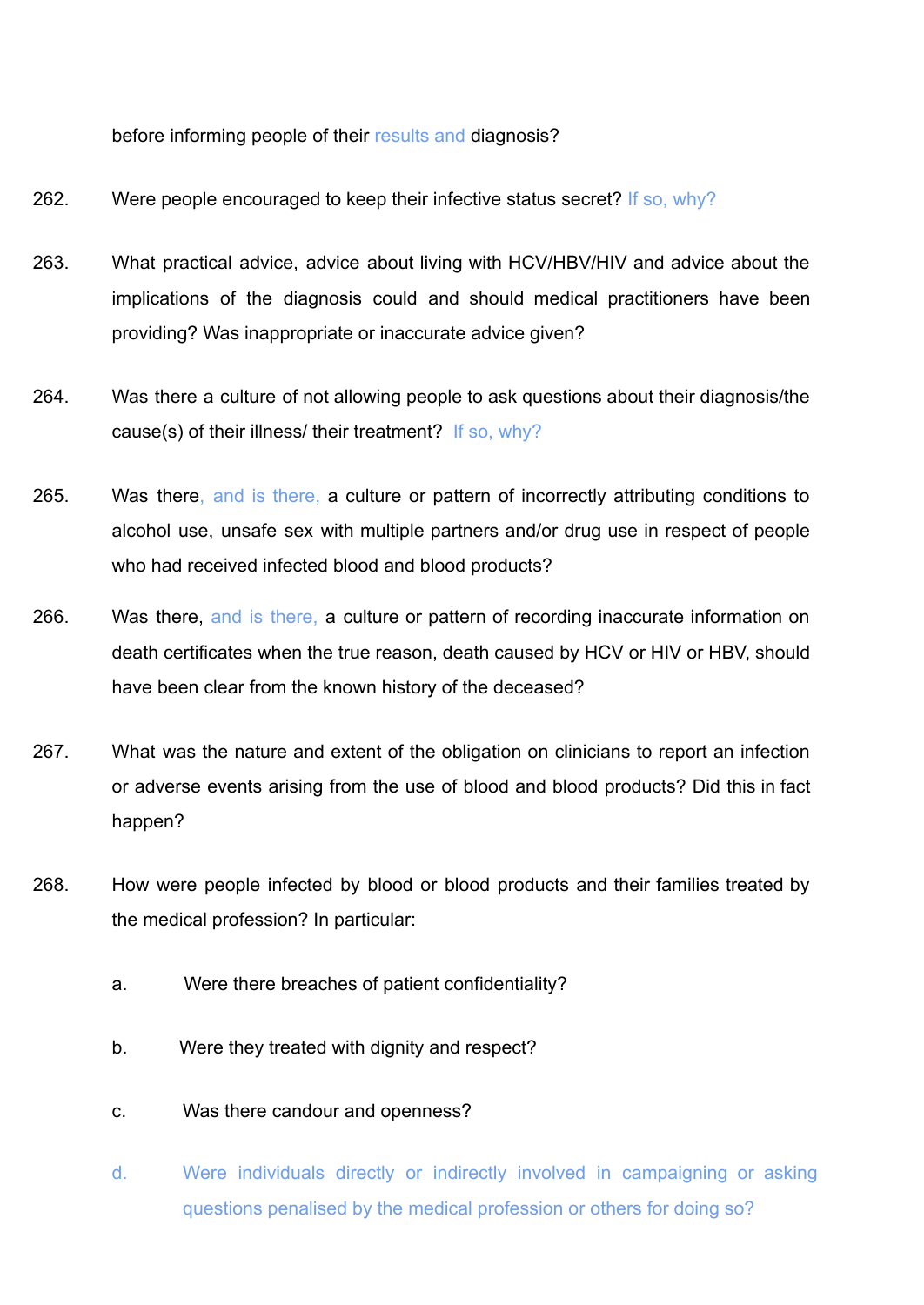before informing people of their results and diagnosis?

262. Were people encouraged to keep their infective status secret? If so, why?

263. What practical advice, advice about living with HCV/HBV/HIV and advice about the implications of the diagnosis could and should medical practitioners have been providing? Was inappropriate or inaccurate advice given?

264. Was there a culture of not allowing people to ask questions about their diagnosis/the cause(s) of their illness/ their treatment? If so, why?

265. Was there, and is there, a culture or pattern of incorrectly attributing conditions to alcohol use, unsafe sex with multiple partners and/or drug use in respect of people who had received infected blood and blood products?

266. Was there, and is there, a culture or pattern of recording inaccurate information on death certificates when the true reason, death caused by HCV or HIV or HBV, should have been clear from the known history of the deceased?

267. What was the nature and extent of the obligation on clinicians to report an infection or adverse events arising from the use of blood and blood products? Did this in fact happen?

268. How were people infected by blood or blood products and their families treated by the medical profession? In particular:

   a. Were there breaches of patient confidentiality?

   b. Were they treated with dignity and respect?

   c. Was there candour and openness?

   d. Were individuals directly or indirectly involved in campaigning or asking questions penalised by the medical profession or others for doing so?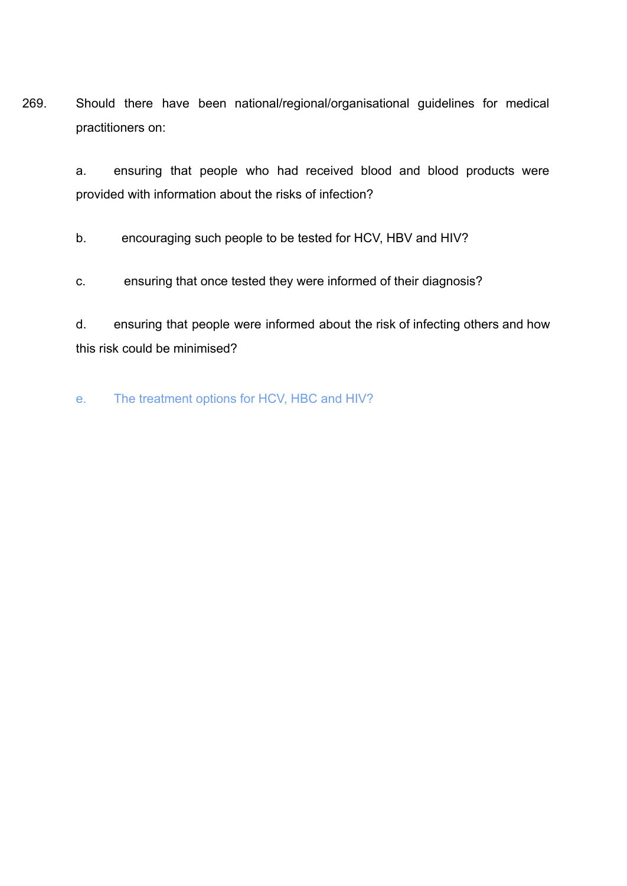269. Should there have been national/regional/organisational guidelines for medical practitioners on:

a. ensuring that people who had received blood and blood products were provided with information about the risks of infection?

b. encouraging such people to be tested for HCV, HBV and HIV?

c. ensuring that once tested they were informed of their diagnosis?

d. ensuring that people were informed about the risk of infecting others and how this risk could be minimised?

e. The treatment options for HCV, HBC and HIV?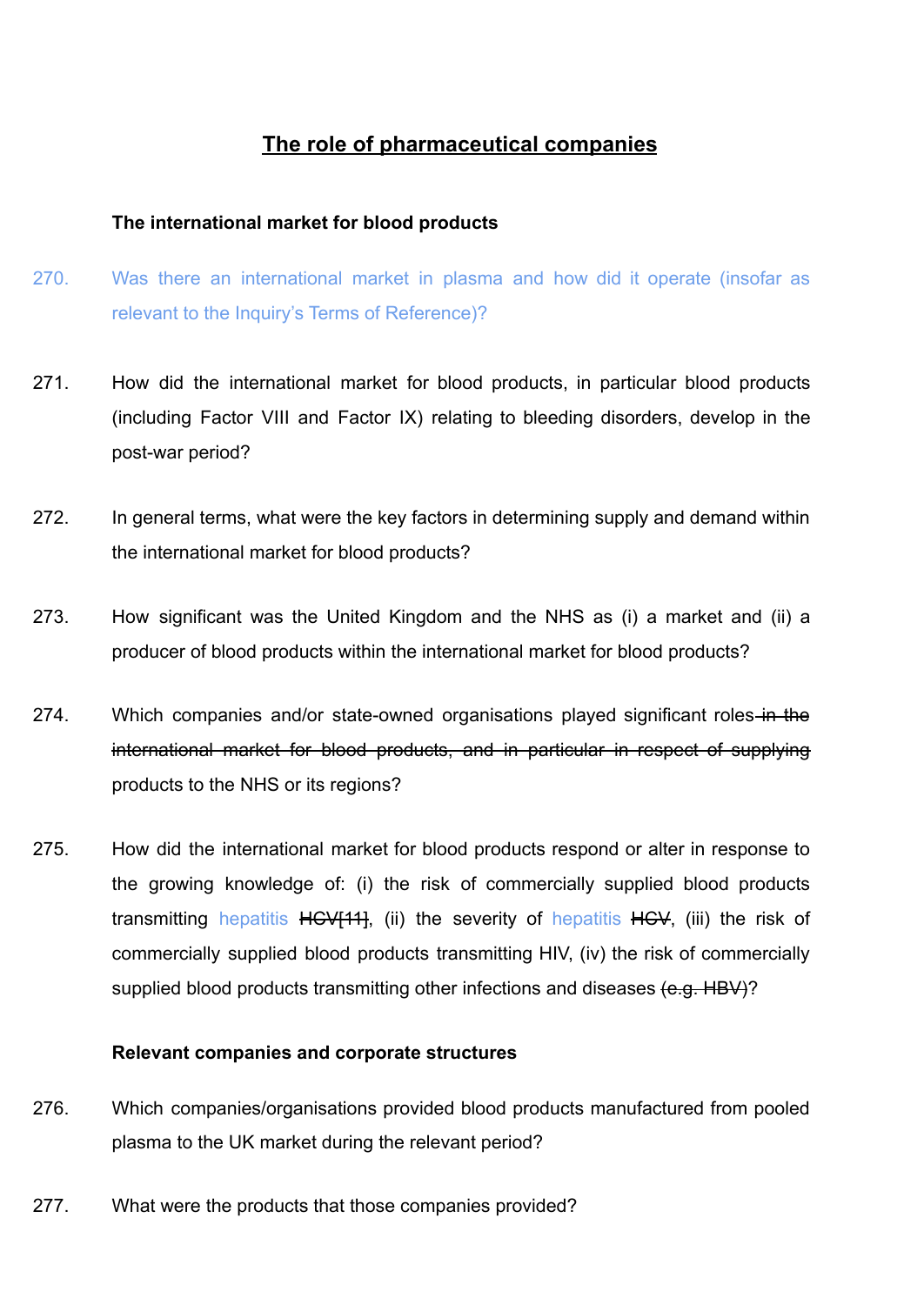## The role of pharmaceutical companies

**The international market for blood products**

270. Was there an international market in plasma and how did it operate (insofar as relevant to the Inquiry's Terms of Reference)?

271. How did the international market for blood products, in particular blood products (including Factor VIII and Factor IX) relating to bleeding disorders, develop in the post-war period?

272. In general terms, what were the key factors in determining supply and demand within the international market for blood products?

273. How significant was the United Kingdom and the NHS as (i) a market and (ii) a producer of blood products within the international market for blood products?

274. Which companies and/or state-owned organisations played significant roles ~~in the international market for blood products, and in particular in respect of supplying~~ products to the NHS or its regions?

275. How did the international market for blood products respond or alter in response to the growing knowledge of: (i) the risk of commercially supplied blood products transmitting hepatitis ~~HCV[11]~~, (ii) the severity of hepatitis ~~HCV~~, (iii) the risk of commercially supplied blood products transmitting HIV, (iv) the risk of commercially supplied blood products transmitting other infections and diseases ~~(e.g. HBV)~~?

**Relevant companies and corporate structures**

276. Which companies/organisations provided blood products manufactured from pooled plasma to the UK market during the relevant period?

277. What were the products that those companies provided?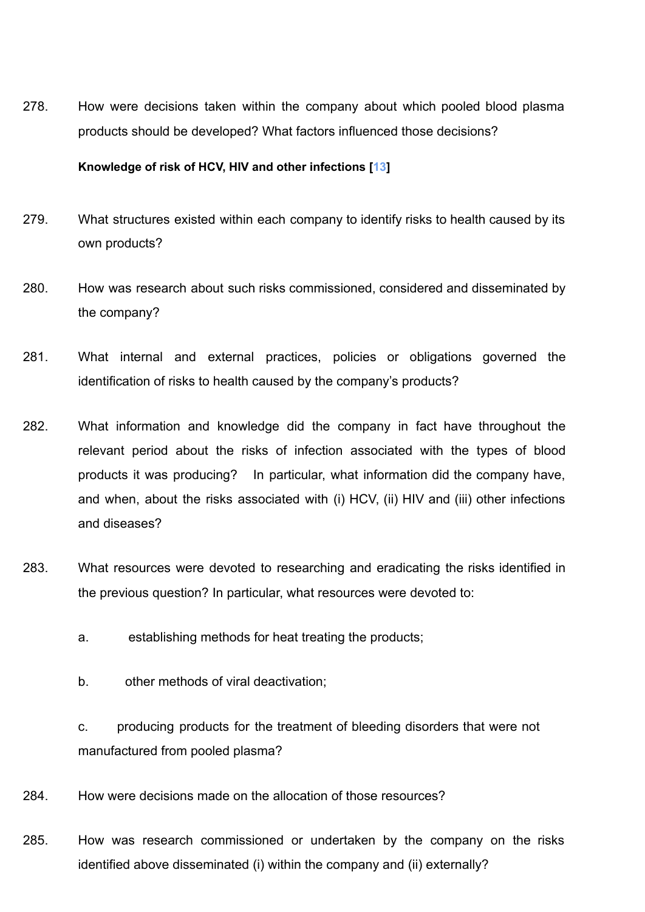278. How were decisions taken within the company about which pooled blood plasma products should be developed? What factors influenced those decisions?

**Knowledge of risk of HCV, HIV and other infections [13]**

279. What structures existed within each company to identify risks to health caused by its own products?

280. How was research about such risks commissioned, considered and disseminated by the company?

281. What internal and external practices, policies or obligations governed the identification of risks to health caused by the company's products?

282. What information and knowledge did the company in fact have throughout the relevant period about the risks of infection associated with the types of blood products it was producing? In particular, what information did the company have, and when, about the risks associated with (i) HCV, (ii) HIV and (iii) other infections and diseases?

283. What resources were devoted to researching and eradicating the risks identified in the previous question? In particular, what resources were devoted to:

    a. establishing methods for heat treating the products;

    b. other methods of viral deactivation;

    c. producing products for the treatment of bleeding disorders that were not manufactured from pooled plasma?

284. How were decisions made on the allocation of those resources?

285. How was research commissioned or undertaken by the company on the risks identified above disseminated (i) within the company and (ii) externally?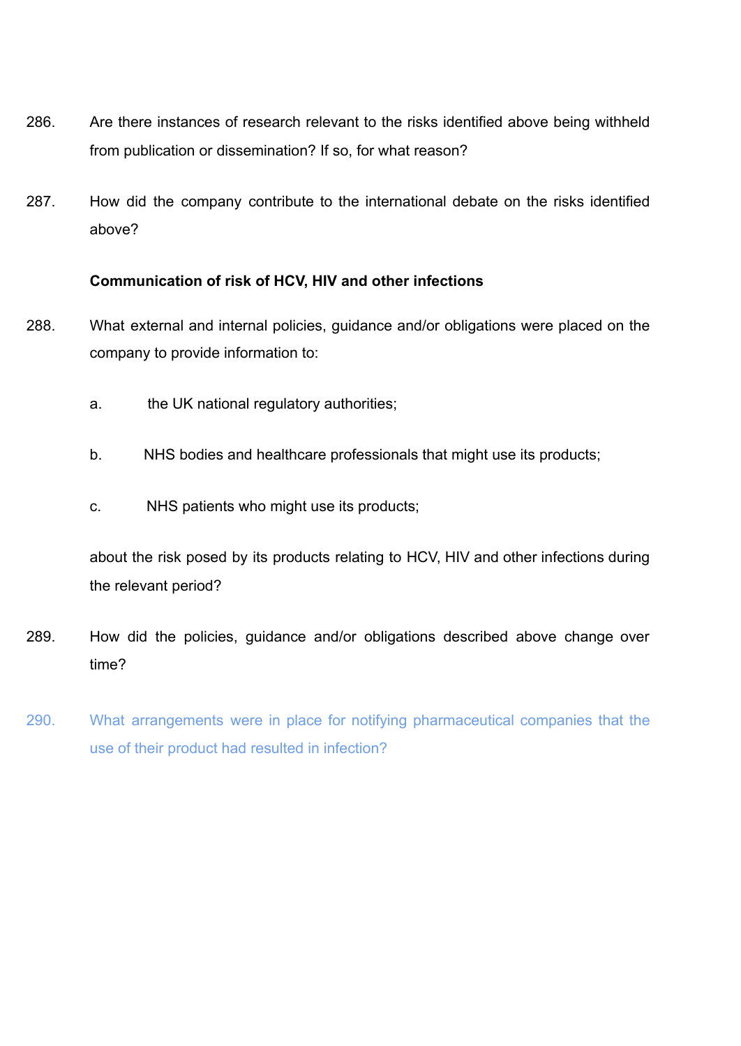286. Are there instances of research relevant to the risks identified above being withheld from publication or dissemination? If so, for what reason?

287. How did the company contribute to the international debate on the risks identified above?

**Communication of risk of HCV, HIV and other infections**

288. What external and internal policies, guidance and/or obligations were placed on the company to provide information to:

   a. the UK national regulatory authorities;

   b. NHS bodies and healthcare professionals that might use its products;

   c. NHS patients who might use its products;

   about the risk posed by its products relating to HCV, HIV and other infections during the relevant period?

289. How did the policies, guidance and/or obligations described above change over time?

290. What arrangements were in place for notifying pharmaceutical companies that the use of their product had resulted in infection?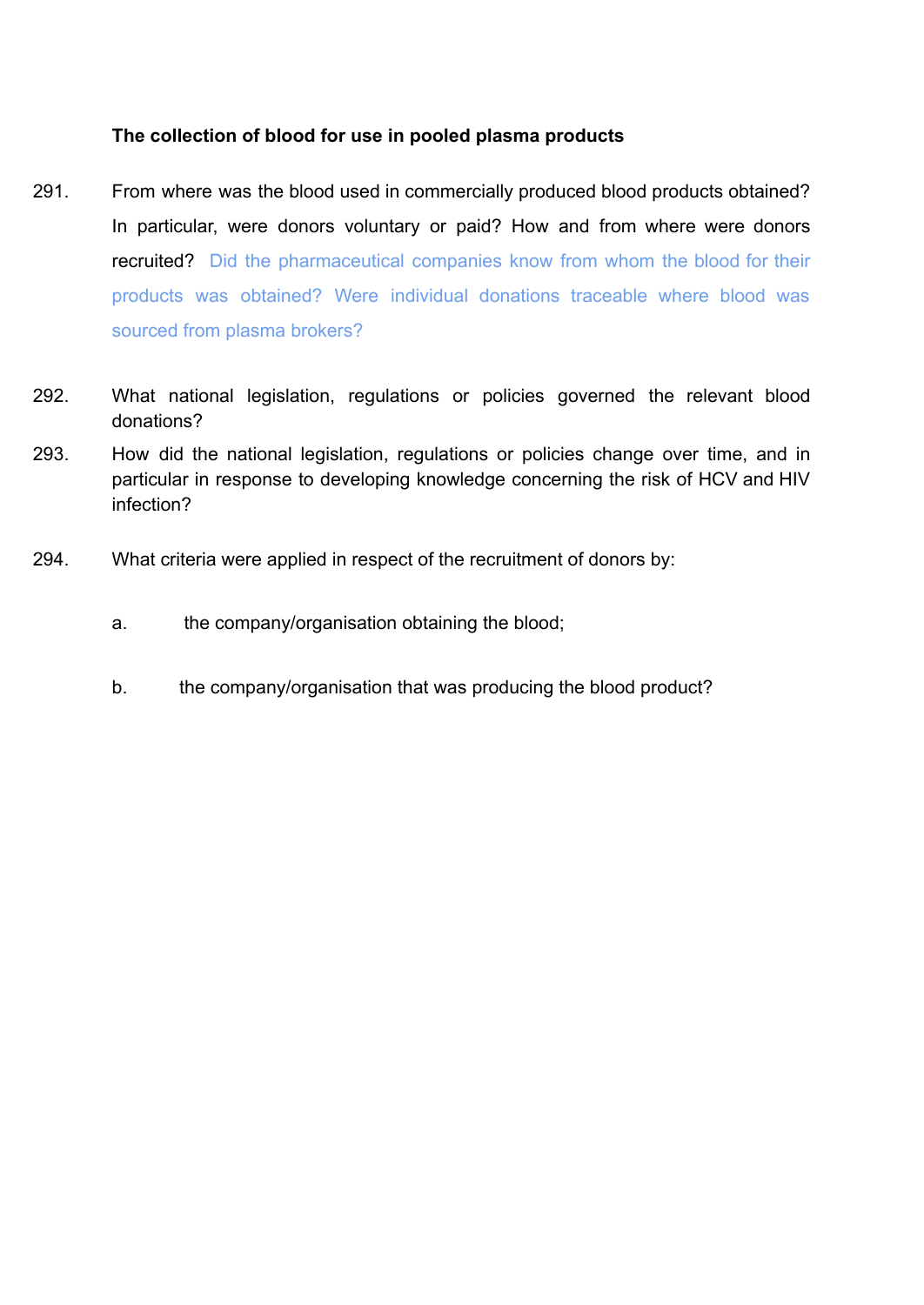**The collection of blood for use in pooled plasma products**

291. From where was the blood used in commercially produced blood products obtained? In particular, were donors voluntary or paid? How and from where were donors recruited? Did the pharmaceutical companies know from whom the blood for their products was obtained? Were individual donations traceable where blood was sourced from plasma brokers?

292. What national legislation, regulations or policies governed the relevant blood donations?

293. How did the national legislation, regulations or policies change over time, and in particular in response to developing knowledge concerning the risk of HCV and HIV infection?

294. What criteria were applied in respect of the recruitment of donors by:

    a. the company/organisation obtaining the blood;

    b. the company/organisation that was producing the blood product?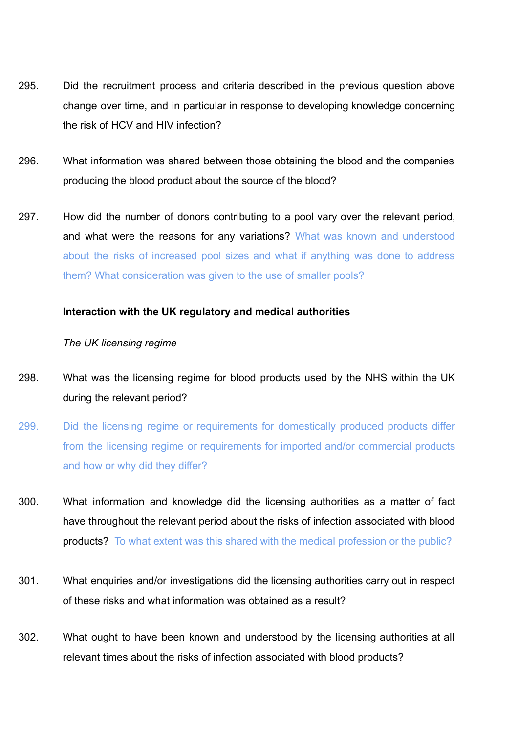295. Did the recruitment process and criteria described in the previous question above change over time, and in particular in response to developing knowledge concerning the risk of HCV and HIV infection?

296. What information was shared between those obtaining the blood and the companies producing the blood product about the source of the blood?

297. How did the number of donors contributing to a pool vary over the relevant period, and what were the reasons for any variations? What was known and understood about the risks of increased pool sizes and what if anything was done to address them? What consideration was given to the use of smaller pools?

**Interaction with the UK regulatory and medical authorities**

*The UK licensing regime*

298. What was the licensing regime for blood products used by the NHS within the UK during the relevant period?

299. Did the licensing regime or requirements for domestically produced products differ from the licensing regime or requirements for imported and/or commercial products and how or why did they differ?

300. What information and knowledge did the licensing authorities as a matter of fact have throughout the relevant period about the risks of infection associated with blood products? To what extent was this shared with the medical profession or the public?

301. What enquiries and/or investigations did the licensing authorities carry out in respect of these risks and what information was obtained as a result?

302. What ought to have been known and understood by the licensing authorities at all relevant times about the risks of infection associated with blood products?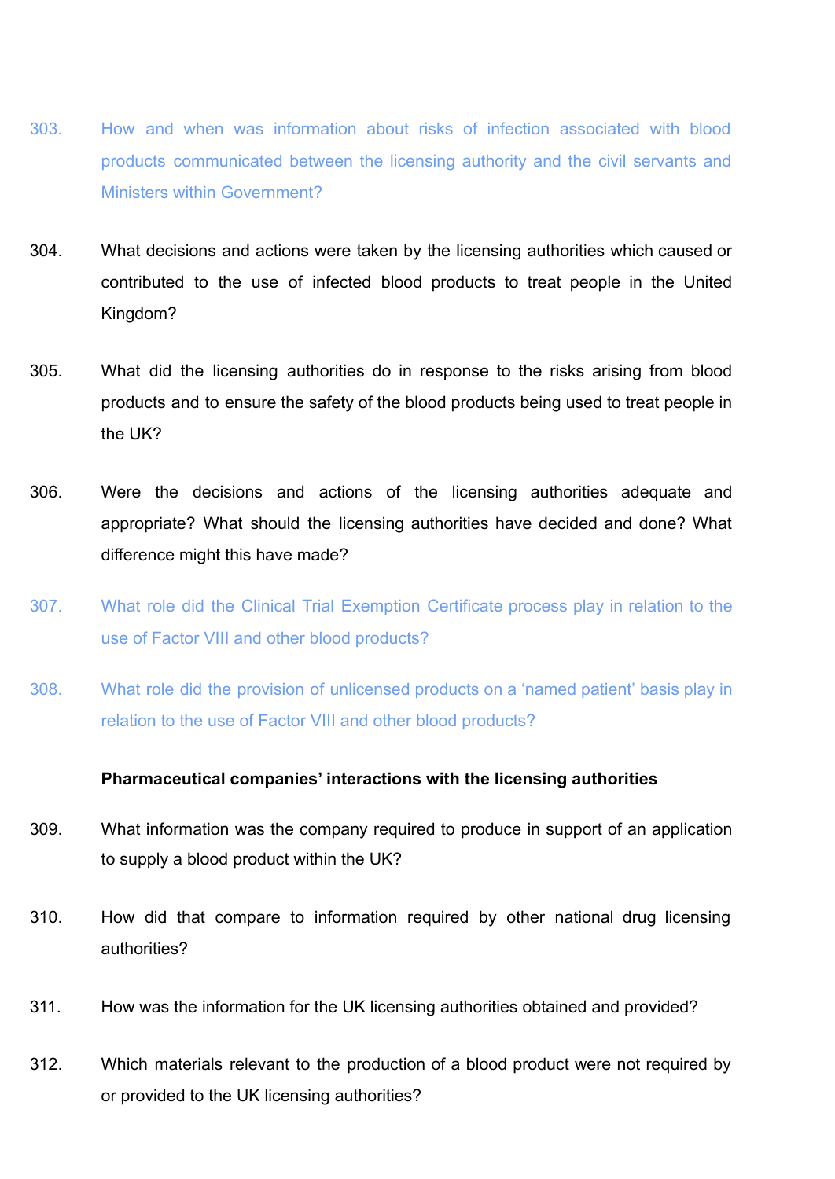303. How and when was information about risks of infection associated with blood products communicated between the licensing authority and the civil servants and Ministers within Government?

304. What decisions and actions were taken by the licensing authorities which caused or contributed to the use of infected blood products to treat people in the United Kingdom?

305. What did the licensing authorities do in response to the risks arising from blood products and to ensure the safety of the blood products being used to treat people in the UK?

306. Were the decisions and actions of the licensing authorities adequate and appropriate? What should the licensing authorities have decided and done? What difference might this have made?

307. What role did the Clinical Trial Exemption Certificate process play in relation to the use of Factor VIII and other blood products?

308. What role did the provision of unlicensed products on a 'named patient' basis play in relation to the use of Factor VIII and other blood products?

**Pharmaceutical companies' interactions with the licensing authorities**

309. What information was the company required to produce in support of an application to supply a blood product within the UK?

310. How did that compare to information required by other national drug licensing authorities?

311. How was the information for the UK licensing authorities obtained and provided?

312. Which materials relevant to the production of a blood product were not required by or provided to the UK licensing authorities?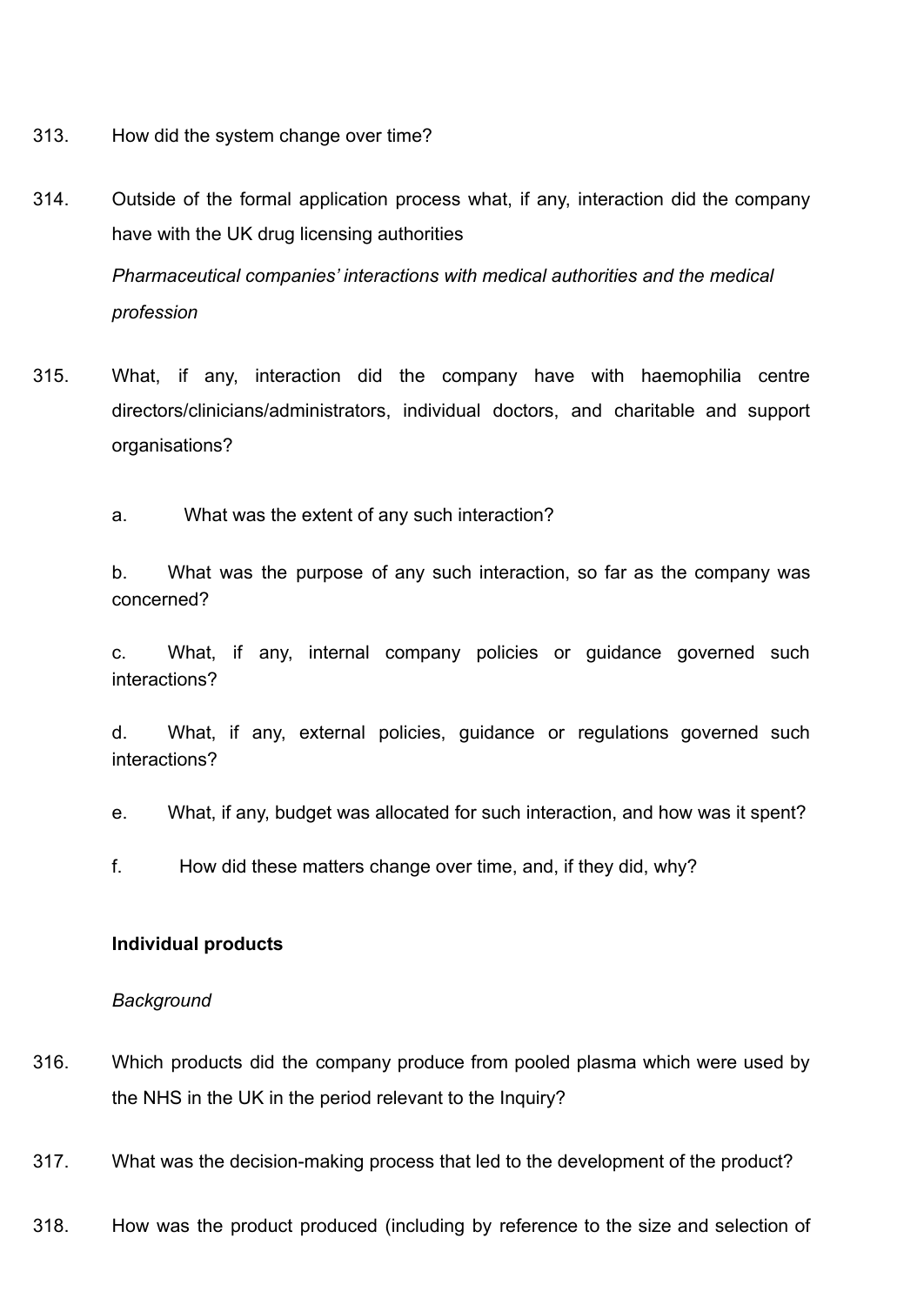313. How did the system change over time?

314. Outside of the formal application process what, if any, interaction did the company have with the UK drug licensing authorities

*Pharmaceutical companies' interactions with medical authorities and the medical profession*

315. What, if any, interaction did the company have with haemophilia centre directors/clinicians/administrators, individual doctors, and charitable and support organisations?

a. What was the extent of any such interaction?

b. What was the purpose of any such interaction, so far as the company was concerned?

c. What, if any, internal company policies or guidance governed such interactions?

d. What, if any, external policies, guidance or regulations governed such interactions?

e. What, if any, budget was allocated for such interaction, and how was it spent?

f. How did these matters change over time, and, if they did, why?

**Individual products**

*Background*

316. Which products did the company produce from pooled plasma which were used by the NHS in the UK in the period relevant to the Inquiry?

317. What was the decision-making process that led to the development of the product?

318. How was the product produced (including by reference to the size and selection of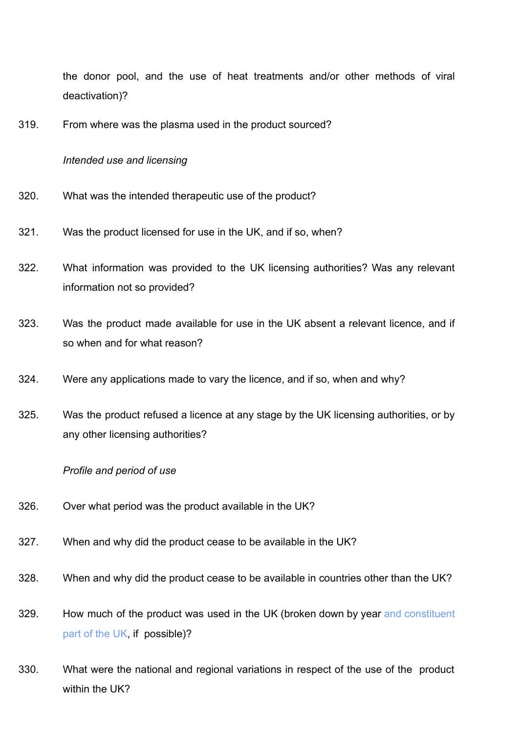the donor pool, and the use of heat treatments and/or other methods of viral deactivation)?

319. From where was the plasma used in the product sourced?

*Intended use and licensing*

320. What was the intended therapeutic use of the product?

321. Was the product licensed for use in the UK, and if so, when?

322. What information was provided to the UK licensing authorities? Was any relevant information not so provided?

323. Was the product made available for use in the UK absent a relevant licence, and if so when and for what reason?

324. Were any applications made to vary the licence, and if so, when and why?

325. Was the product refused a licence at any stage by the UK licensing authorities, or by any other licensing authorities?

*Profile and period of use*

326. Over what period was the product available in the UK?

327. When and why did the product cease to be available in the UK?

328. When and why did the product cease to be available in countries other than the UK?

329. How much of the product was used in the UK (broken down by year and constituent part of the UK, if possible)?

330. What were the national and regional variations in respect of the use of the product within the UK?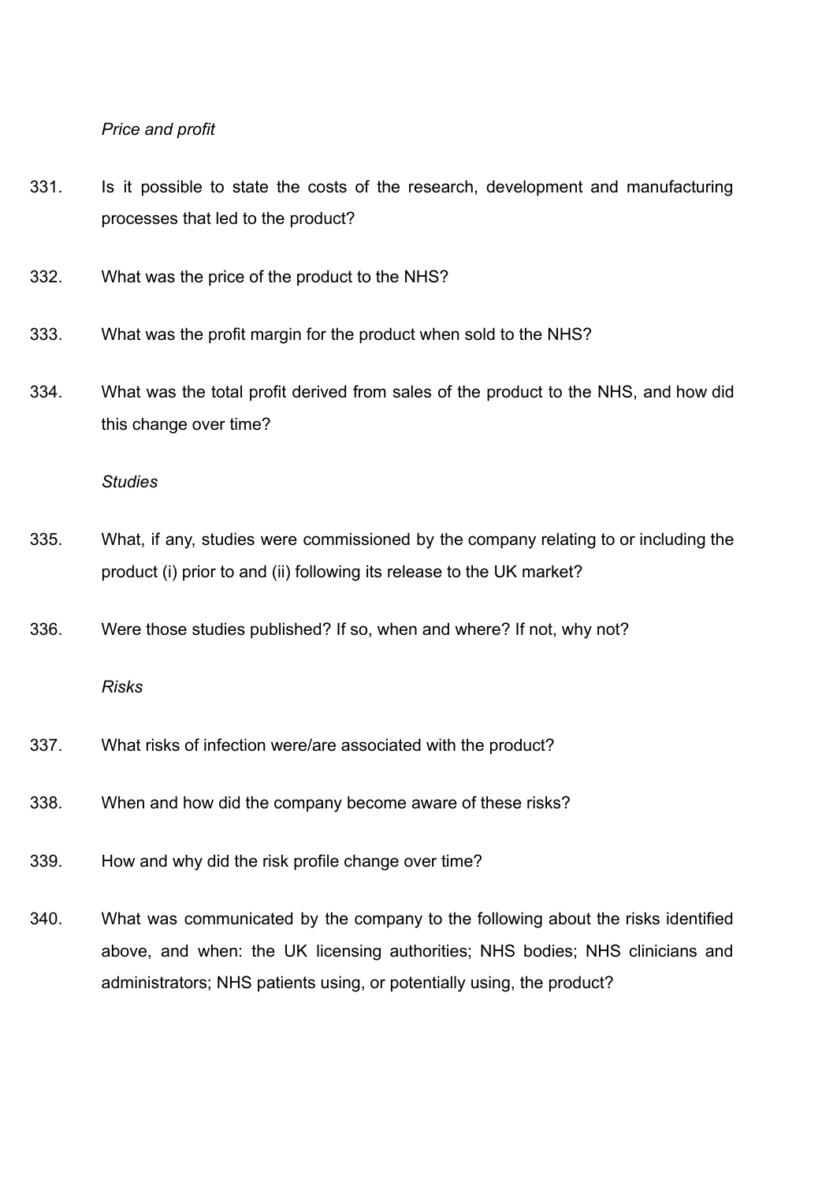*Price and profit*

331. Is it possible to state the costs of the research, development and manufacturing processes that led to the product?

332. What was the price of the product to the NHS?

333. What was the profit margin for the product when sold to the NHS?

334. What was the total profit derived from sales of the product to the NHS, and how did this change over time?

*Studies*

335. What, if any, studies were commissioned by the company relating to or including the product (i) prior to and (ii) following its release to the UK market?

336. Were those studies published? If so, when and where? If not, why not?

*Risks*

337. What risks of infection were/are associated with the product?

338. When and how did the company become aware of these risks?

339. How and why did the risk profile change over time?

340. What was communicated by the company to the following about the risks identified above, and when: the UK licensing authorities; NHS bodies; NHS clinicians and administrators; NHS patients using, or potentially using, the product?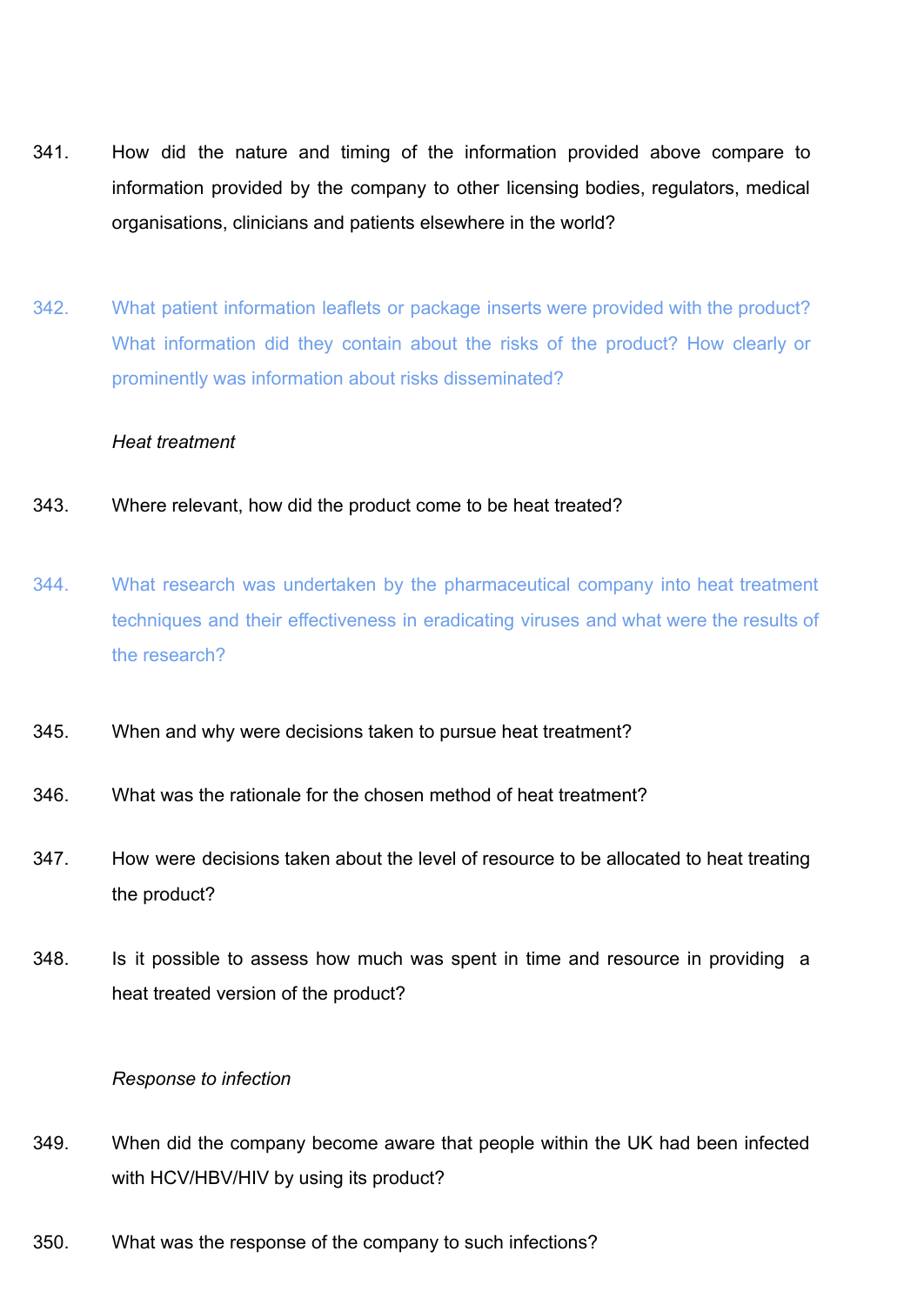341. How did the nature and timing of the information provided above compare to information provided by the company to other licensing bodies, regulators, medical organisations, clinicians and patients elsewhere in the world?

342. What patient information leaflets or package inserts were provided with the product? What information did they contain about the risks of the product? How clearly or prominently was information about risks disseminated?

*Heat treatment*

343. Where relevant, how did the product come to be heat treated?

344. What research was undertaken by the pharmaceutical company into heat treatment techniques and their effectiveness in eradicating viruses and what were the results of the research?

345. When and why were decisions taken to pursue heat treatment?

346. What was the rationale for the chosen method of heat treatment?

347. How were decisions taken about the level of resource to be allocated to heat treating the product?

348. Is it possible to assess how much was spent in time and resource in providing a heat treated version of the product?

*Response to infection*

349. When did the company become aware that people within the UK had been infected with HCV/HBV/HIV by using its product?

350. What was the response of the company to such infections?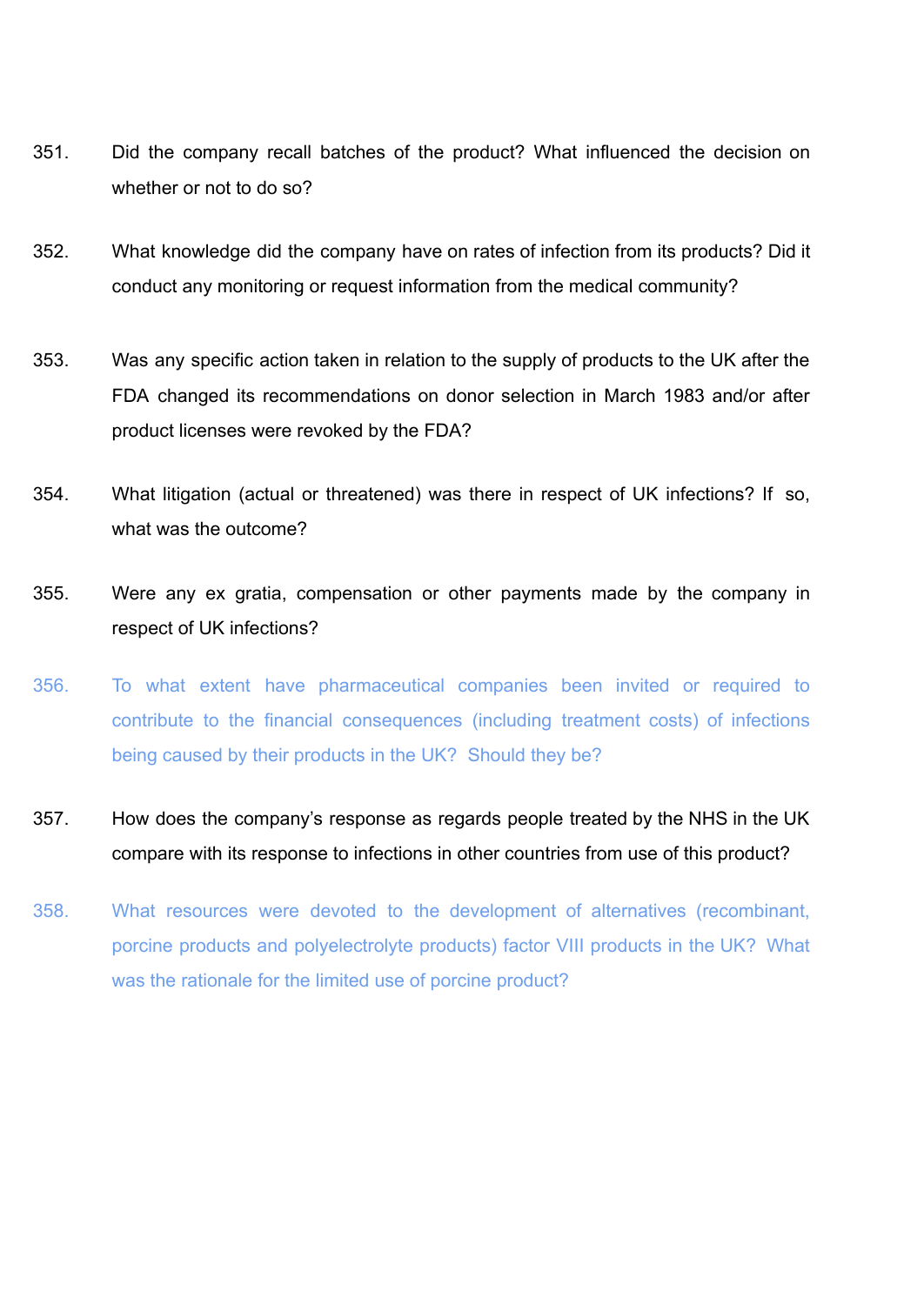351. Did the company recall batches of the product? What influenced the decision on whether or not to do so?

352. What knowledge did the company have on rates of infection from its products? Did it conduct any monitoring or request information from the medical community?

353. Was any specific action taken in relation to the supply of products to the UK after the FDA changed its recommendations on donor selection in March 1983 and/or after product licenses were revoked by the FDA?

354. What litigation (actual or threatened) was there in respect of UK infections? If so, what was the outcome?

355. Were any ex gratia, compensation or other payments made by the company in respect of UK infections?

356. To what extent have pharmaceutical companies been invited or required to contribute to the financial consequences (including treatment costs) of infections being caused by their products in the UK? Should they be?

357. How does the company's response as regards people treated by the NHS in the UK compare with its response to infections in other countries from use of this product?

358. What resources were devoted to the development of alternatives (recombinant, porcine products and polyelectrolyte products) factor VIII products in the UK? What was the rationale for the limited use of porcine product?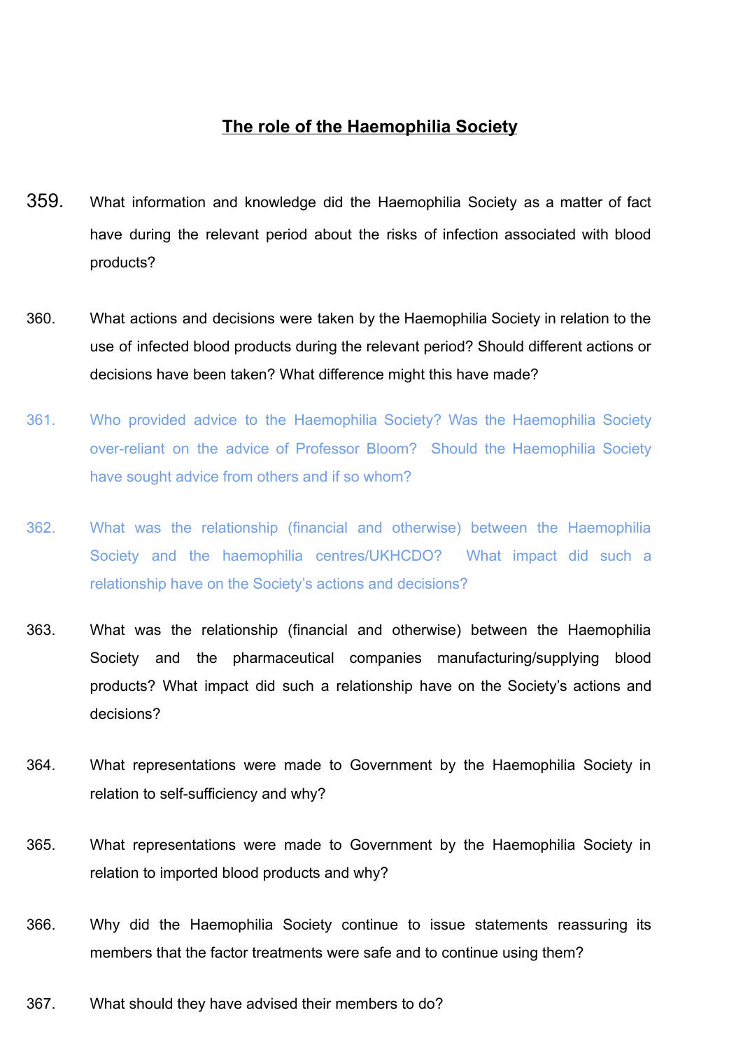## <u>The role of the Haemophilia Society</u>

359. What information and knowledge did the Haemophilia Society as a matter of fact have during the relevant period about the risks of infection associated with blood products?

360. What actions and decisions were taken by the Haemophilia Society in relation to the use of infected blood products during the relevant period? Should different actions or decisions have been taken? What difference might this have made?

361. Who provided advice to the Haemophilia Society? Was the Haemophilia Society over-reliant on the advice of Professor Bloom? Should the Haemophilia Society have sought advice from others and if so whom?

362. What was the relationship (financial and otherwise) between the Haemophilia Society and the haemophilia centres/UKHCDO? What impact did such a relationship have on the Society's actions and decisions?

363. What was the relationship (financial and otherwise) between the Haemophilia Society and the pharmaceutical companies manufacturing/supplying blood products? What impact did such a relationship have on the Society's actions and decisions?

364. What representations were made to Government by the Haemophilia Society in relation to self-sufficiency and why?

365. What representations were made to Government by the Haemophilia Society in relation to imported blood products and why?

366. Why did the Haemophilia Society continue to issue statements reassuring its members that the factor treatments were safe and to continue using them?

367. What should they have advised their members to do?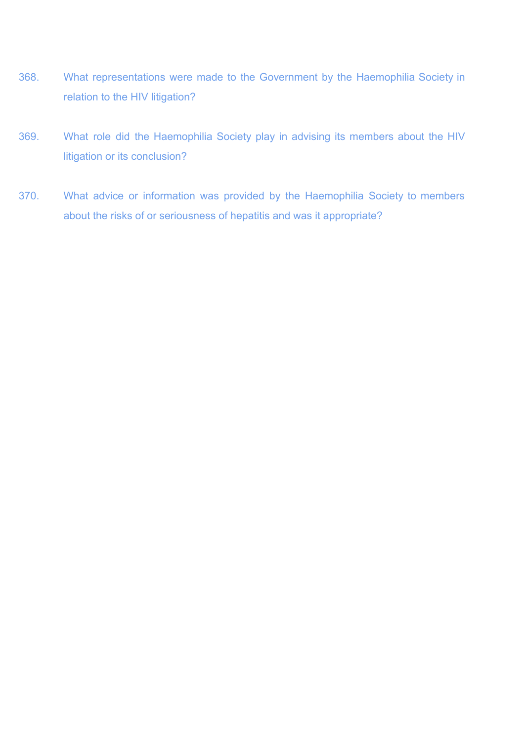368. What representations were made to the Government by the Haemophilia Society in relation to the HIV litigation?

369. What role did the Haemophilia Society play in advising its members about the HIV litigation or its conclusion?

370. What advice or information was provided by the Haemophilia Society to members about the risks of or seriousness of hepatitis and was it appropriate?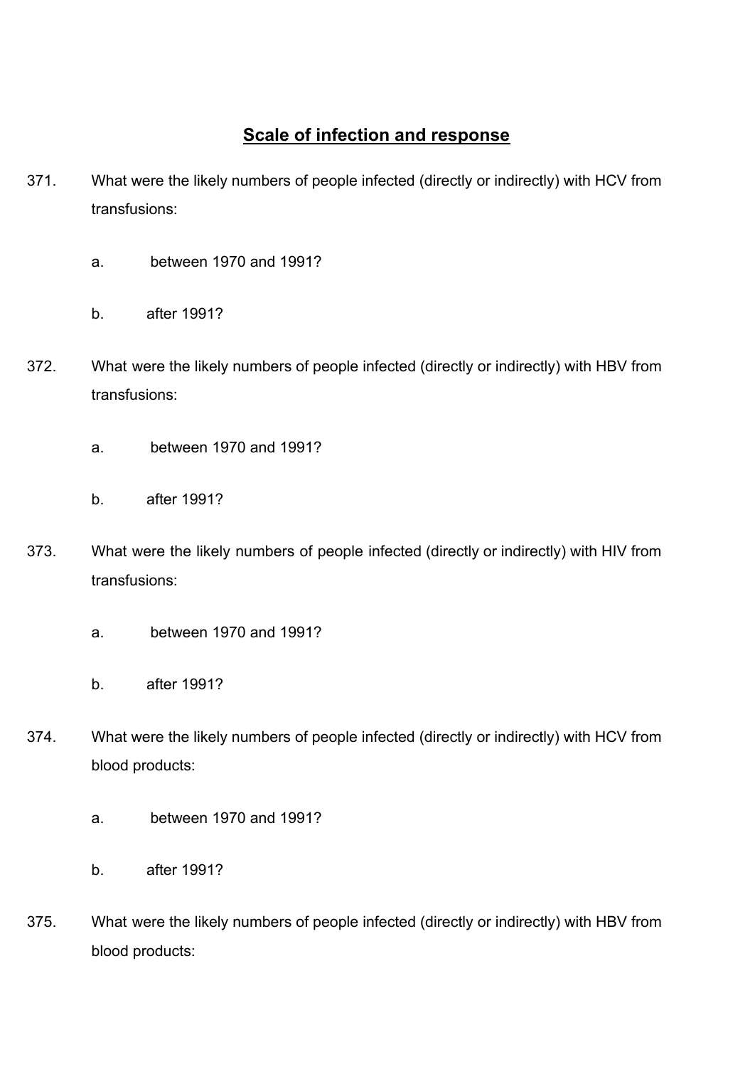## Scale of infection and response

371. What were the likely numbers of people infected (directly or indirectly) with HCV from transfusions:

  a. between 1970 and 1991?

  b. after 1991?

372. What were the likely numbers of people infected (directly or indirectly) with HBV from transfusions:

  a. between 1970 and 1991?

  b. after 1991?

373. What were the likely numbers of people infected (directly or indirectly) with HIV from transfusions:

  a. between 1970 and 1991?

  b. after 1991?

374. What were the likely numbers of people infected (directly or indirectly) with HCV from blood products:

  a. between 1970 and 1991?

  b. after 1991?

375. What were the likely numbers of people infected (directly or indirectly) with HBV from blood products: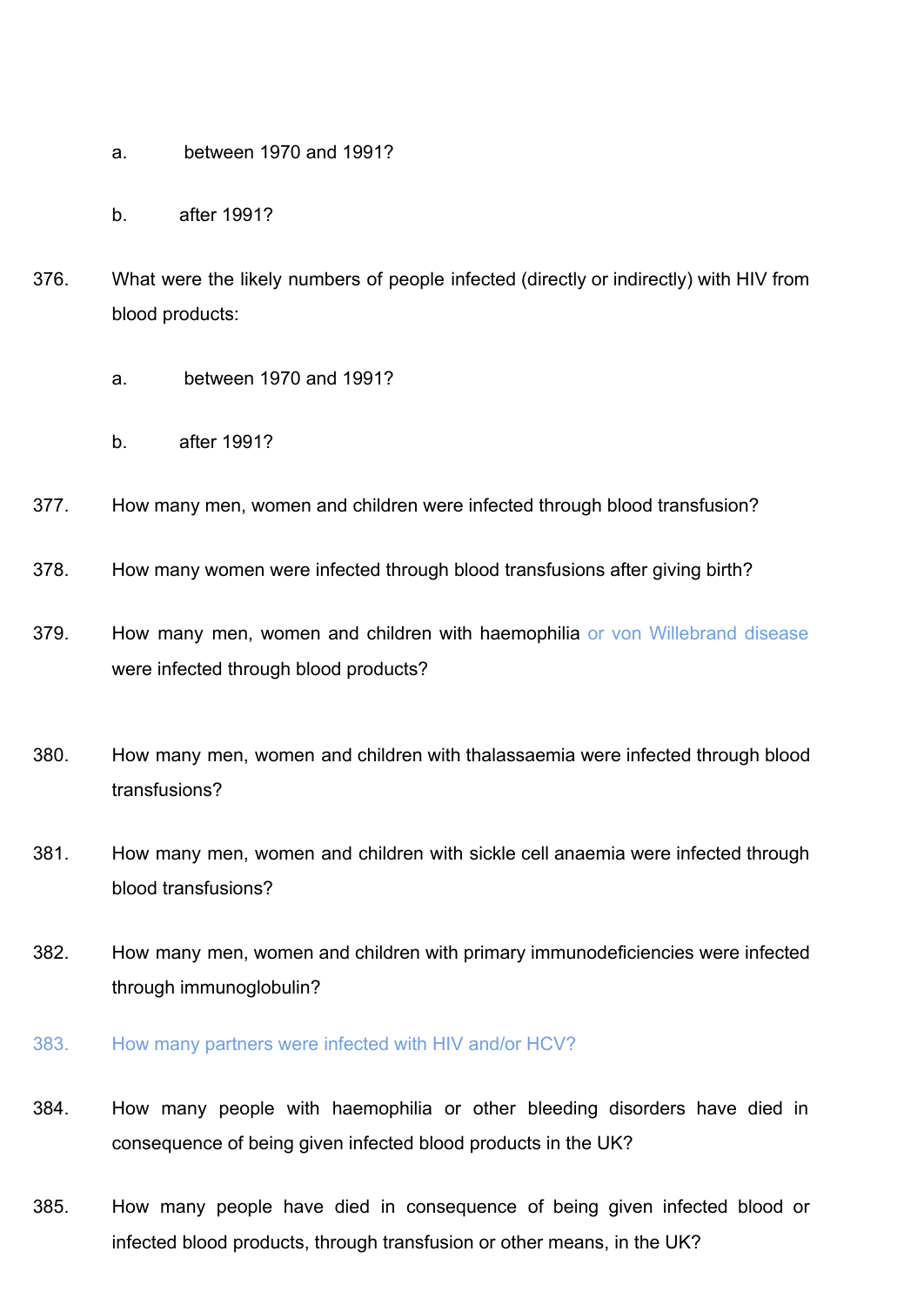a. between 1970 and 1991?

b. after 1991?

376. What were the likely numbers of people infected (directly or indirectly) with HIV from blood products:

a. between 1970 and 1991?

b. after 1991?

377. How many men, women and children were infected through blood transfusion?

378. How many women were infected through blood transfusions after giving birth?

379. How many men, women and children with haemophilia or von Willebrand disease were infected through blood products?

380. How many men, women and children with thalassaemia were infected through blood transfusions?

381. How many men, women and children with sickle cell anaemia were infected through blood transfusions?

382. How many men, women and children with primary immunodeficiencies were infected through immunoglobulin?

383. How many partners were infected with HIV and/or HCV?

384. How many people with haemophilia or other bleeding disorders have died in consequence of being given infected blood products in the UK?

385. How many people have died in consequence of being given infected blood or infected blood products, through transfusion or other means, in the UK?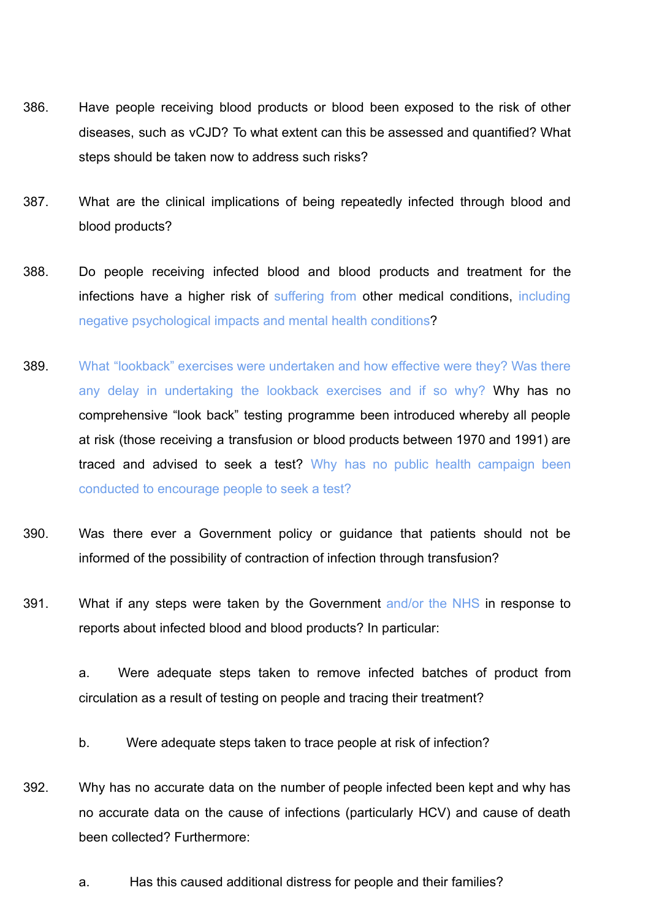386. Have people receiving blood products or blood been exposed to the risk of other diseases, such as vCJD? To what extent can this be assessed and quantified? What steps should be taken now to address such risks?

387. What are the clinical implications of being repeatedly infected through blood and blood products?

388. Do people receiving infected blood and blood products and treatment for the infections have a higher risk of suffering from other medical conditions, including negative psychological impacts and mental health conditions?

389. What "lookback" exercises were undertaken and how effective were they? Was there any delay in undertaking the lookback exercises and if so why? Why has no comprehensive "look back" testing programme been introduced whereby all people at risk (those receiving a transfusion or blood products between 1970 and 1991) are traced and advised to seek a test? Why has no public health campaign been conducted to encourage people to seek a test?

390. Was there ever a Government policy or guidance that patients should not be informed of the possibility of contraction of infection through transfusion?

391. What if any steps were taken by the Government and/or the NHS in response to reports about infected blood and blood products? In particular:

    a. Were adequate steps taken to remove infected batches of product from circulation as a result of testing on people and tracing their treatment?

    b. Were adequate steps taken to trace people at risk of infection?

392. Why has no accurate data on the number of people infected been kept and why has no accurate data on the cause of infections (particularly HCV) and cause of death been collected? Furthermore:

    a. Has this caused additional distress for people and their families?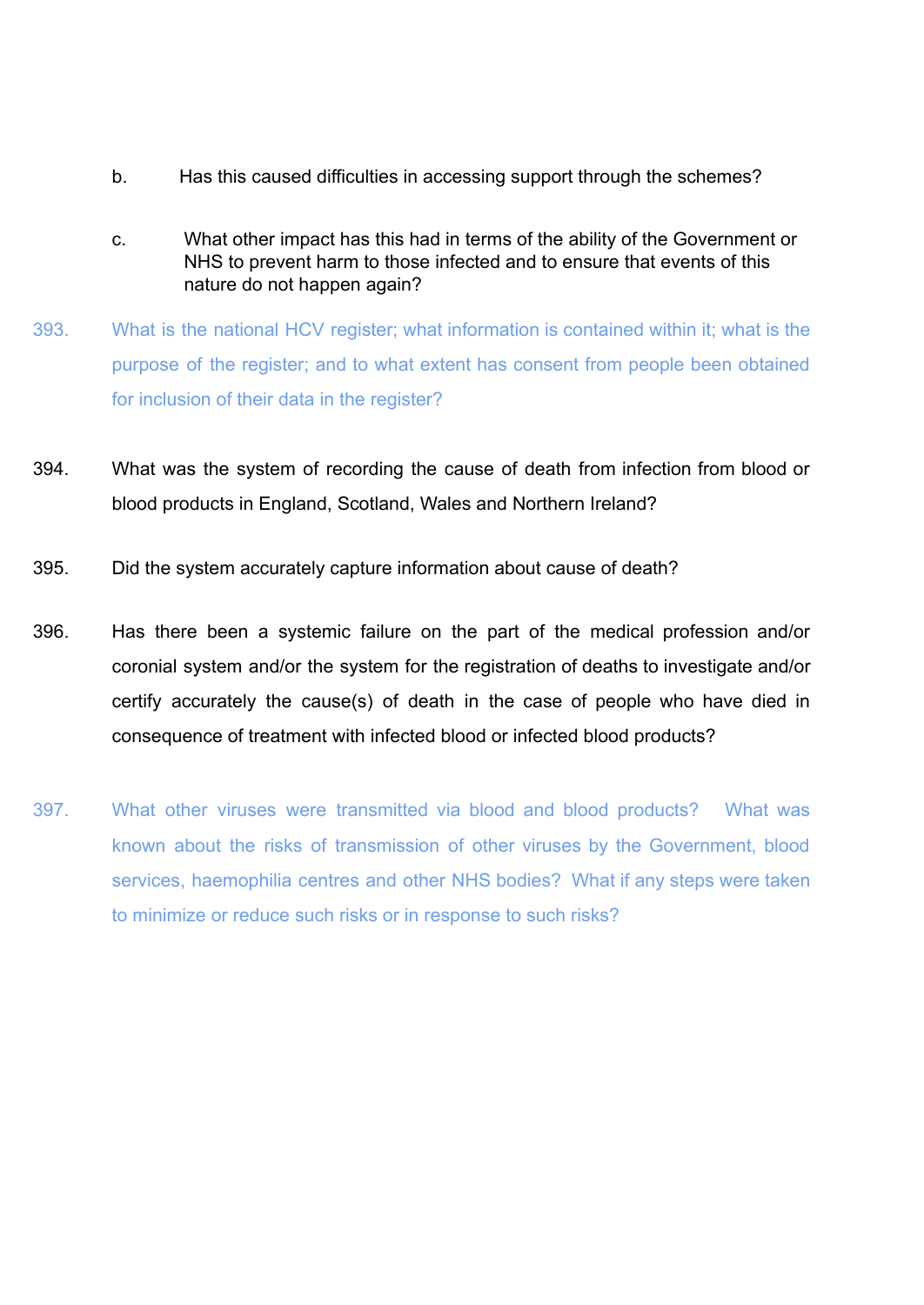b. Has this caused difficulties in accessing support through the schemes?

c. What other impact has this had in terms of the ability of the Government or NHS to prevent harm to those infected and to ensure that events of this nature do not happen again?

393. What is the national HCV register; what information is contained within it; what is the purpose of the register; and to what extent has consent from people been obtained for inclusion of their data in the register?

394. What was the system of recording the cause of death from infection from blood or blood products in England, Scotland, Wales and Northern Ireland?

395. Did the system accurately capture information about cause of death?

396. Has there been a systemic failure on the part of the medical profession and/or coronial system and/or the system for the registration of deaths to investigate and/or certify accurately the cause(s) of death in the case of people who have died in consequence of treatment with infected blood or infected blood products?

397. What other viruses were transmitted via blood and blood products? What was known about the risks of transmission of other viruses by the Government, blood services, haemophilia centres and other NHS bodies? What if any steps were taken to minimize or reduce such risks or in response to such risks?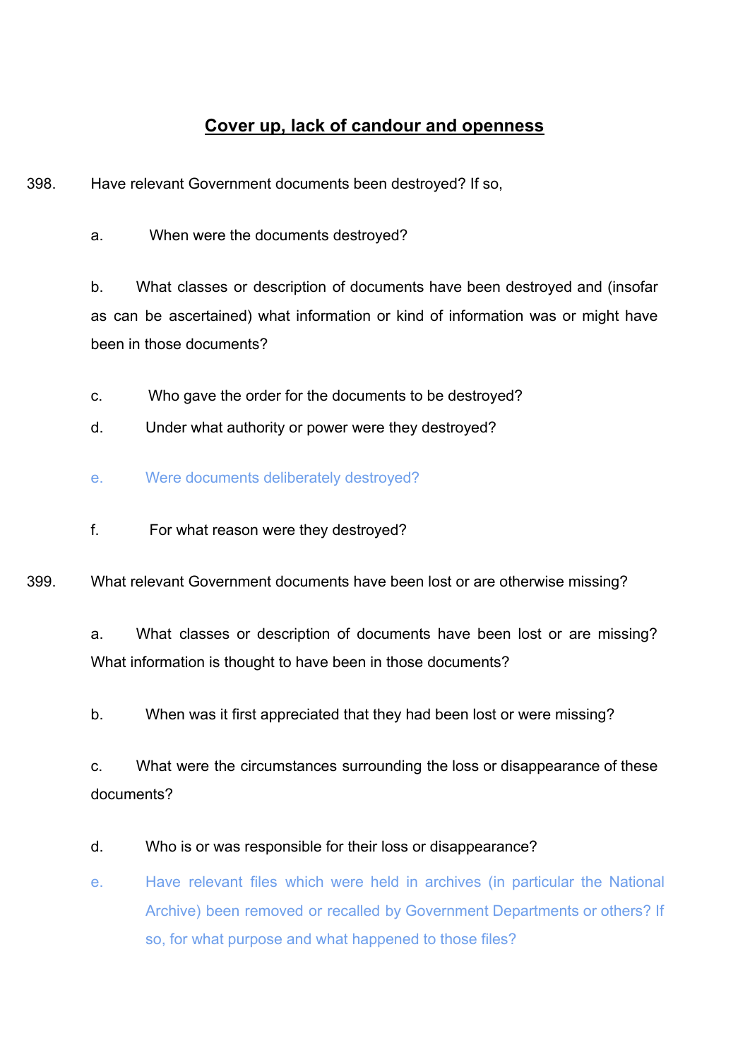## <u>Cover up, lack of candour and openness</u>

398. Have relevant Government documents been destroyed? If so,

   a. When were the documents destroyed?

   b. What classes or description of documents have been destroyed and (insofar as can be ascertained) what information or kind of information was or might have been in those documents?

   c. Who gave the order for the documents to be destroyed?

   d. Under what authority or power were they destroyed?

   e. Were documents deliberately destroyed?

   f. For what reason were they destroyed?

399. What relevant Government documents have been lost or are otherwise missing?

   a. What classes or description of documents have been lost or are missing? What information is thought to have been in those documents?

   b. When was it first appreciated that they had been lost or were missing?

   c. What were the circumstances surrounding the loss or disappearance of these documents?

   d. Who is or was responsible for their loss or disappearance?

   e. Have relevant files which were held in archives (in particular the National Archive) been removed or recalled by Government Departments or others? If so, for what purpose and what happened to those files?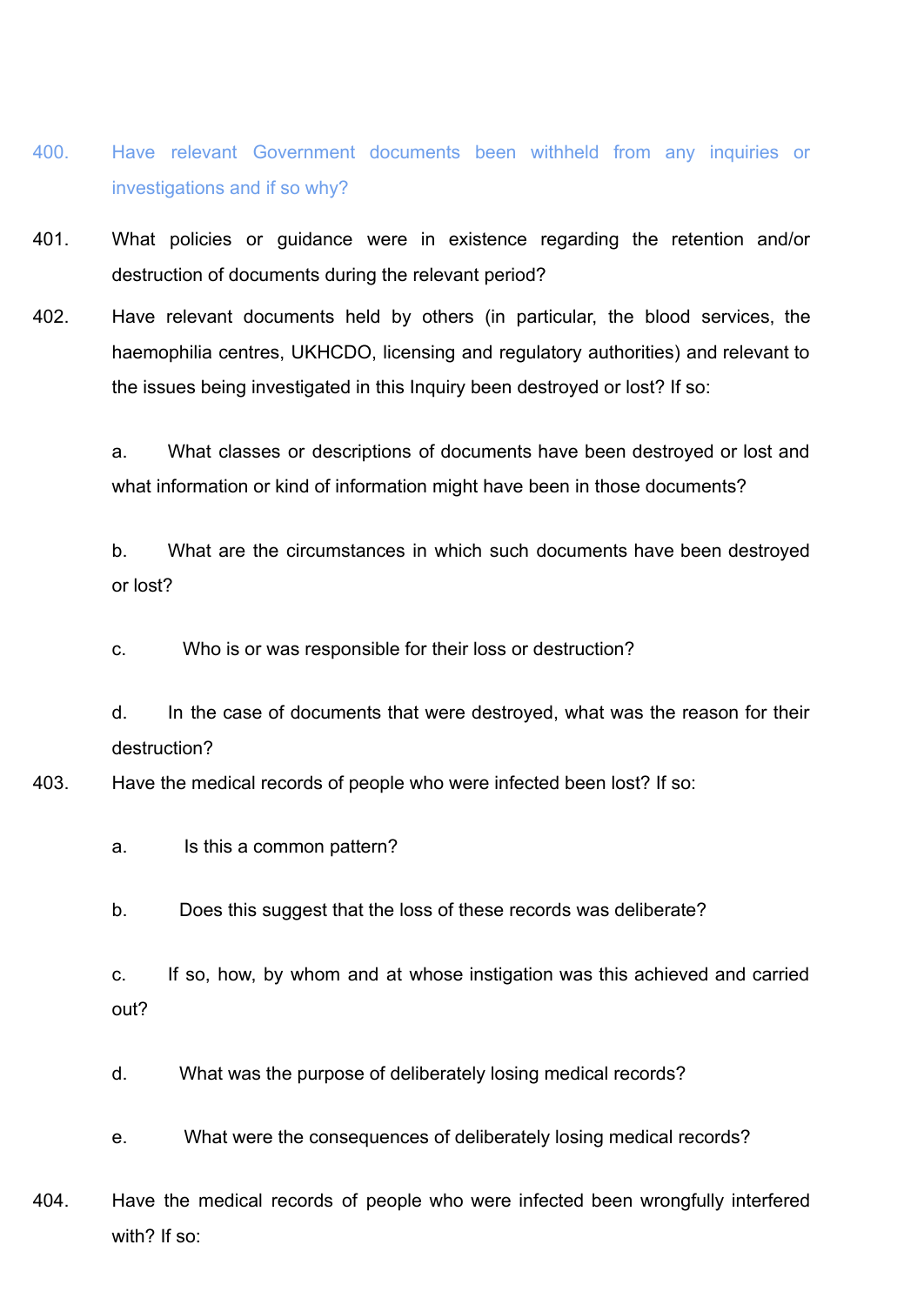400. Have relevant Government documents been withheld from any inquiries or investigations and if so why?

401. What policies or guidance were in existence regarding the retention and/or destruction of documents during the relevant period?

402. Have relevant documents held by others (in particular, the blood services, the haemophilia centres, UKHCDO, licensing and regulatory authorities) and relevant to the issues being investigated in this Inquiry been destroyed or lost? If so:

a. What classes or descriptions of documents have been destroyed or lost and what information or kind of information might have been in those documents?

b. What are the circumstances in which such documents have been destroyed or lost?

c. Who is or was responsible for their loss or destruction?

d. In the case of documents that were destroyed, what was the reason for their destruction?

403. Have the medical records of people who were infected been lost? If so:

a. Is this a common pattern?

b. Does this suggest that the loss of these records was deliberate?

c. If so, how, by whom and at whose instigation was this achieved and carried out?

d. What was the purpose of deliberately losing medical records?

e. What were the consequences of deliberately losing medical records?

404. Have the medical records of people who were infected been wrongfully interfered with? If so: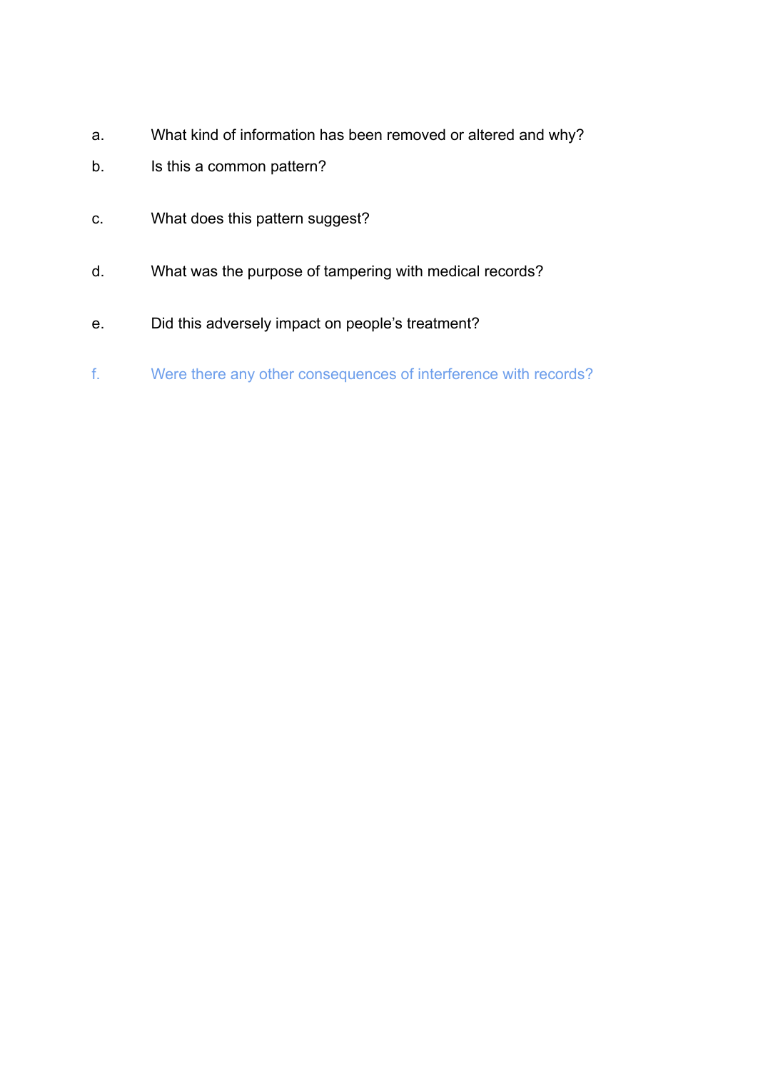a. What kind of information has been removed or altered and why?

b. Is this a common pattern?

c. What does this pattern suggest?

d. What was the purpose of tampering with medical records?

e. Did this adversely impact on people's treatment?

f. Were there any other consequences of interference with records?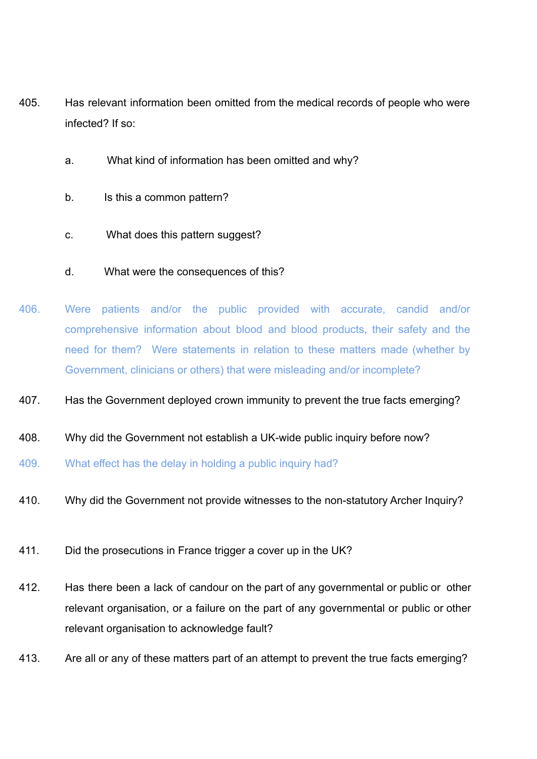405. Has relevant information been omitted from the medical records of people who were infected? If so:

   a. What kind of information has been omitted and why?

   b. Is this a common pattern?

   c. What does this pattern suggest?

   d. What were the consequences of this?

406. Were patients and/or the public provided with accurate, candid and/or comprehensive information about blood and blood products, their safety and the need for them? Were statements in relation to these matters made (whether by Government, clinicians or others) that were misleading and/or incomplete?

407. Has the Government deployed crown immunity to prevent the true facts emerging?

408. Why did the Government not establish a UK-wide public inquiry before now?

409. What effect has the delay in holding a public inquiry had?

410. Why did the Government not provide witnesses to the non-statutory Archer Inquiry?

411. Did the prosecutions in France trigger a cover up in the UK?

412. Has there been a lack of candour on the part of any governmental or public or other relevant organisation, or a failure on the part of any governmental or public or other relevant organisation to acknowledge fault?

413. Are all or any of these matters part of an attempt to prevent the true facts emerging?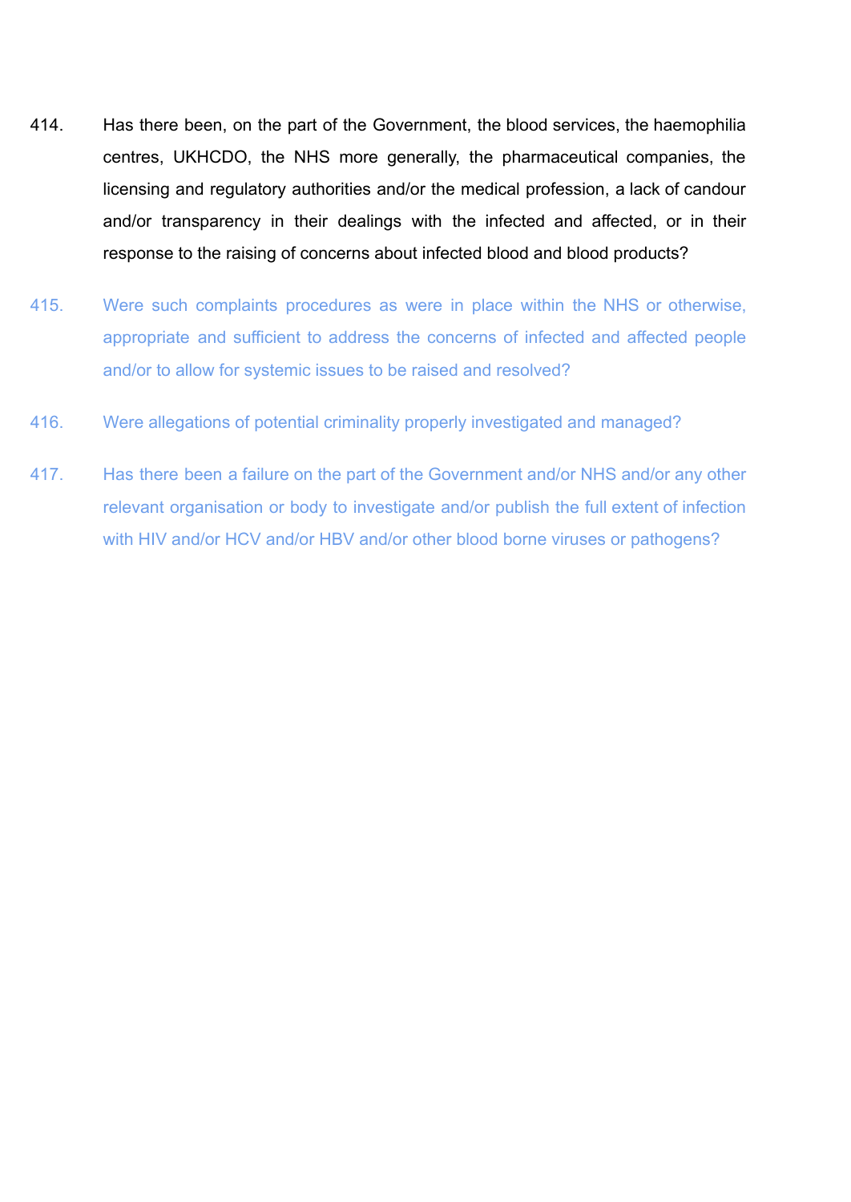414. Has there been, on the part of the Government, the blood services, the haemophilia centres, UKHCDO, the NHS more generally, the pharmaceutical companies, the licensing and regulatory authorities and/or the medical profession, a lack of candour and/or transparency in their dealings with the infected and affected, or in their response to the raising of concerns about infected blood and blood products?

415. Were such complaints procedures as were in place within the NHS or otherwise, appropriate and sufficient to address the concerns of infected and affected people and/or to allow for systemic issues to be raised and resolved?

416. Were allegations of potential criminality properly investigated and managed?

417. Has there been a failure on the part of the Government and/or NHS and/or any other relevant organisation or body to investigate and/or publish the full extent of infection with HIV and/or HCV and/or HBV and/or other blood borne viruses or pathogens?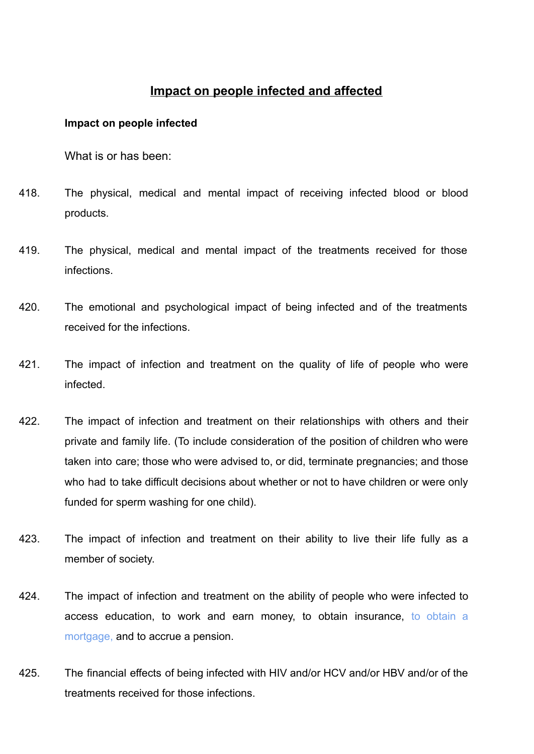## Impact on people infected and affected

**Impact on people infected**

What is or has been:

418. The physical, medical and mental impact of receiving infected blood or blood products.

419. The physical, medical and mental impact of the treatments received for those infections.

420. The emotional and psychological impact of being infected and of the treatments received for the infections.

421. The impact of infection and treatment on the quality of life of people who were infected.

422. The impact of infection and treatment on their relationships with others and their private and family life. (To include consideration of the position of children who were taken into care; those who were advised to, or did, terminate pregnancies; and those who had to take difficult decisions about whether or not to have children or were only funded for sperm washing for one child).

423. The impact of infection and treatment on their ability to live their life fully as a member of society.

424. The impact of infection and treatment on the ability of people who were infected to access education, to work and earn money, to obtain insurance, to obtain a mortgage, and to accrue a pension.

425. The financial effects of being infected with HIV and/or HCV and/or HBV and/or of the treatments received for those infections.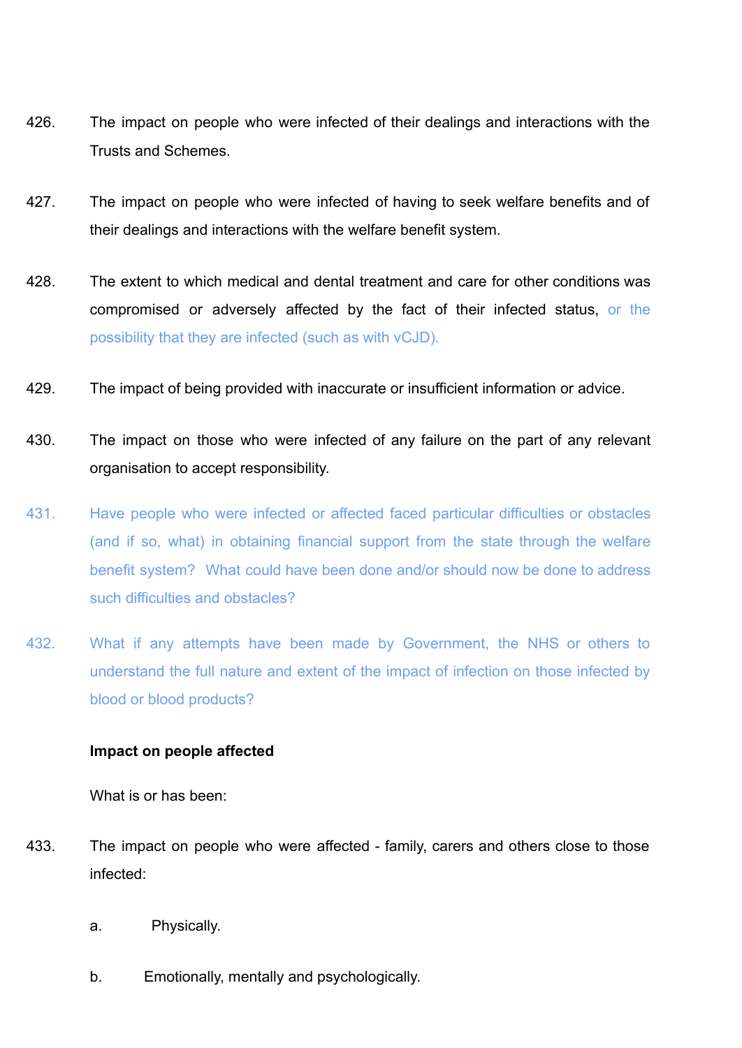426. The impact on people who were infected of their dealings and interactions with the Trusts and Schemes.

427. The impact on people who were infected of having to seek welfare benefits and of their dealings and interactions with the welfare benefit system.

428. The extent to which medical and dental treatment and care for other conditions was compromised or adversely affected by the fact of their infected status, or the possibility that they are infected (such as with vCJD).

429. The impact of being provided with inaccurate or insufficient information or advice.

430. The impact on those who were infected of any failure on the part of any relevant organisation to accept responsibility.

431. Have people who were infected or affected faced particular difficulties or obstacles (and if so, what) in obtaining financial support from the state through the welfare benefit system? What could have been done and/or should now be done to address such difficulties and obstacles?

432. What if any attempts have been made by Government, the NHS or others to understand the full nature and extent of the impact of infection on those infected by blood or blood products?

**Impact on people affected**

What is or has been:

433. The impact on people who were affected - family, carers and others close to those infected:

a. Physically.

b. Emotionally, mentally and psychologically.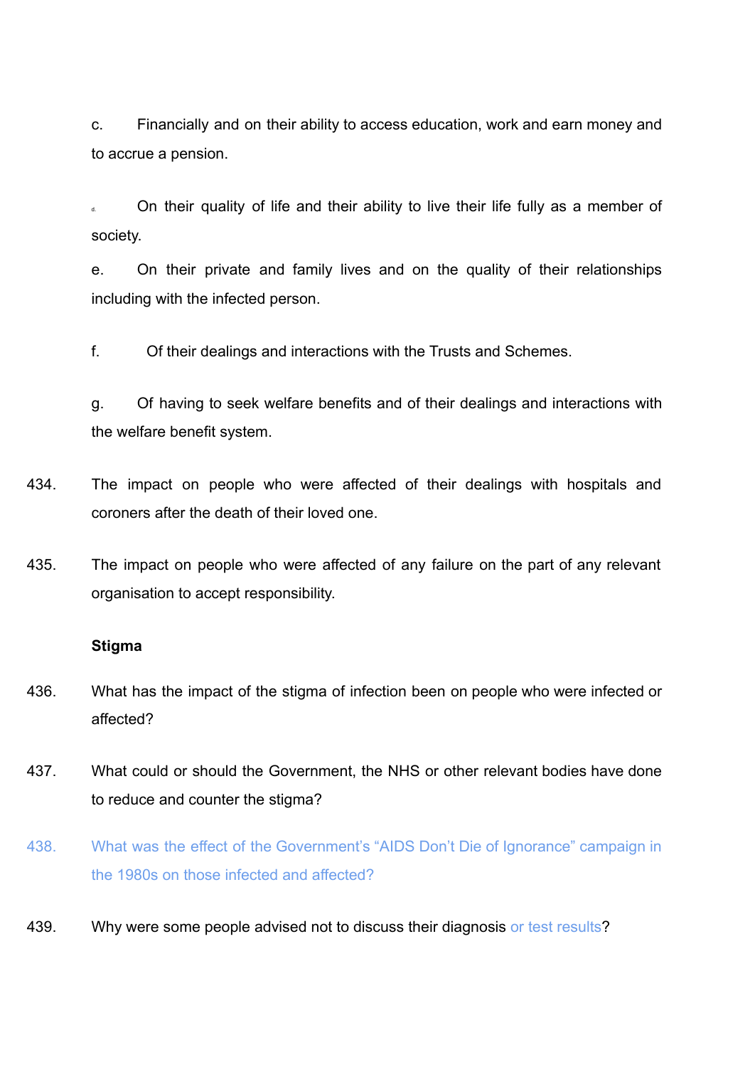c. Financially and on their ability to access education, work and earn money and to accrue a pension.

d. On their quality of life and their ability to live their life fully as a member of society.

e. On their private and family lives and on the quality of their relationships including with the infected person.

f. Of their dealings and interactions with the Trusts and Schemes.

g. Of having to seek welfare benefits and of their dealings and interactions with the welfare benefit system.

434. The impact on people who were affected of their dealings with hospitals and coroners after the death of their loved one.

435. The impact on people who were affected of any failure on the part of any relevant organisation to accept responsibility.

**Stigma**

436. What has the impact of the stigma of infection been on people who were infected or affected?

437. What could or should the Government, the NHS or other relevant bodies have done to reduce and counter the stigma?

438. What was the effect of the Government's "AIDS Don't Die of Ignorance" campaign in the 1980s on those infected and affected?

439. Why were some people advised not to discuss their diagnosis or test results?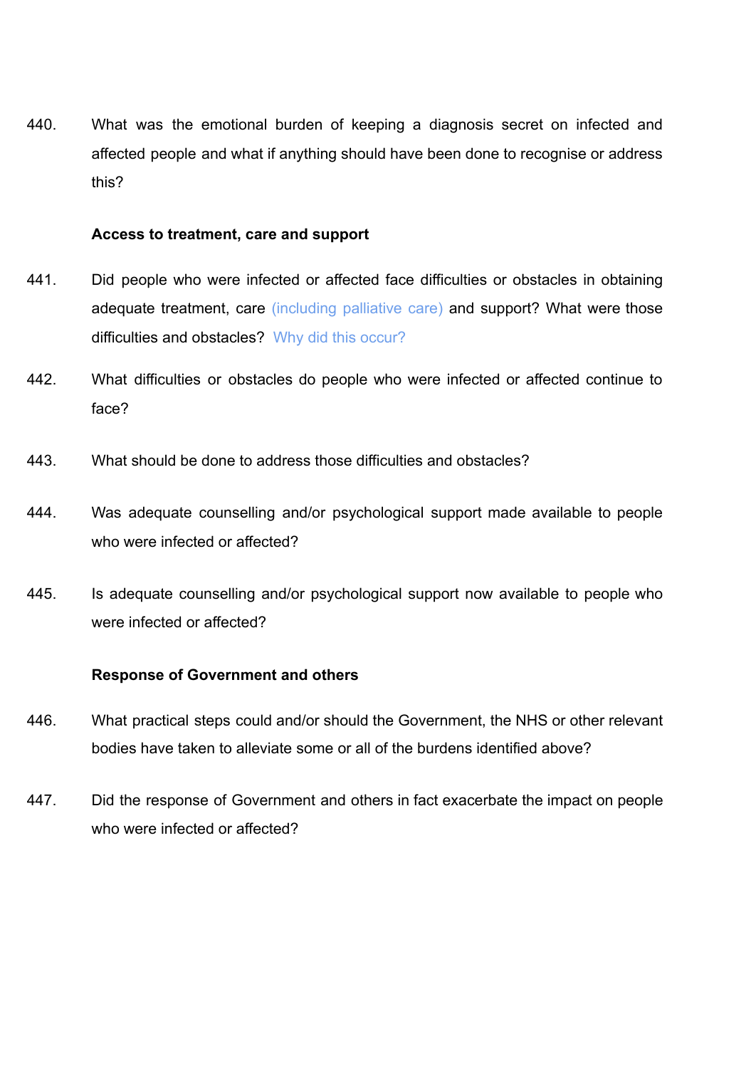440. What was the emotional burden of keeping a diagnosis secret on infected and affected people and what if anything should have been done to recognise or address this?

**Access to treatment, care and support**

441. Did people who were infected or affected face difficulties or obstacles in obtaining adequate treatment, care (including palliative care) and support? What were those difficulties and obstacles? Why did this occur?

442. What difficulties or obstacles do people who were infected or affected continue to face?

443. What should be done to address those difficulties and obstacles?

444. Was adequate counselling and/or psychological support made available to people who were infected or affected?

445. Is adequate counselling and/or psychological support now available to people who were infected or affected?

**Response of Government and others**

446. What practical steps could and/or should the Government, the NHS or other relevant bodies have taken to alleviate some or all of the burdens identified above?

447. Did the response of Government and others in fact exacerbate the impact on people who were infected or affected?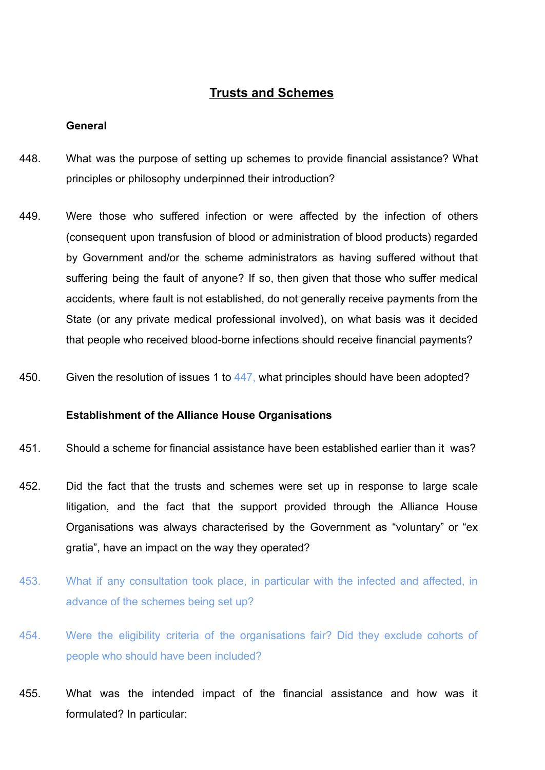# Trusts and Schemes

**General**

448. What was the purpose of setting up schemes to provide financial assistance? What principles or philosophy underpinned their introduction?

449. Were those who suffered infection or were affected by the infection of others (consequent upon transfusion of blood or administration of blood products) regarded by Government and/or the scheme administrators as having suffered without that suffering being the fault of anyone? If so, then given that those who suffer medical accidents, where fault is not established, do not generally receive payments from the State (or any private medical professional involved), on what basis was it decided that people who received blood-borne infections should receive financial payments?

450. Given the resolution of issues 1 to 447, what principles should have been adopted?

**Establishment of the Alliance House Organisations**

451. Should a scheme for financial assistance have been established earlier than it was?

452. Did the fact that the trusts and schemes were set up in response to large scale litigation, and the fact that the support provided through the Alliance House Organisations was always characterised by the Government as "voluntary" or "ex gratia", have an impact on the way they operated?

453. What if any consultation took place, in particular with the infected and affected, in advance of the schemes being set up?

454. Were the eligibility criteria of the organisations fair? Did they exclude cohorts of people who should have been included?

455. What was the intended impact of the financial assistance and how was it formulated? In particular: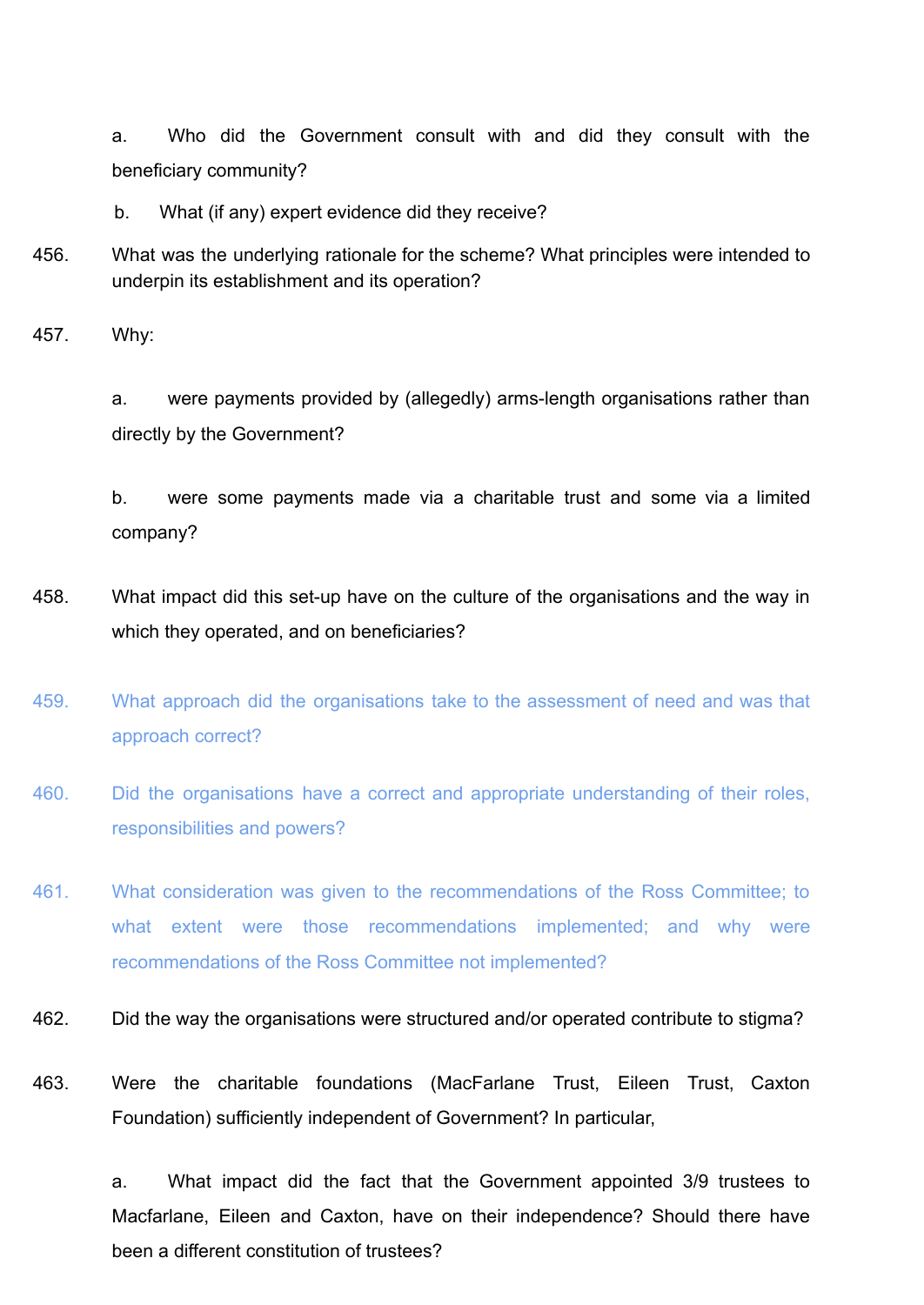a. Who did the Government consult with and did they consult with the beneficiary community?

b. What (if any) expert evidence did they receive?

456. What was the underlying rationale for the scheme? What principles were intended to underpin its establishment and its operation?

457. Why:

a. were payments provided by (allegedly) arms-length organisations rather than directly by the Government?

b. were some payments made via a charitable trust and some via a limited company?

458. What impact did this set-up have on the culture of the organisations and the way in which they operated, and on beneficiaries?

459. What approach did the organisations take to the assessment of need and was that approach correct?

460. Did the organisations have a correct and appropriate understanding of their roles, responsibilities and powers?

461. What consideration was given to the recommendations of the Ross Committee; to what extent were those recommendations implemented; and why were recommendations of the Ross Committee not implemented?

462. Did the way the organisations were structured and/or operated contribute to stigma?

463. Were the charitable foundations (MacFarlane Trust, Eileen Trust, Caxton Foundation) sufficiently independent of Government? In particular,

a. What impact did the fact that the Government appointed 3/9 trustees to Macfarlane, Eileen and Caxton, have on their independence? Should there have been a different constitution of trustees?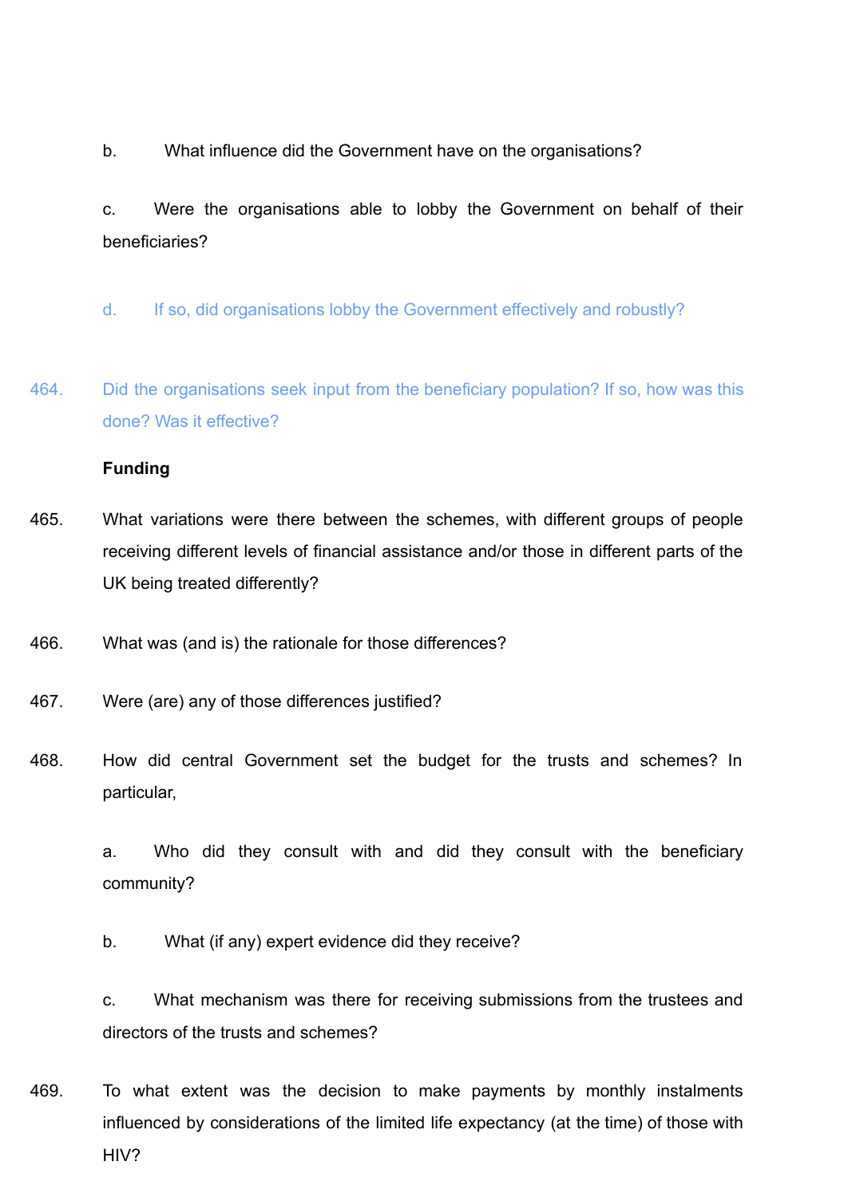b. What influence did the Government have on the organisations?

c. Were the organisations able to lobby the Government on behalf of their beneficiaries?

d. If so, did organisations lobby the Government effectively and robustly?

464. Did the organisations seek input from the beneficiary population? If so, how was this done? Was it effective?

**Funding**

465. What variations were there between the schemes, with different groups of people receiving different levels of financial assistance and/or those in different parts of the UK being treated differently?

466. What was (and is) the rationale for those differences?

467. Were (are) any of those differences justified?

468. How did central Government set the budget for the trusts and schemes? In particular,

a. Who did they consult with and did they consult with the beneficiary community?

b. What (if any) expert evidence did they receive?

c. What mechanism was there for receiving submissions from the trustees and directors of the trusts and schemes?

469. To what extent was the decision to make payments by monthly instalments influenced by considerations of the limited life expectancy (at the time) of those with HIV?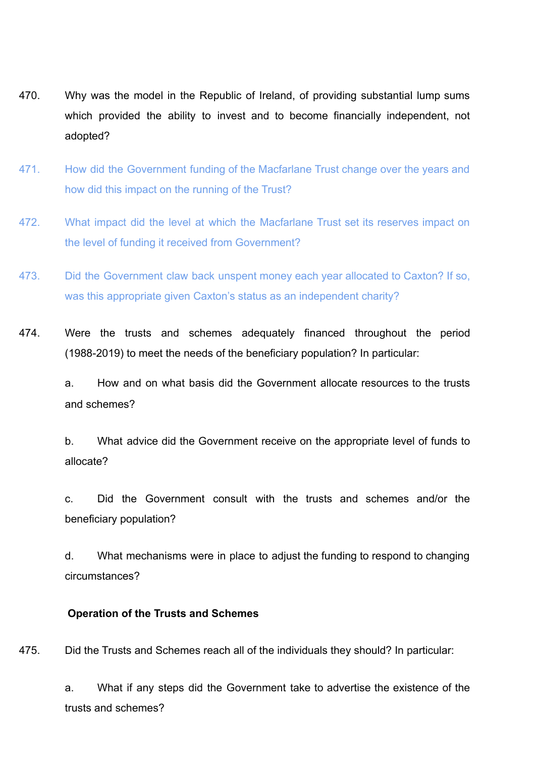470. Why was the model in the Republic of Ireland, of providing substantial lump sums which provided the ability to invest and to become financially independent, not adopted?

471. How did the Government funding of the Macfarlane Trust change over the years and how did this impact on the running of the Trust?

472. What impact did the level at which the Macfarlane Trust set its reserves impact on the level of funding it received from Government?

473. Did the Government claw back unspent money each year allocated to Caxton? If so, was this appropriate given Caxton's status as an independent charity?

474. Were the trusts and schemes adequately financed throughout the period (1988-2019) to meet the needs of the beneficiary population? In particular:

a. How and on what basis did the Government allocate resources to the trusts and schemes?

b. What advice did the Government receive on the appropriate level of funds to allocate?

c. Did the Government consult with the trusts and schemes and/or the beneficiary population?

d. What mechanisms were in place to adjust the funding to respond to changing circumstances?

**Operation of the Trusts and Schemes**

475. Did the Trusts and Schemes reach all of the individuals they should? In particular:

a. What if any steps did the Government take to advertise the existence of the trusts and schemes?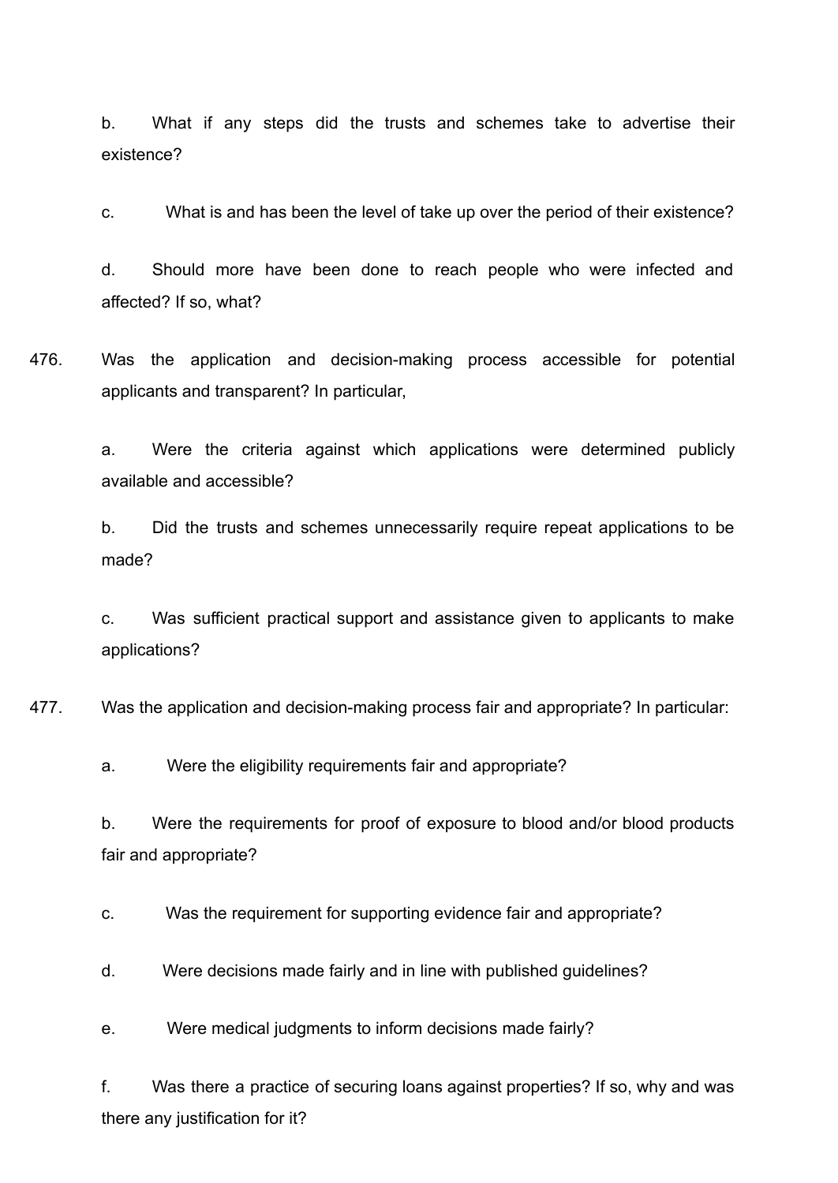b. What if any steps did the trusts and schemes take to advertise their existence?

c. What is and has been the level of take up over the period of their existence?

d. Should more have been done to reach people who were infected and affected? If so, what?

476. Was the application and decision-making process accessible for potential applicants and transparent? In particular,

a. Were the criteria against which applications were determined publicly available and accessible?

b. Did the trusts and schemes unnecessarily require repeat applications to be made?

c. Was sufficient practical support and assistance given to applicants to make applications?

477. Was the application and decision-making process fair and appropriate? In particular:

a. Were the eligibility requirements fair and appropriate?

b. Were the requirements for proof of exposure to blood and/or blood products fair and appropriate?

c. Was the requirement for supporting evidence fair and appropriate?

d. Were decisions made fairly and in line with published guidelines?

e. Were medical judgments to inform decisions made fairly?

f. Was there a practice of securing loans against properties? If so, why and was there any justification for it?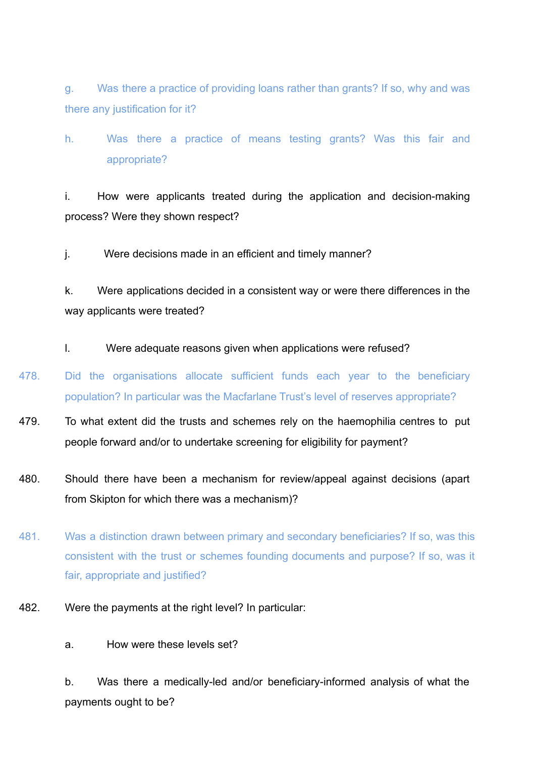g. Was there a practice of providing loans rather than grants? If so, why and was there any justification for it?

h. Was there a practice of means testing grants? Was this fair and appropriate?

i. How were applicants treated during the application and decision-making process? Were they shown respect?

j. Were decisions made in an efficient and timely manner?

k. Were applications decided in a consistent way or were there differences in the way applicants were treated?

l. Were adequate reasons given when applications were refused?

478. Did the organisations allocate sufficient funds each year to the beneficiary population? In particular was the Macfarlane Trust's level of reserves appropriate?

479. To what extent did the trusts and schemes rely on the haemophilia centres to put people forward and/or to undertake screening for eligibility for payment?

480. Should there have been a mechanism for review/appeal against decisions (apart from Skipton for which there was a mechanism)?

481. Was a distinction drawn between primary and secondary beneficiaries? If so, was this consistent with the trust or schemes founding documents and purpose? If so, was it fair, appropriate and justified?

482. Were the payments at the right level? In particular:

a. How were these levels set?

b. Was there a medically-led and/or beneficiary-informed analysis of what the payments ought to be?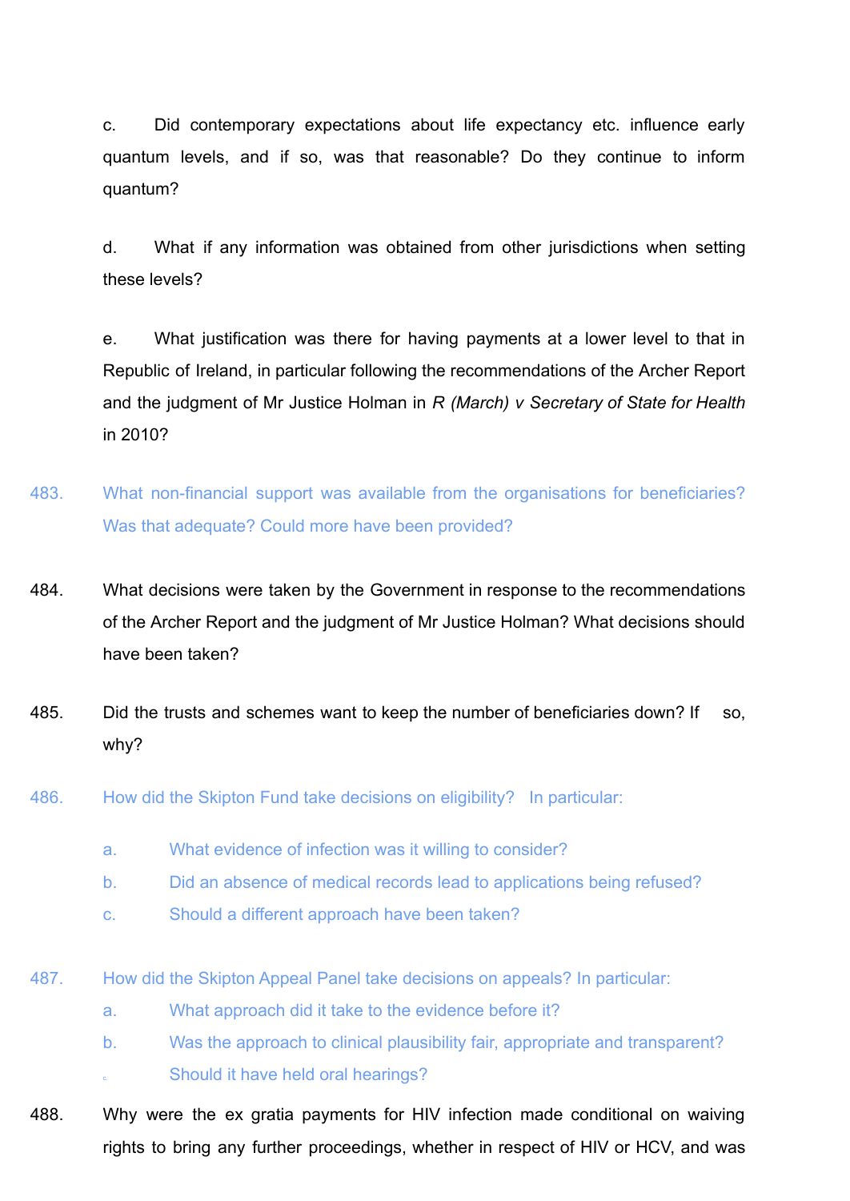c. Did contemporary expectations about life expectancy etc. influence early quantum levels, and if so, was that reasonable? Do they continue to inform quantum?

d. What if any information was obtained from other jurisdictions when setting these levels?

e. What justification was there for having payments at a lower level to that in Republic of Ireland, in particular following the recommendations of the Archer Report and the judgment of Mr Justice Holman in *R (March) v Secretary of State for Health* in 2010?

483. What non-financial support was available from the organisations for beneficiaries? Was that adequate? Could more have been provided?

484. What decisions were taken by the Government in response to the recommendations of the Archer Report and the judgment of Mr Justice Holman? What decisions should have been taken?

485. Did the trusts and schemes want to keep the number of beneficiaries down? If so, why?

486. How did the Skipton Fund take decisions on eligibility? In particular:

a. What evidence of infection was it willing to consider?

b. Did an absence of medical records lead to applications being refused?

c. Should a different approach have been taken?

487. How did the Skipton Appeal Panel take decisions on appeals? In particular:

a. What approach did it take to the evidence before it?

b. Was the approach to clinical plausibility fair, appropriate and transparent?

c. Should it have held oral hearings?

488. Why were the ex gratia payments for HIV infection made conditional on waiving rights to bring any further proceedings, whether in respect of HIV or HCV, and was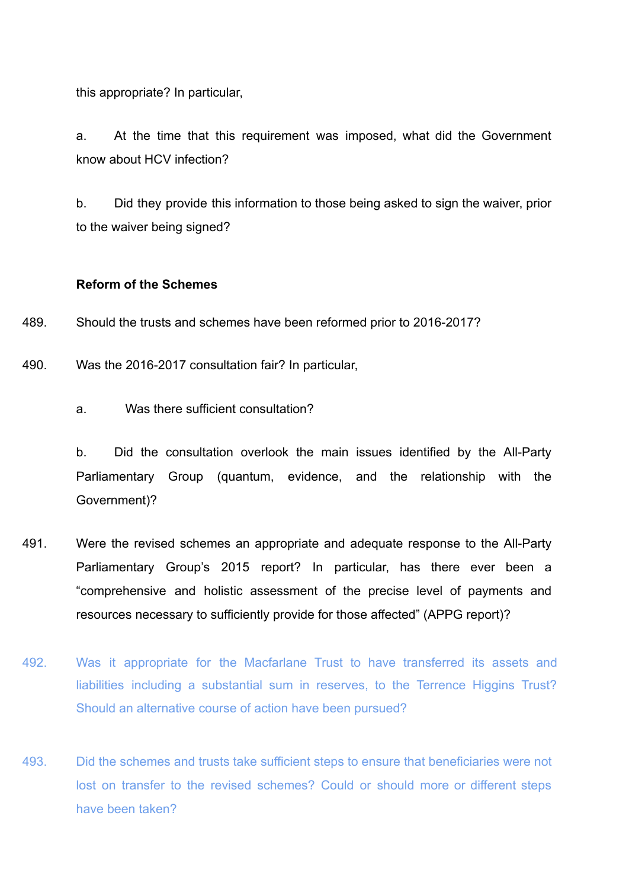this appropriate? In particular,

a. At the time that this requirement was imposed, what did the Government know about HCV infection?

b. Did they provide this information to those being asked to sign the waiver, prior to the waiver being signed?

**Reform of the Schemes**

489. Should the trusts and schemes have been reformed prior to 2016-2017?

490. Was the 2016-2017 consultation fair? In particular,

a. Was there sufficient consultation?

b. Did the consultation overlook the main issues identified by the All-Party Parliamentary Group (quantum, evidence, and the relationship with the Government)?

491. Were the revised schemes an appropriate and adequate response to the All-Party Parliamentary Group's 2015 report? In particular, has there ever been a "comprehensive and holistic assessment of the precise level of payments and resources necessary to sufficiently provide for those affected" (APPG report)?

492. Was it appropriate for the Macfarlane Trust to have transferred its assets and liabilities including a substantial sum in reserves, to the Terrence Higgins Trust? Should an alternative course of action have been pursued?

493. Did the schemes and trusts take sufficient steps to ensure that beneficiaries were not lost on transfer to the revised schemes? Could or should more or different steps have been taken?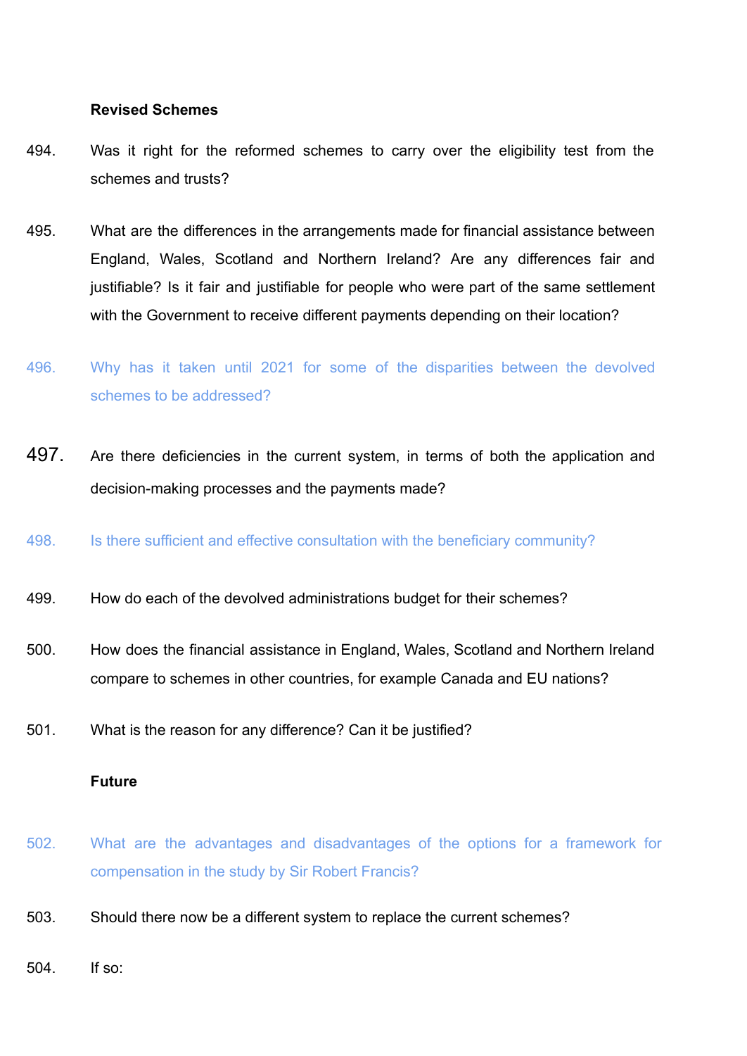**Revised Schemes**

494. Was it right for the reformed schemes to carry over the eligibility test from the schemes and trusts?

495. What are the differences in the arrangements made for financial assistance between England, Wales, Scotland and Northern Ireland? Are any differences fair and justifiable? Is it fair and justifiable for people who were part of the same settlement with the Government to receive different payments depending on their location?

496. Why has it taken until 2021 for some of the disparities between the devolved schemes to be addressed?

497. Are there deficiencies in the current system, in terms of both the application and decision-making processes and the payments made?

498. Is there sufficient and effective consultation with the beneficiary community?

499. How do each of the devolved administrations budget for their schemes?

500. How does the financial assistance in England, Wales, Scotland and Northern Ireland compare to schemes in other countries, for example Canada and EU nations?

501. What is the reason for any difference? Can it be justified?

**Future**

502. What are the advantages and disadvantages of the options for a framework for compensation in the study by Sir Robert Francis?

503. Should there now be a different system to replace the current schemes?

504. If so: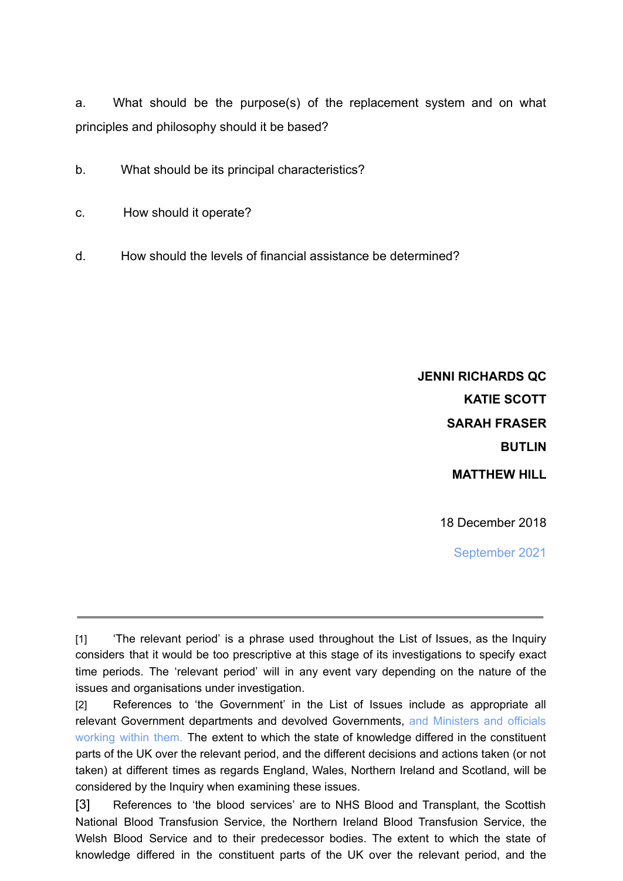a. What should be the purpose(s) of the replacement system and on what principles and philosophy should it be based?

b. What should be its principal characteristics?

c. How should it operate?

d. How should the levels of financial assistance be determined?

**JENNI RICHARDS QC**

**KATIE SCOTT**

**SARAH FRASER BUTLIN**

**MATTHEW HILL**

18 December 2018

September 2021

---

[1] 'The relevant period' is a phrase used throughout the List of Issues, as the Inquiry considers that it would be too prescriptive at this stage of its investigations to specify exact time periods. The 'relevant period' will in any event vary depending on the nature of the issues and organisations under investigation.

[2] References to 'the Government' in the List of Issues include as appropriate all relevant Government departments and devolved Governments, and Ministers and officials working within them. The extent to which the state of knowledge differed in the constituent parts of the UK over the relevant period, and the different decisions and actions taken (or not taken) at different times as regards England, Wales, Northern Ireland and Scotland, will be considered by the Inquiry when examining these issues.

[3] References to 'the blood services' are to NHS Blood and Transplant, the Scottish National Blood Transfusion Service, the Northern Ireland Blood Transfusion Service, the Welsh Blood Service and to their predecessor bodies. The extent to which the state of knowledge differed in the constituent parts of the UK over the relevant period, and the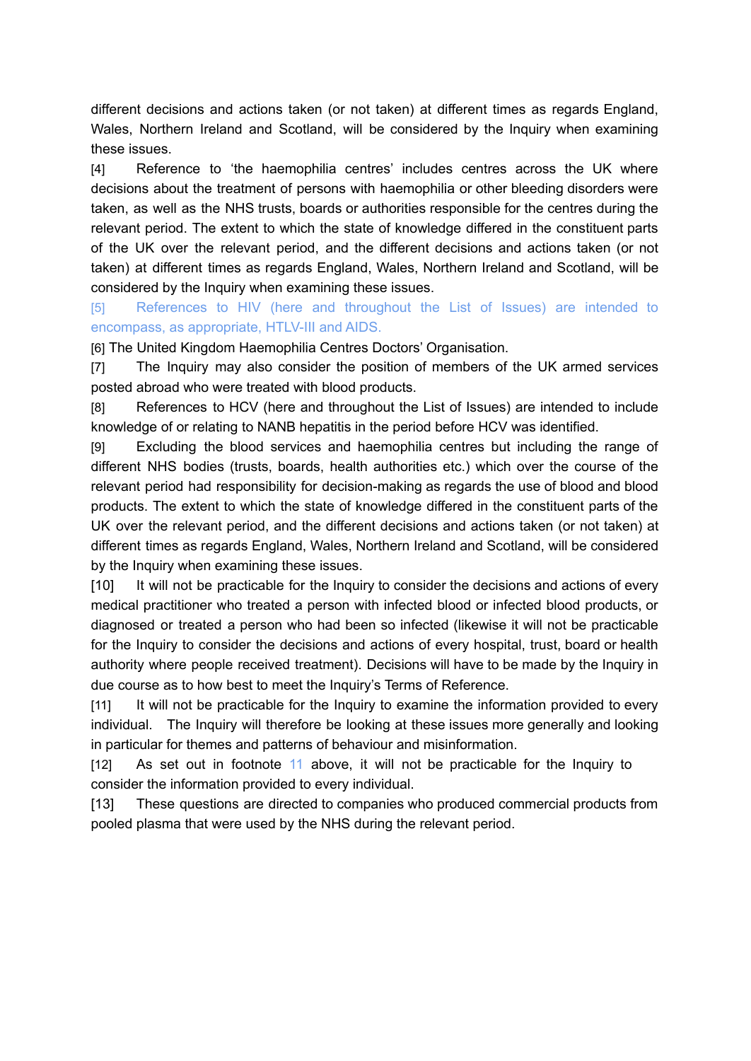different decisions and actions taken (or not taken) at different times as regards England, Wales, Northern Ireland and Scotland, will be considered by the Inquiry when examining these issues.

[4] Reference to 'the haemophilia centres' includes centres across the UK where decisions about the treatment of persons with haemophilia or other bleeding disorders were taken, as well as the NHS trusts, boards or authorities responsible for the centres during the relevant period. The extent to which the state of knowledge differed in the constituent parts of the UK over the relevant period, and the different decisions and actions taken (or not taken) at different times as regards England, Wales, Northern Ireland and Scotland, will be considered by the Inquiry when examining these issues.

[5] References to HIV (here and throughout the List of Issues) are intended to encompass, as appropriate, HTLV-III and AIDS.

[6] The United Kingdom Haemophilia Centres Doctors' Organisation.

[7] The Inquiry may also consider the position of members of the UK armed services posted abroad who were treated with blood products.

[8] References to HCV (here and throughout the List of Issues) are intended to include knowledge of or relating to NANB hepatitis in the period before HCV was identified.

[9] Excluding the blood services and haemophilia centres but including the range of different NHS bodies (trusts, boards, health authorities etc.) which over the course of the relevant period had responsibility for decision-making as regards the use of blood and blood products. The extent to which the state of knowledge differed in the constituent parts of the UK over the relevant period, and the different decisions and actions taken (or not taken) at different times as regards England, Wales, Northern Ireland and Scotland, will be considered by the Inquiry when examining these issues.

[10] It will not be practicable for the Inquiry to consider the decisions and actions of every medical practitioner who treated a person with infected blood or infected blood products, or diagnosed or treated a person who had been so infected (likewise it will not be practicable for the Inquiry to consider the decisions and actions of every hospital, trust, board or health authority where people received treatment). Decisions will have to be made by the Inquiry in due course as to how best to meet the Inquiry's Terms of Reference.

[11] It will not be practicable for the Inquiry to examine the information provided to every individual. The Inquiry will therefore be looking at these issues more generally and looking in particular for themes and patterns of behaviour and misinformation.

[12] As set out in footnote 11 above, it will not be practicable for the Inquiry to consider the information provided to every individual.

[13] These questions are directed to companies who produced commercial products from pooled plasma that were used by the NHS during the relevant period.